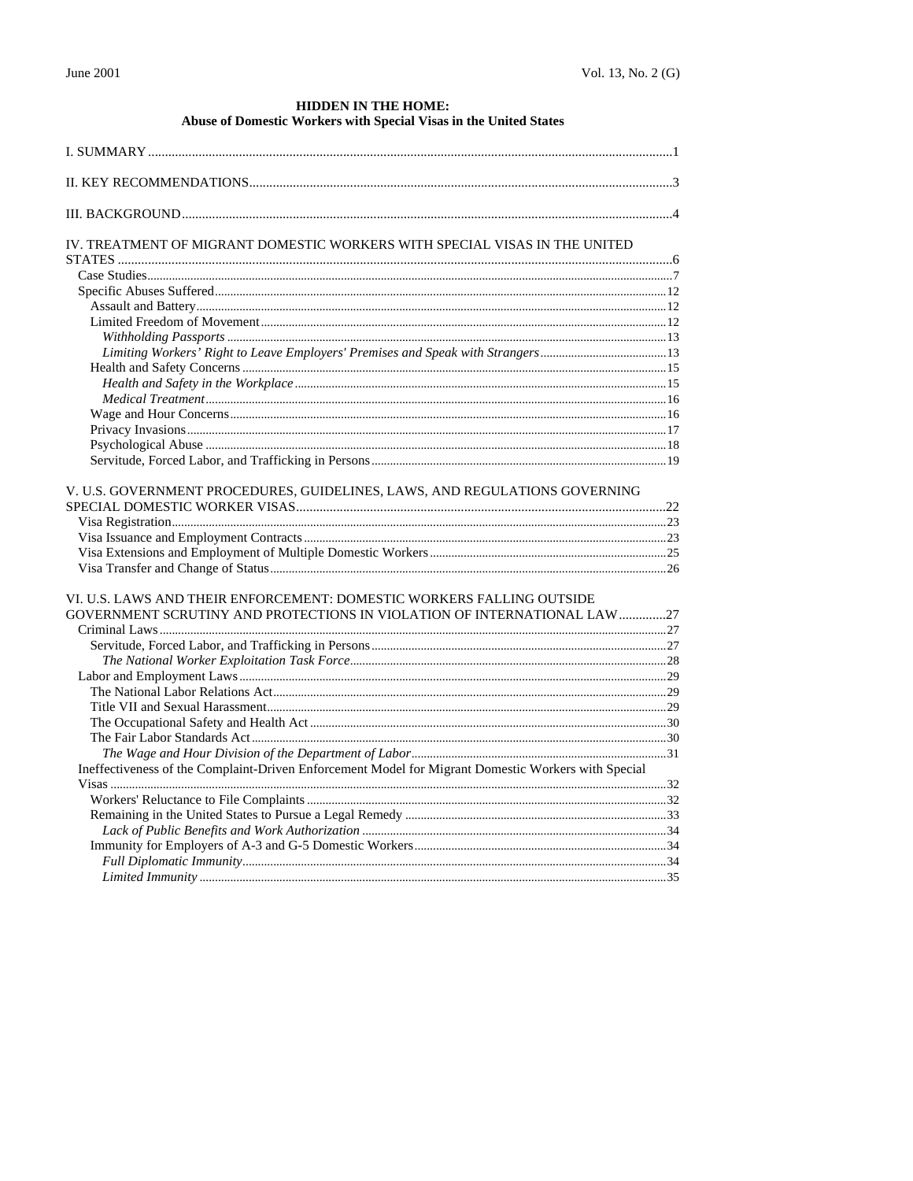# HIDDEN IN THE HOME:
## Abuse of Domestic Workers with Special Visas in the United States

I. SUMMARY ....................................................................................................................................1

II. KEY RECOMMENDATIONS.....................................................................................................3

III. BACKGROUND.........................................................................................................................4

IV. TREATMENT OF MIGRANT DOMESTIC WORKERS WITH SPECIAL VISAS IN THE UNITED STATES ...........................................................................................................................................6
- Case Studies.........................................................................................................................................7
- Specific Abuses Suffered.....................................................................................................................12
  - Assault and Battery........................................................................................................................12
  - Limited Freedom of Movement......................................................................................................12
    - *Withholding Passports* .............................................................................................................13
    - *Limiting Workers' Right to Leave Employers' Premises and Speak with Strangers*...................13
  - Health and Safety Concerns ..........................................................................................................15
    - *Health and Safety in the Workplace* .........................................................................................15
    - *Medical Treatment*....................................................................................................................16
  - Wage and Hour Concerns..............................................................................................................16
  - Privacy Invasions...........................................................................................................................17
  - Psychological Abuse .....................................................................................................................18
  - Servitude, Forced Labor, and Trafficking in Persons......................................................................19

V. U.S. GOVERNMENT PROCEDURES, GUIDELINES, LAWS, AND REGULATIONS GOVERNING SPECIAL DOMESTIC WORKER VISAS.....................................................................................22
- Visa Registration..................................................................................................................................23
- Visa Issuance and Employment Contracts ...........................................................................................23
- Visa Extensions and Employment of Multiple Domestic Workers........................................................25
- Visa Transfer and Change of Status.....................................................................................................26

VI. U.S. LAWS AND THEIR ENFORCEMENT: DOMESTIC WORKERS FALLING OUTSIDE GOVERNMENT SCRUTINY AND PROTECTIONS IN VIOLATION OF INTERNATIONAL LAW..............27
- Criminal Laws......................................................................................................................................27
  - Servitude, Forced Labor, and Trafficking in Persons.......................................................................27
    - *The National Worker Exploitation Task Force*............................................................................28
- Labor and Employment Laws...............................................................................................................29
  - The National Labor Relations Act....................................................................................................29
  - Title VII and Sexual Harassment......................................................................................................29
  - The Occupational Safety and Health Act .........................................................................................30
  - The Fair Labor Standards Act ..........................................................................................................30
    - *The Wage and Hour Division of the Department of Labor*..........................................................31
- Ineffectiveness of the Complaint-Driven Enforcement Model for Migrant Domestic Workers with Special Visas .................................................................................................................................................32
  - Workers' Reluctance to File Complaints ..........................................................................................32
  - Remaining in the United States to Pursue a Legal Remedy .............................................................33
    - *Lack of Public Benefits and Work Authorization* ..........................................................................34
  - Immunity for Employers of A-3 and G-5 Domestic Workers...............................................................34
    - *Full Diplomatic Immunity*..............................................................................................................34
    - *Limited Immunity* .........................................................................................................................35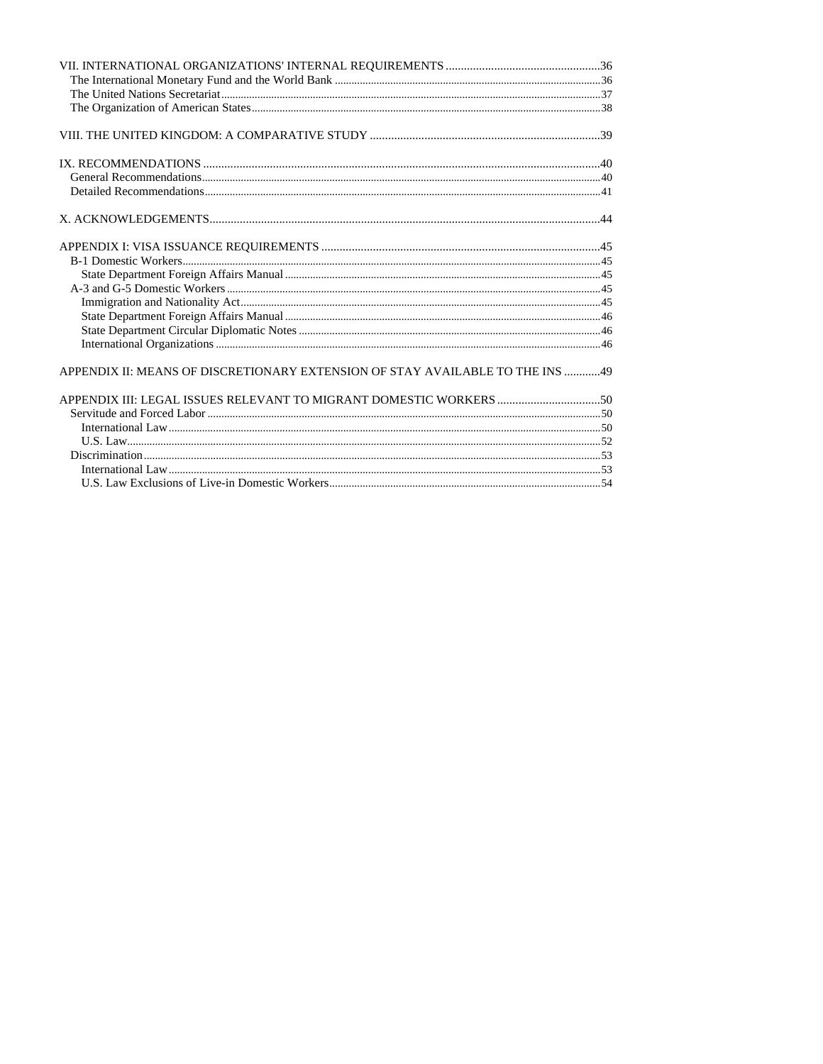VII. INTERNATIONAL ORGANIZATIONS' INTERNAL REQUIREMENTS ....................................................36
- The International Monetary Fund and the World Bank ....................................................36
- The United Nations Secretariat ....................................................37
- The Organization of American States ....................................................38

VIII. THE UNITED KINGDOM: A COMPARATIVE STUDY ....................................................39

IX. RECOMMENDATIONS ....................................................40
- General Recommendations ....................................................40
- Detailed Recommendations ....................................................41

X. ACKNOWLEDGEMENTS ....................................................44

APPENDIX I: VISA ISSUANCE REQUIREMENTS ....................................................45
- B-1 Domestic Workers ....................................................45
  - State Department Foreign Affairs Manual ....................................................45
- A-3 and G-5 Domestic Workers ....................................................45
  - Immigration and Nationality Act ....................................................45
  - State Department Foreign Affairs Manual ....................................................46
  - State Department Circular Diplomatic Notes ....................................................46
  - International Organizations ....................................................46

APPENDIX II: MEANS OF DISCRETIONARY EXTENSION OF STAY AVAILABLE TO THE INS ............49

APPENDIX III: LEGAL ISSUES RELEVANT TO MIGRANT DOMESTIC WORKERS ....................................................50
- Servitude and Forced Labor ....................................................50
  - International Law ....................................................50
  - U.S. Law ....................................................52
- Discrimination ....................................................53
  - International Law ....................................................53
  - U.S. Law Exclusions of Live-in Domestic Workers ....................................................54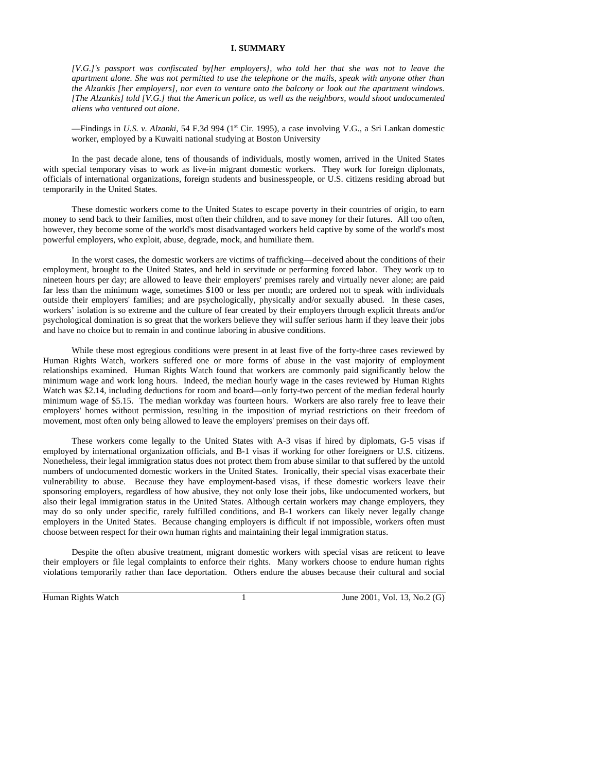## I. SUMMARY

*[V.G.]'s passport was confiscated by[her employers], who told her that she was not to leave the apartment alone. She was not permitted to use the telephone or the mails, speak with anyone other than the Alzankis [her employers], nor even to venture onto the balcony or look out the apartment windows. [The Alzankis] told [V.G.] that the American police, as well as the neighbors, would shoot undocumented aliens who ventured out alone*.

—Findings in *U.S. v. Alzanki*, 54 F.3d 994 (1st Cir. 1995), a case involving V.G., a Sri Lankan domestic worker, employed by a Kuwaiti national studying at Boston University

In the past decade alone, tens of thousands of individuals, mostly women, arrived in the United States with special temporary visas to work as live-in migrant domestic workers. They work for foreign diplomats, officials of international organizations, foreign students and businesspeople, or U.S. citizens residing abroad but temporarily in the United States.

These domestic workers come to the United States to escape poverty in their countries of origin, to earn money to send back to their families, most often their children, and to save money for their futures. All too often, however, they become some of the world's most disadvantaged workers held captive by some of the world's most powerful employers, who exploit, abuse, degrade, mock, and humiliate them.

In the worst cases, the domestic workers are victims of trafficking—deceived about the conditions of their employment, brought to the United States, and held in servitude or performing forced labor. They work up to nineteen hours per day; are allowed to leave their employers' premises rarely and virtually never alone; are paid far less than the minimum wage, sometimes $100 or less per month; are ordered not to speak with individuals outside their employers' families; and are psychologically, physically and/or sexually abused. In these cases, workers' isolation is so extreme and the culture of fear created by their employers through explicit threats and/or psychological domination is so great that the workers believe they will suffer serious harm if they leave their jobs and have no choice but to remain in and continue laboring in abusive conditions.

While these most egregious conditions were present in at least five of the forty-three cases reviewed by Human Rights Watch, workers suffered one or more forms of abuse in the vast majority of employment relationships examined. Human Rights Watch found that workers are commonly paid significantly below the minimum wage and work long hours. Indeed, the median hourly wage in the cases reviewed by Human Rights Watch was $2.14, including deductions for room and board—only forty-two percent of the median federal hourly minimum wage of $5.15. The median workday was fourteen hours. Workers are also rarely free to leave their employers' homes without permission, resulting in the imposition of myriad restrictions on their freedom of movement, most often only being allowed to leave the employers' premises on their days off.

These workers come legally to the United States with A-3 visas if hired by diplomats, G-5 visas if employed by international organization officials, and B-1 visas if working for other foreigners or U.S. citizens. Nonetheless, their legal immigration status does not protect them from abuse similar to that suffered by the untold numbers of undocumented domestic workers in the United States. Ironically, their special visas exacerbate their vulnerability to abuse. Because they have employment-based visas, if these domestic workers leave their sponsoring employers, regardless of how abusive, they not only lose their jobs, like undocumented workers, but also their legal immigration status in the United States. Although certain workers may change employers, they may do so only under specific, rarely fulfilled conditions, and B-1 workers can likely never legally change employers in the United States. Because changing employers is difficult if not impossible, workers often must choose between respect for their own human rights and maintaining their legal immigration status.

Despite the often abusive treatment, migrant domestic workers with special visas are reticent to leave their employers or file legal complaints to enforce their rights. Many workers choose to endure human rights violations temporarily rather than face deportation. Others endure the abuses because their cultural and social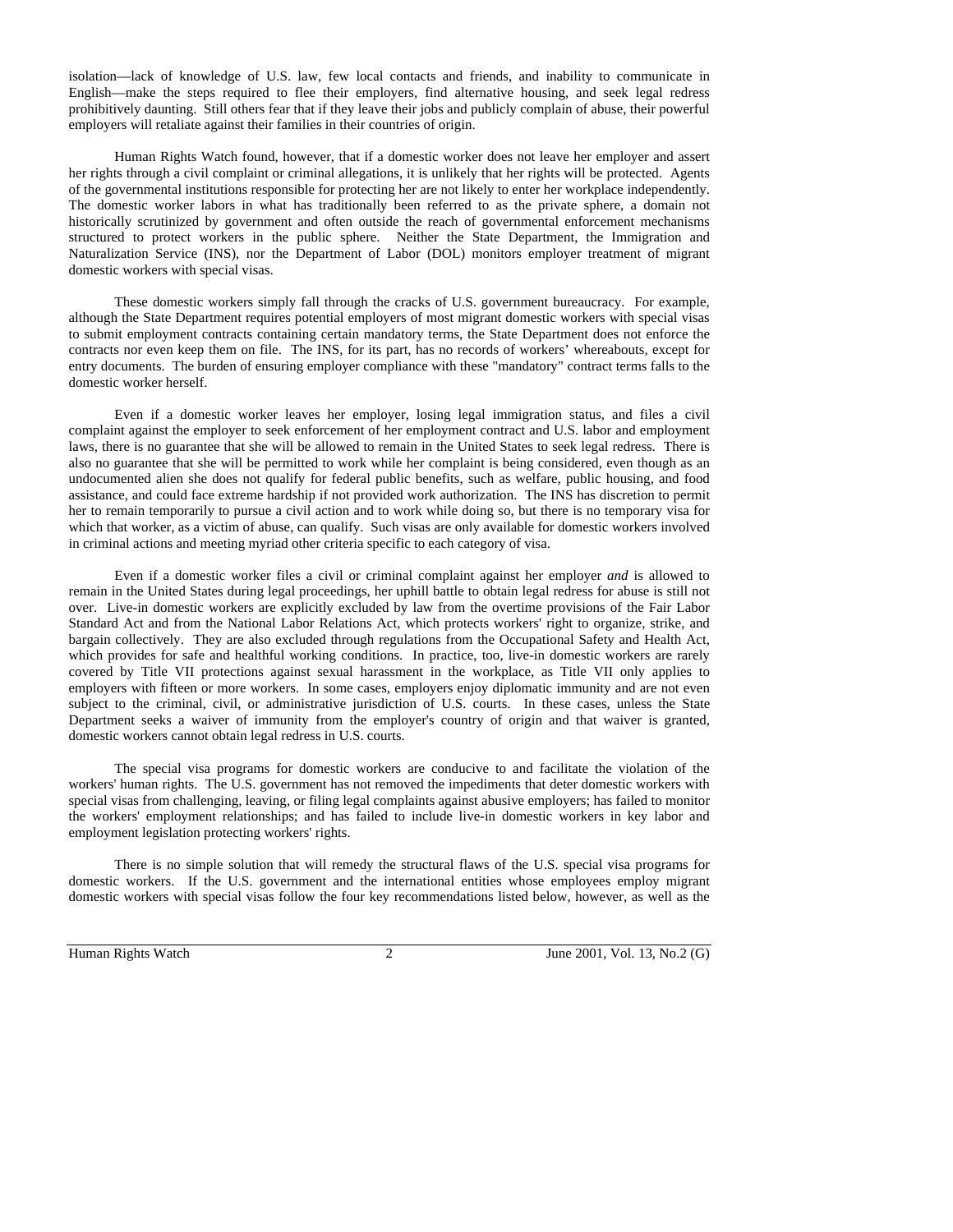isolation—lack of knowledge of U.S. law, few local contacts and friends, and inability to communicate in English—make the steps required to flee their employers, find alternative housing, and seek legal redress prohibitively daunting. Still others fear that if they leave their jobs and publicly complain of abuse, their powerful employers will retaliate against their families in their countries of origin.

Human Rights Watch found, however, that if a domestic worker does not leave her employer and assert her rights through a civil complaint or criminal allegations, it is unlikely that her rights will be protected. Agents of the governmental institutions responsible for protecting her are not likely to enter her workplace independently. The domestic worker labors in what has traditionally been referred to as the private sphere, a domain not historically scrutinized by government and often outside the reach of governmental enforcement mechanisms structured to protect workers in the public sphere. Neither the State Department, the Immigration and Naturalization Service (INS), nor the Department of Labor (DOL) monitors employer treatment of migrant domestic workers with special visas.

These domestic workers simply fall through the cracks of U.S. government bureaucracy. For example, although the State Department requires potential employers of most migrant domestic workers with special visas to submit employment contracts containing certain mandatory terms, the State Department does not enforce the contracts nor even keep them on file. The INS, for its part, has no records of workers' whereabouts, except for entry documents. The burden of ensuring employer compliance with these "mandatory" contract terms falls to the domestic worker herself.

Even if a domestic worker leaves her employer, losing legal immigration status, and files a civil complaint against the employer to seek enforcement of her employment contract and U.S. labor and employment laws, there is no guarantee that she will be allowed to remain in the United States to seek legal redress. There is also no guarantee that she will be permitted to work while her complaint is being considered, even though as an undocumented alien she does not qualify for federal public benefits, such as welfare, public housing, and food assistance, and could face extreme hardship if not provided work authorization. The INS has discretion to permit her to remain temporarily to pursue a civil action and to work while doing so, but there is no temporary visa for which that worker, as a victim of abuse, can qualify. Such visas are only available for domestic workers involved in criminal actions and meeting myriad other criteria specific to each category of visa.

Even if a domestic worker files a civil or criminal complaint against her employer *and* is allowed to remain in the United States during legal proceedings, her uphill battle to obtain legal redress for abuse is still not over. Live-in domestic workers are explicitly excluded by law from the overtime provisions of the Fair Labor Standard Act and from the National Labor Relations Act, which protects workers' right to organize, strike, and bargain collectively. They are also excluded through regulations from the Occupational Safety and Health Act, which provides for safe and healthful working conditions. In practice, too, live-in domestic workers are rarely covered by Title VII protections against sexual harassment in the workplace, as Title VII only applies to employers with fifteen or more workers. In some cases, employers enjoy diplomatic immunity and are not even subject to the criminal, civil, or administrative jurisdiction of U.S. courts. In these cases, unless the State Department seeks a waiver of immunity from the employer's country of origin and that waiver is granted, domestic workers cannot obtain legal redress in U.S. courts.

The special visa programs for domestic workers are conducive to and facilitate the violation of the workers' human rights. The U.S. government has not removed the impediments that deter domestic workers with special visas from challenging, leaving, or filing legal complaints against abusive employers; has failed to monitor the workers' employment relationships; and has failed to include live-in domestic workers in key labor and employment legislation protecting workers' rights.

There is no simple solution that will remedy the structural flaws of the U.S. special visa programs for domestic workers. If the U.S. government and the international entities whose employees employ migrant domestic workers with special visas follow the four key recommendations listed below, however, as well as the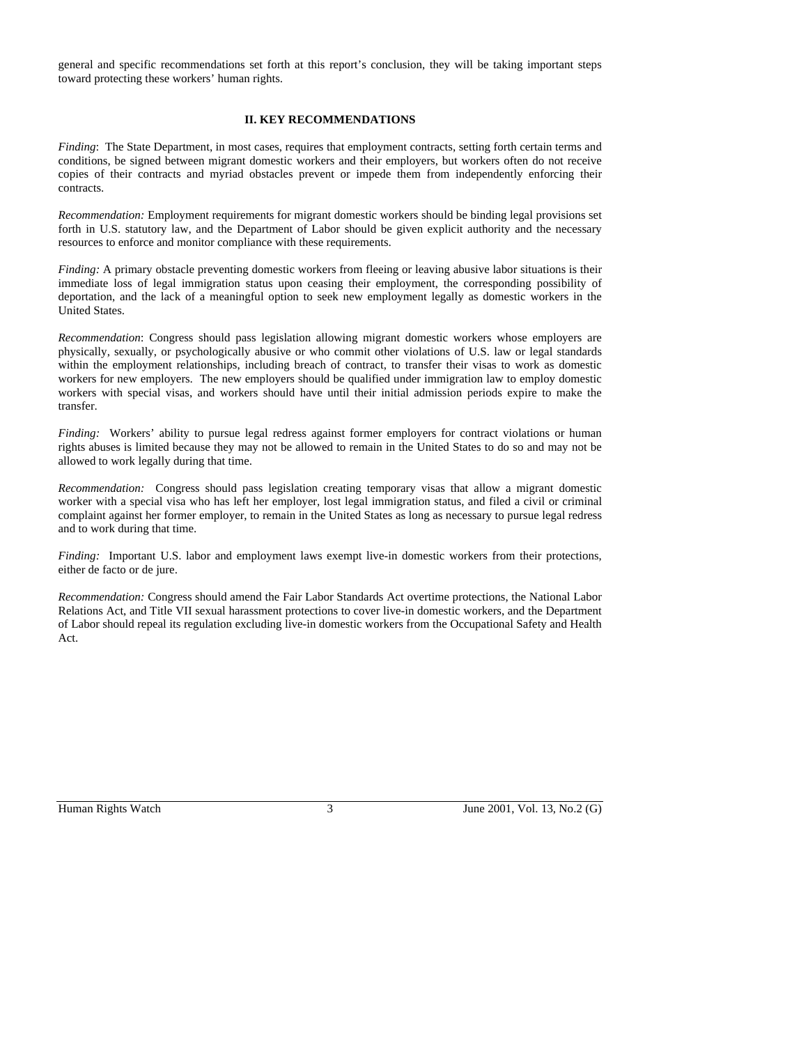general and specific recommendations set forth at this report's conclusion, they will be taking important steps toward protecting these workers' human rights.

## II. KEY RECOMMENDATIONS

*Finding*: The State Department, in most cases, requires that employment contracts, setting forth certain terms and conditions, be signed between migrant domestic workers and their employers, but workers often do not receive copies of their contracts and myriad obstacles prevent or impede them from independently enforcing their contracts.

*Recommendation:* Employment requirements for migrant domestic workers should be binding legal provisions set forth in U.S. statutory law, and the Department of Labor should be given explicit authority and the necessary resources to enforce and monitor compliance with these requirements.

*Finding:* A primary obstacle preventing domestic workers from fleeing or leaving abusive labor situations is their immediate loss of legal immigration status upon ceasing their employment, the corresponding possibility of deportation, and the lack of a meaningful option to seek new employment legally as domestic workers in the United States.

*Recommendation*: Congress should pass legislation allowing migrant domestic workers whose employers are physically, sexually, or psychologically abusive or who commit other violations of U.S. law or legal standards within the employment relationships, including breach of contract, to transfer their visas to work as domestic workers for new employers. The new employers should be qualified under immigration law to employ domestic workers with special visas, and workers should have until their initial admission periods expire to make the transfer.

*Finding:* Workers' ability to pursue legal redress against former employers for contract violations or human rights abuses is limited because they may not be allowed to remain in the United States to do so and may not be allowed to work legally during that time.

*Recommendation:* Congress should pass legislation creating temporary visas that allow a migrant domestic worker with a special visa who has left her employer, lost legal immigration status, and filed a civil or criminal complaint against her former employer, to remain in the United States as long as necessary to pursue legal redress and to work during that time.

*Finding:* Important U.S. labor and employment laws exempt live-in domestic workers from their protections, either de facto or de jure.

*Recommendation:* Congress should amend the Fair Labor Standards Act overtime protections, the National Labor Relations Act, and Title VII sexual harassment protections to cover live-in domestic workers, and the Department of Labor should repeal its regulation excluding live-in domestic workers from the Occupational Safety and Health Act.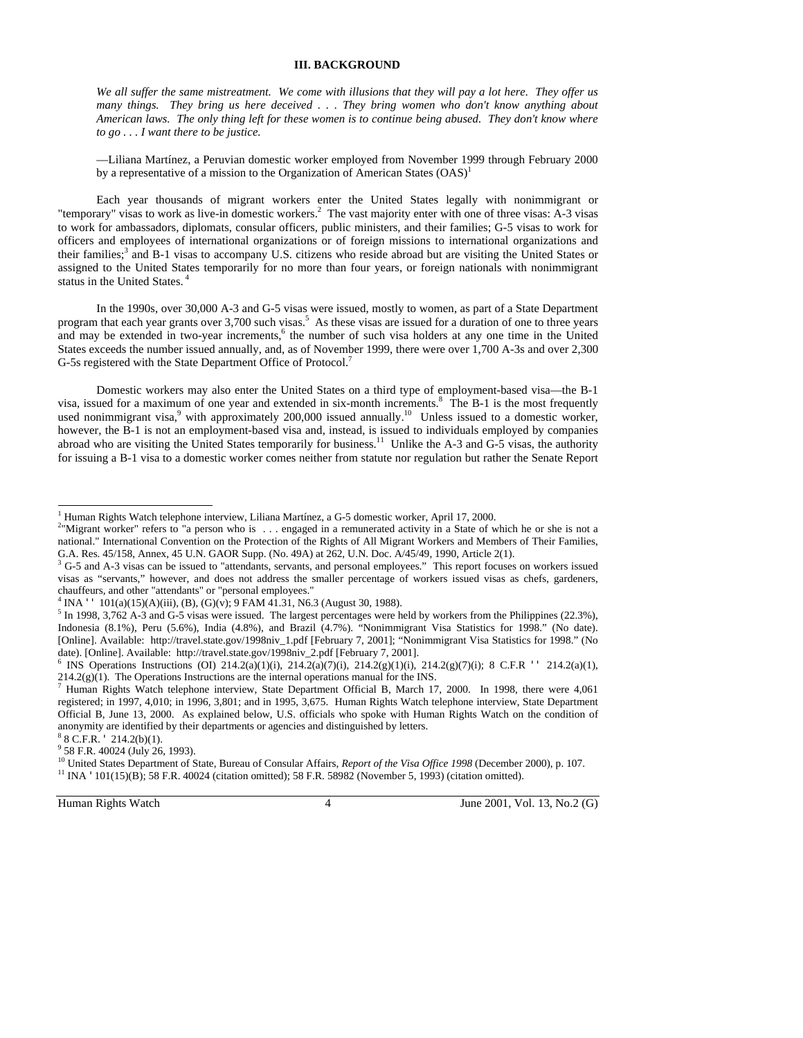### III. BACKGROUND

*We all suffer the same mistreatment. We come with illusions that they will pay a lot here. They offer us many things. They bring us here deceived . . . They bring women who don't know anything about American laws. The only thing left for these women is to continue being abused. They don't know where to go . . . I want there to be justice.*

—Liliana Martínez, a Peruvian domestic worker employed from November 1999 through February 2000 by a representative of a mission to the Organization of American States (OAS)[1]

Each year thousands of migrant workers enter the United States legally with nonimmigrant or "temporary" visas to work as live-in domestic workers.[2] The vast majority enter with one of three visas: A-3 visas to work for ambassadors, diplomats, consular officers, public ministers, and their families; G-5 visas to work for officers and employees of international organizations or of foreign missions to international organizations and their families;[3] and B-1 visas to accompany U.S. citizens who reside abroad but are visiting the United States or assigned to the United States temporarily for no more than four years, or foreign nationals with nonimmigrant status in the United States.[4]

In the 1990s, over 30,000 A-3 and G-5 visas were issued, mostly to women, as part of a State Department program that each year grants over 3,700 such visas.[5] As these visas are issued for a duration of one to three years and may be extended in two-year increments,[6] the number of such visa holders at any one time in the United States exceeds the number issued annually, and, as of November 1999, there were over 1,700 A-3s and over 2,300 G-5s registered with the State Department Office of Protocol.[7]

Domestic workers may also enter the United States on a third type of employment-based visa—the B-1 visa, issued for a maximum of one year and extended in six-month increments.[8] The B-1 is the most frequently used nonimmigrant visa,[9] with approximately 200,000 issued annually.[10] Unless issued to a domestic worker, however, the B-1 is not an employment-based visa and, instead, is issued to individuals employed by companies abroad who are visiting the United States temporarily for business.[11] Unlike the A-3 and G-5 visas, the authority for issuing a B-1 visa to a domestic worker comes neither from statute nor regulation but rather the Senate Report

---

[1] Human Rights Watch telephone interview, Liliana Martínez, a G-5 domestic worker, April 17, 2000.

[2] "Migrant worker" refers to "a person who is . . . engaged in a remunerated activity in a State of which he or she is not a national." International Convention on the Protection of the Rights of All Migrant Workers and Members of Their Families, G.A. Res. 45/158, Annex, 45 U.N. GAOR Supp. (No. 49A) at 262, U.N. Doc. A/45/49, 1990, Article 2(1).

[3] G-5 and A-3 visas can be issued to "attendants, servants, and personal employees." This report focuses on workers issued visas as "servants," however, and does not address the smaller percentage of workers issued visas as chefs, gardeners, chauffeurs, and other "attendants" or "personal employees."

[4] INA '' 101(a)(15)(A)(iii), (B), (G)(v); 9 FAM 41.31, N6.3 (August 30, 1988).

[5] In 1998, 3,762 A-3 and G-5 visas were issued. The largest percentages were held by workers from the Philippines (22.3%), Indonesia (8.1%), Peru (5.6%), India (4.8%), and Brazil (4.7%). "Nonimmigrant Visa Statistics for 1998." (No date). [Online]. Available: http://travel.state.gov/1998niv_1.pdf [February 7, 2001]; "Nonimmigrant Visa Statistics for 1998." (No date). [Online]. Available: http://travel.state.gov/1998niv_2.pdf [February 7, 2001].

[6] INS Operations Instructions (OI) 214.2(a)(1)(i), 214.2(a)(7)(i), 214.2(g)(1)(i), 214.2(g)(7)(i); 8 C.F.R '' 214.2(a)(1), 214.2(g)(1). The Operations Instructions are the internal operations manual for the INS.

[7] Human Rights Watch telephone interview, State Department Official B, March 17, 2000. In 1998, there were 4,061 registered; in 1997, 4,010; in 1996, 3,801; and in 1995, 3,675. Human Rights Watch telephone interview, State Department Official B, June 13, 2000. As explained below, U.S. officials who spoke with Human Rights Watch on the condition of anonymity are identified by their departments or agencies and distinguished by letters.

[8] 8 C.F.R. ' 214.2(b)(1).

[9] 58 F.R. 40024 (July 26, 1993).

[10] United States Department of State, Bureau of Consular Affairs, *Report of the Visa Office 1998* (December 2000), p. 107.

[11] INA ' 101(15)(B); 58 F.R. 40024 (citation omitted); 58 F.R. 58982 (November 5, 1993) (citation omitted).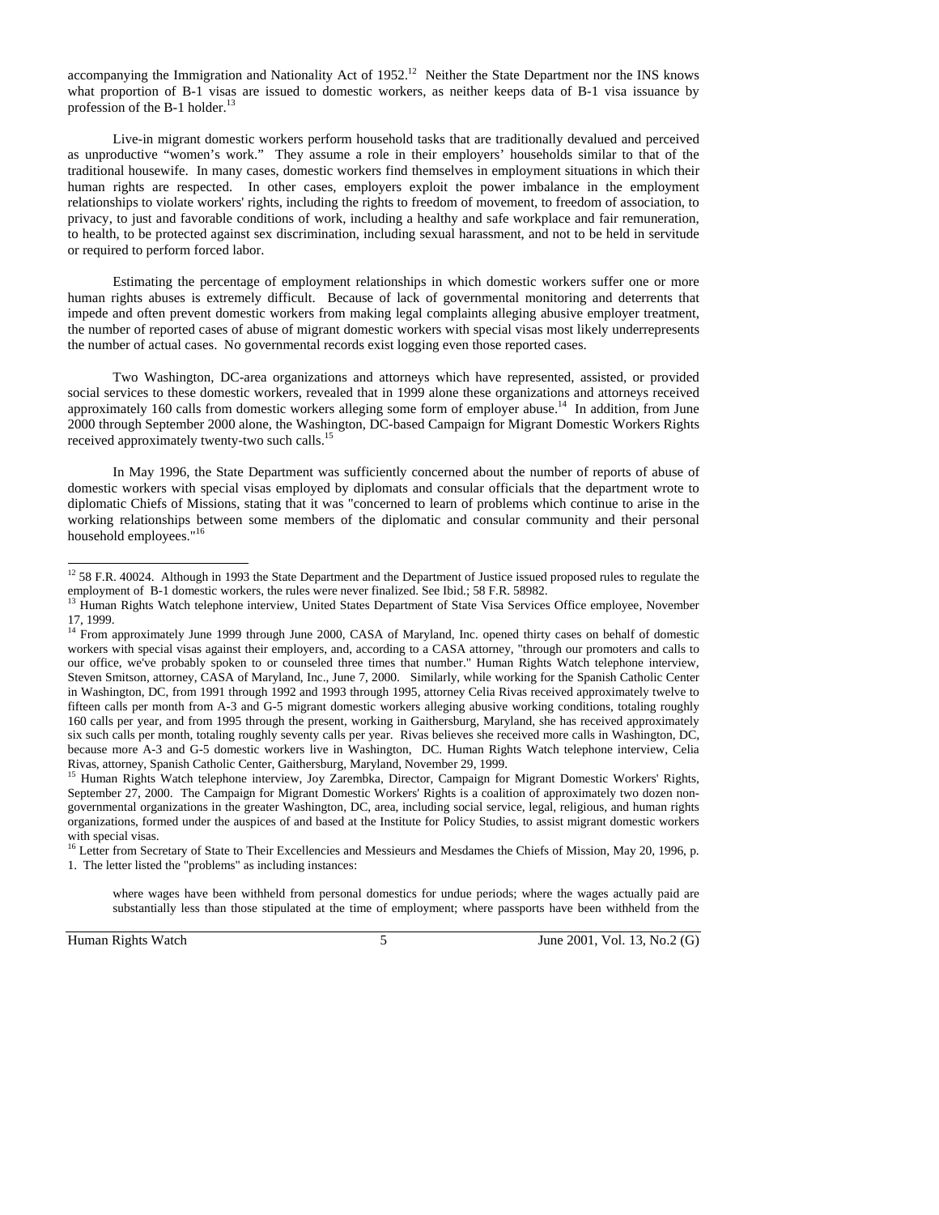accompanying the Immigration and Nationality Act of 1952.[12] Neither the State Department nor the INS knows what proportion of B-1 visas are issued to domestic workers, as neither keeps data of B-1 visa issuance by profession of the B-1 holder.[13]

Live-in migrant domestic workers perform household tasks that are traditionally devalued and perceived as unproductive "women's work." They assume a role in their employers' households similar to that of the traditional housewife. In many cases, domestic workers find themselves in employment situations in which their human rights are respected. In other cases, employers exploit the power imbalance in the employment relationships to violate workers' rights, including the rights to freedom of movement, to freedom of association, to privacy, to just and favorable conditions of work, including a healthy and safe workplace and fair remuneration, to health, to be protected against sex discrimination, including sexual harassment, and not to be held in servitude or required to perform forced labor.

Estimating the percentage of employment relationships in which domestic workers suffer one or more human rights abuses is extremely difficult. Because of lack of governmental monitoring and deterrents that impede and often prevent domestic workers from making legal complaints alleging abusive employer treatment, the number of reported cases of abuse of migrant domestic workers with special visas most likely underrepresents the number of actual cases. No governmental records exist logging even those reported cases.

Two Washington, DC-area organizations and attorneys which have represented, assisted, or provided social services to these domestic workers, revealed that in 1999 alone these organizations and attorneys received approximately 160 calls from domestic workers alleging some form of employer abuse.[14] In addition, from June 2000 through September 2000 alone, the Washington, DC-based Campaign for Migrant Domestic Workers Rights received approximately twenty-two such calls.[15]

In May 1996, the State Department was sufficiently concerned about the number of reports of abuse of domestic workers with special visas employed by diplomats and consular officials that the department wrote to diplomatic Chiefs of Missions, stating that it was "concerned to learn of problems which continue to arise in the working relationships between some members of the diplomatic and consular community and their personal household employees."[16]

---

[12] 58 F.R. 40024. Although in 1993 the State Department and the Department of Justice issued proposed rules to regulate the employment of B-1 domestic workers, the rules were never finalized. See Ibid.; 58 F.R. 58982.

[13] Human Rights Watch telephone interview, United States Department of State Visa Services Office employee, November 17, 1999.

[14] From approximately June 1999 through June 2000, CASA of Maryland, Inc. opened thirty cases on behalf of domestic workers with special visas against their employers, and, according to a CASA attorney, "through our promoters and calls to our office, we've probably spoken to or counseled three times that number." Human Rights Watch telephone interview, Steven Smitson, attorney, CASA of Maryland, Inc., June 7, 2000. Similarly, while working for the Spanish Catholic Center in Washington, DC, from 1991 through 1992 and 1993 through 1995, attorney Celia Rivas received approximately twelve to fifteen calls per month from A-3 and G-5 migrant domestic workers alleging abusive working conditions, totaling roughly 160 calls per year, and from 1995 through the present, working in Gaithersburg, Maryland, she has received approximately six such calls per month, totaling roughly seventy calls per year. Rivas believes she received more calls in Washington, DC, because more A-3 and G-5 domestic workers live in Washington, DC. Human Rights Watch telephone interview, Celia Rivas, attorney, Spanish Catholic Center, Gaithersburg, Maryland, November 29, 1999.

[15] Human Rights Watch telephone interview, Joy Zarembka, Director, Campaign for Migrant Domestic Workers' Rights, September 27, 2000. The Campaign for Migrant Domestic Workers' Rights is a coalition of approximately two dozen non-governmental organizations in the greater Washington, DC, area, including social service, legal, religious, and human rights organizations, formed under the auspices of and based at the Institute for Policy Studies, to assist migrant domestic workers with special visas.

[16] Letter from Secretary of State to Their Excellencies and Messieurs and Mesdames the Chiefs of Mission, May 20, 1996, p. 1. The letter listed the "problems" as including instances:

> where wages have been withheld from personal domestics for undue periods; where the wages actually paid are substantially less than those stipulated at the time of employment; where passports have been withheld from the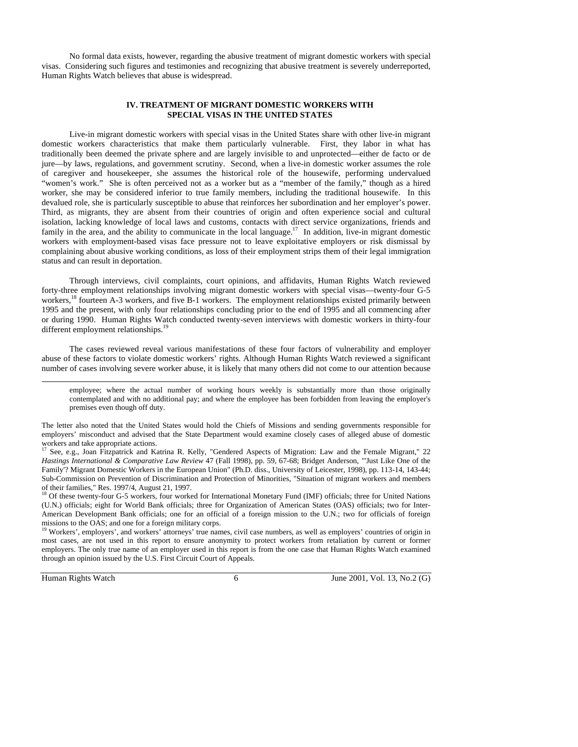No formal data exists, however, regarding the abusive treatment of migrant domestic workers with special visas. Considering such figures and testimonies and recognizing that abusive treatment is severely underreported, Human Rights Watch believes that abuse is widespread.

## IV. TREATMENT OF MIGRANT DOMESTIC WORKERS WITH SPECIAL VISAS IN THE UNITED STATES

Live-in migrant domestic workers with special visas in the United States share with other live-in migrant domestic workers characteristics that make them particularly vulnerable. First, they labor in what has traditionally been deemed the private sphere and are largely invisible to and unprotected—either de facto or de jure—by laws, regulations, and government scrutiny. Second, when a live-in domestic worker assumes the role of caregiver and housekeeper, she assumes the historical role of the housewife, performing undervalued "women's work." She is often perceived not as a worker but as a "member of the family," though as a hired worker, she may be considered inferior to true family members, including the traditional housewife. In this devalued role, she is particularly susceptible to abuse that reinforces her subordination and her employer's power. Third, as migrants, they are absent from their countries of origin and often experience social and cultural isolation, lacking knowledge of local laws and customs, contacts with direct service organizations, friends and family in the area, and the ability to communicate in the local language.[17] In addition, live-in migrant domestic workers with employment-based visas face pressure not to leave exploitative employers or risk dismissal by complaining about abusive working conditions, as loss of their employment strips them of their legal immigration status and can result in deportation.

Through interviews, civil complaints, court opinions, and affidavits, Human Rights Watch reviewed forty-three employment relationships involving migrant domestic workers with special visas—twenty-four G-5 workers,[18] fourteen A-3 workers, and five B-1 workers. The employment relationships existed primarily between 1995 and the present, with only four relationships concluding prior to the end of 1995 and all commencing after or during 1990. Human Rights Watch conducted twenty-seven interviews with domestic workers in thirty-four different employment relationships.[19]

The cases reviewed reveal various manifestations of these four factors of vulnerability and employer abuse of these factors to violate domestic workers' rights. Although Human Rights Watch reviewed a significant number of cases involving severe worker abuse, it is likely that many others did not come to our attention because

---

> employee; where the actual number of working hours weekly is substantially more than those originally contemplated and with no additional pay; and where the employee has been forbidden from leaving the employer's premises even though off duty.

The letter also noted that the United States would hold the Chiefs of Missions and sending governments responsible for employers' misconduct and advised that the State Department would examine closely cases of alleged abuse of domestic workers and take appropriate actions.

[17] See, e.g., Joan Fitzpatrick and Katrina R. Kelly, "Gendered Aspects of Migration: Law and the Female Migrant," 22 *Hastings International & Comparative Law Review* 47 (Fall 1998), pp. 59, 67-68; Bridget Anderson, "'Just Like One of the Family'? Migrant Domestic Workers in the European Union" (Ph.D. diss., University of Leicester, 1998), pp. 113-14, 143-44; Sub-Commission on Prevention of Discrimination and Protection of Minorities, "Situation of migrant workers and members of their families," Res. 1997/4, August 21, 1997.

[18] Of these twenty-four G-5 workers, four worked for International Monetary Fund (IMF) officials; three for United Nations (U.N.) officials; eight for World Bank officials; three for Organization of American States (OAS) officials; two for Inter-American Development Bank officials; one for an official of a foreign mission to the U.N.; two for officials of foreign missions to the OAS; and one for a foreign military corps.

[19] Workers', employers', and workers' attorneys' true names, civil case numbers, as well as employers' countries of origin in most cases, are not used in this report to ensure anonymity to protect workers from retaliation by current or former employers. The only true name of an employer used in this report is from the one case that Human Rights Watch examined through an opinion issued by the U.S. First Circuit Court of Appeals.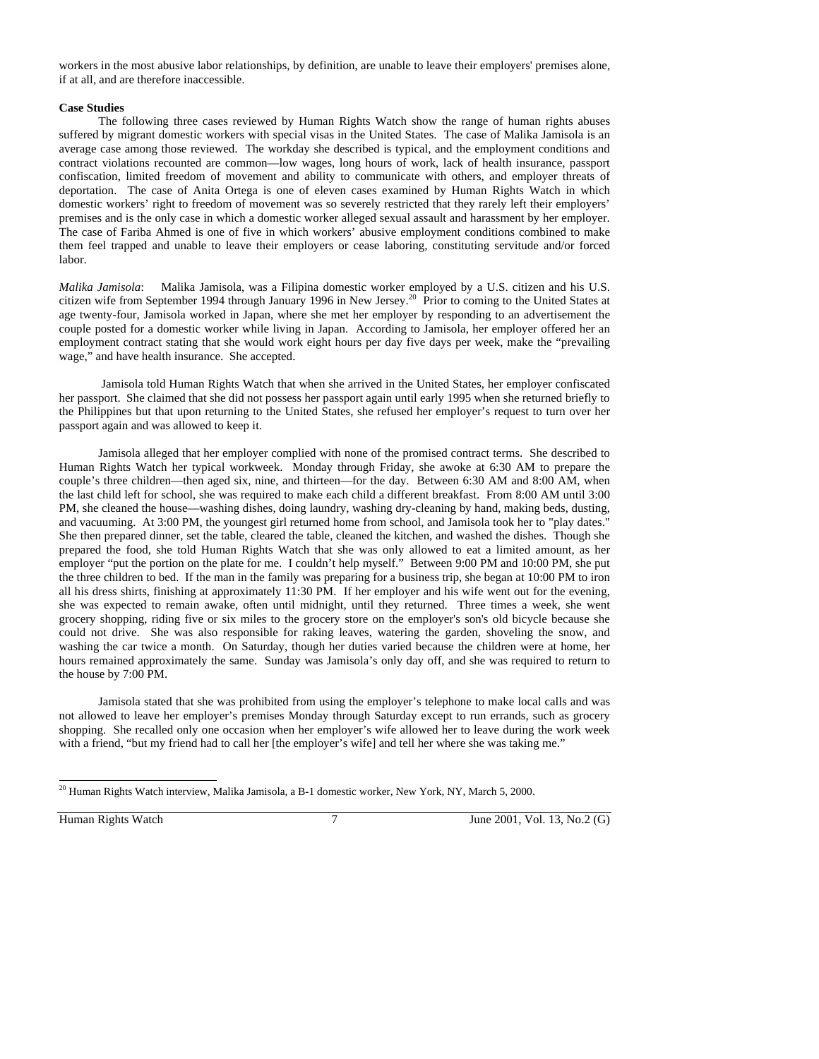workers in the most abusive labor relationships, by definition, are unable to leave their employers' premises alone, if at all, and are therefore inaccessible.

**Case Studies**

The following three cases reviewed by Human Rights Watch show the range of human rights abuses suffered by migrant domestic workers with special visas in the United States. The case of Malika Jamisola is an average case among those reviewed. The workday she described is typical, and the employment conditions and contract violations recounted are common—low wages, long hours of work, lack of health insurance, passport confiscation, limited freedom of movement and ability to communicate with others, and employer threats of deportation. The case of Anita Ortega is one of eleven cases examined by Human Rights Watch in which domestic workers' right to freedom of movement was so severely restricted that they rarely left their employers' premises and is the only case in which a domestic worker alleged sexual assault and harassment by her employer. The case of Fariba Ahmed is one of five in which workers' abusive employment conditions combined to make them feel trapped and unable to leave their employers or cease laboring, constituting servitude and/or forced labor.

*Malika Jamisola*: Malika Jamisola, was a Filipina domestic worker employed by a U.S. citizen and his U.S. citizen wife from September 1994 through January 1996 in New Jersey.[20] Prior to coming to the United States at age twenty-four, Jamisola worked in Japan, where she met her employer by responding to an advertisement the couple posted for a domestic worker while living in Japan. According to Jamisola, her employer offered her an employment contract stating that she would work eight hours per day five days per week, make the "prevailing wage," and have health insurance. She accepted.

Jamisola told Human Rights Watch that when she arrived in the United States, her employer confiscated her passport. She claimed that she did not possess her passport again until early 1995 when she returned briefly to the Philippines but that upon returning to the United States, she refused her employer's request to turn over her passport again and was allowed to keep it.

Jamisola alleged that her employer complied with none of the promised contract terms. She described to Human Rights Watch her typical workweek. Monday through Friday, she awoke at 6:30 AM to prepare the couple's three children—then aged six, nine, and thirteen—for the day. Between 6:30 AM and 8:00 AM, when the last child left for school, she was required to make each child a different breakfast. From 8:00 AM until 3:00 PM, she cleaned the house—washing dishes, doing laundry, washing dry-cleaning by hand, making beds, dusting, and vacuuming. At 3:00 PM, the youngest girl returned home from school, and Jamisola took her to "play dates." She then prepared dinner, set the table, cleared the table, cleaned the kitchen, and washed the dishes. Though she prepared the food, she told Human Rights Watch that she was only allowed to eat a limited amount, as her employer "put the portion on the plate for me. I couldn't help myself." Between 9:00 PM and 10:00 PM, she put the three children to bed. If the man in the family was preparing for a business trip, she began at 10:00 PM to iron all his dress shirts, finishing at approximately 11:30 PM. If her employer and his wife went out for the evening, she was expected to remain awake, often until midnight, until they returned. Three times a week, she went grocery shopping, riding five or six miles to the grocery store on the employer's son's old bicycle because she could not drive. She was also responsible for raking leaves, watering the garden, shoveling the snow, and washing the car twice a month. On Saturday, though her duties varied because the children were at home, her hours remained approximately the same. Sunday was Jamisola's only day off, and she was required to return to the house by 7:00 PM.

Jamisola stated that she was prohibited from using the employer's telephone to make local calls and was not allowed to leave her employer's premises Monday through Saturday except to run errands, such as grocery shopping. She recalled only one occasion when her employer's wife allowed her to leave during the work week with a friend, "but my friend had to call her [the employer's wife] and tell her where she was taking me."

[20] Human Rights Watch interview, Malika Jamisola, a B-1 domestic worker, New York, NY, March 5, 2000.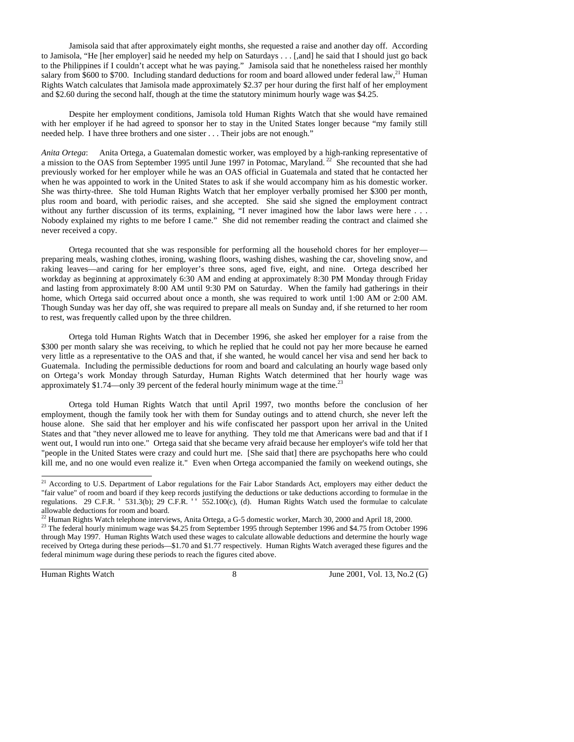Jamisola said that after approximately eight months, she requested a raise and another day off. According to Jamisola, "He [her employer] said he needed my help on Saturdays . . . [,and] he said that I should just go back to the Philippines if I couldn't accept what he was paying." Jamisola said that he nonetheless raised her monthly salary from $600 to $700. Including standard deductions for room and board allowed under federal law,[21] Human Rights Watch calculates that Jamisola made approximately $2.37 per hour during the first half of her employment and $2.60 during the second half, though at the time the statutory minimum hourly wage was $4.25.

Despite her employment conditions, Jamisola told Human Rights Watch that she would have remained with her employer if he had agreed to sponsor her to stay in the United States longer because "my family still needed help. I have three brothers and one sister . . . Their jobs are not enough."

*Anita Ortega*: Anita Ortega, a Guatemalan domestic worker, was employed by a high-ranking representative of a mission to the OAS from September 1995 until June 1997 in Potomac, Maryland.[22] She recounted that she had previously worked for her employer while he was an OAS official in Guatemala and stated that he contacted her when he was appointed to work in the United States to ask if she would accompany him as his domestic worker. She was thirty-three. She told Human Rights Watch that her employer verbally promised her $300 per month, plus room and board, with periodic raises, and she accepted. She said she signed the employment contract without any further discussion of its terms, explaining, "I never imagined how the labor laws were here . . . Nobody explained my rights to me before I came." She did not remember reading the contract and claimed she never received a copy.

Ortega recounted that she was responsible for performing all the household chores for her employer—preparing meals, washing clothes, ironing, washing floors, washing dishes, washing the car, shoveling snow, and raking leaves—and caring for her employer's three sons, aged five, eight, and nine. Ortega described her workday as beginning at approximately 6:30 AM and ending at approximately 8:30 PM Monday through Friday and lasting from approximately 8:00 AM until 9:30 PM on Saturday. When the family had gatherings in their home, which Ortega said occurred about once a month, she was required to work until 1:00 AM or 2:00 AM. Though Sunday was her day off, she was required to prepare all meals on Sunday and, if she returned to her room to rest, was frequently called upon by the three children.

Ortega told Human Rights Watch that in December 1996, she asked her employer for a raise from the $300 per month salary she was receiving, to which he replied that he could not pay her more because he earned very little as a representative to the OAS and that, if she wanted, he would cancel her visa and send her back to Guatemala. Including the permissible deductions for room and board and calculating an hourly wage based only on Ortega's work Monday through Saturday, Human Rights Watch determined that her hourly wage was approximately $1.74—only 39 percent of the federal hourly minimum wage at the time.[23]

Ortega told Human Rights Watch that until April 1997, two months before the conclusion of her employment, though the family took her with them for Sunday outings and to attend church, she never left the house alone. She said that her employer and his wife confiscated her passport upon her arrival in the United States and that "they never allowed me to leave for anything. They told me that Americans were bad and that if I went out, I would run into one." Ortega said that she became very afraid because her employer's wife told her that "people in the United States were crazy and could hurt me. [She said that] there are psychopaths here who could kill me, and no one would even realize it." Even when Ortega accompanied the family on weekend outings, she

---

[21] According to U.S. Department of Labor regulations for the Fair Labor Standards Act, employers may either deduct the "fair value" of room and board if they keep records justifying the deductions or take deductions according to formulae in the regulations. 29 C.F.R. § 531.3(b); 29 C.F.R. §§ 552.100(c), (d). Human Rights Watch used the formulae to calculate allowable deductions for room and board.

[22] Human Rights Watch telephone interviews, Anita Ortega, a G-5 domestic worker, March 30, 2000 and April 18, 2000.

[23] The federal hourly minimum wage was $4.25 from September 1995 through September 1996 and $4.75 from October 1996 through May 1997. Human Rights Watch used these wages to calculate allowable deductions and determine the hourly wage received by Ortega during these periods—$1.70 and $1.77 respectively. Human Rights Watch averaged these figures and the federal minimum wage during these periods to reach the figures cited above.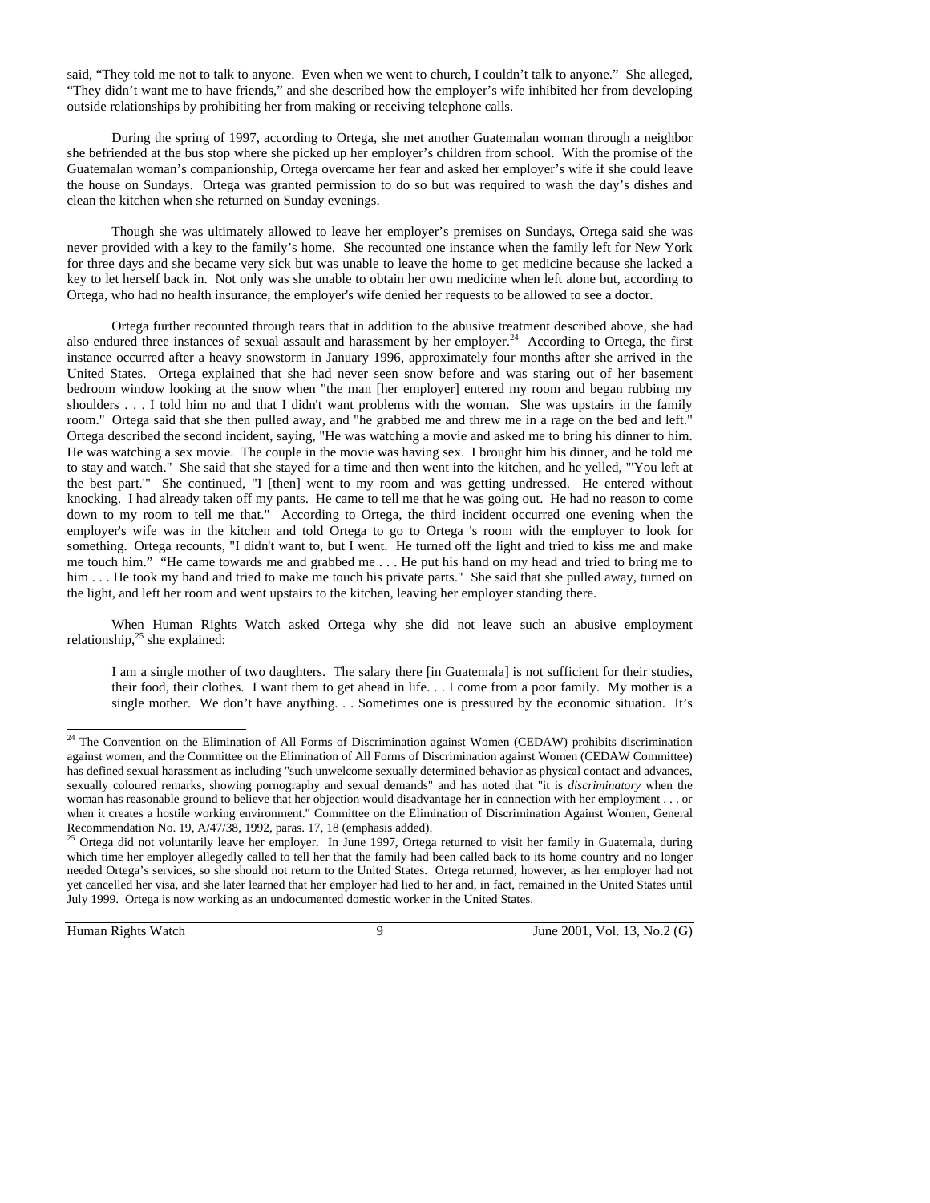said, "They told me not to talk to anyone. Even when we went to church, I couldn't talk to anyone." She alleged, "They didn't want me to have friends," and she described how the employer's wife inhibited her from developing outside relationships by prohibiting her from making or receiving telephone calls.

During the spring of 1997, according to Ortega, she met another Guatemalan woman through a neighbor she befriended at the bus stop where she picked up her employer's children from school. With the promise of the Guatemalan woman's companionship, Ortega overcame her fear and asked her employer's wife if she could leave the house on Sundays. Ortega was granted permission to do so but was required to wash the day's dishes and clean the kitchen when she returned on Sunday evenings.

Though she was ultimately allowed to leave her employer's premises on Sundays, Ortega said she was never provided with a key to the family's home. She recounted one instance when the family left for New York for three days and she became very sick but was unable to leave the home to get medicine because she lacked a key to let herself back in. Not only was she unable to obtain her own medicine when left alone but, according to Ortega, who had no health insurance, the employer's wife denied her requests to be allowed to see a doctor.

Ortega further recounted through tears that in addition to the abusive treatment described above, she had also endured three instances of sexual assault and harassment by her employer.[24] According to Ortega, the first instance occurred after a heavy snowstorm in January 1996, approximately four months after she arrived in the United States. Ortega explained that she had never seen snow before and was staring out of her basement bedroom window looking at the snow when "the man [her employer] entered my room and began rubbing my shoulders . . . I told him no and that I didn't want problems with the woman. She was upstairs in the family room." Ortega said that she then pulled away, and "he grabbed me and threw me in a rage on the bed and left." Ortega described the second incident, saying, "He was watching a movie and asked me to bring his dinner to him. He was watching a sex movie. The couple in the movie was having sex. I brought him his dinner, and he told me to stay and watch." She said that she stayed for a time and then went into the kitchen, and he yelled, "'You left at the best part.'" She continued, "I [then] went to my room and was getting undressed. He entered without knocking. I had already taken off my pants. He came to tell me that he was going out. He had no reason to come down to my room to tell me that." According to Ortega, the third incident occurred one evening when the employer's wife was in the kitchen and told Ortega to go to Ortega 's room with the employer to look for something. Ortega recounts, "I didn't want to, but I went. He turned off the light and tried to kiss me and make me touch him." "He came towards me and grabbed me . . . He put his hand on my head and tried to bring me to him . . . He took my hand and tried to make me touch his private parts." She said that she pulled away, turned on the light, and left her room and went upstairs to the kitchen, leaving her employer standing there.

When Human Rights Watch asked Ortega why she did not leave such an abusive employment relationship,[25] she explained:

> I am a single mother of two daughters. The salary there [in Guatemala] is not sufficient for their studies, their food, their clothes. I want them to get ahead in life. . . I come from a poor family. My mother is a single mother. We don't have anything. . . Sometimes one is pressured by the economic situation. It's

---

[24] The Convention on the Elimination of All Forms of Discrimination against Women (CEDAW) prohibits discrimination against women, and the Committee on the Elimination of All Forms of Discrimination against Women (CEDAW Committee) has defined sexual harassment as including "such unwelcome sexually determined behavior as physical contact and advances, sexually coloured remarks, showing pornography and sexual demands" and has noted that "it is *discriminatory* when the woman has reasonable ground to believe that her objection would disadvantage her in connection with her employment . . . or when it creates a hostile working environment." Committee on the Elimination of Discrimination Against Women, General Recommendation No. 19, A/47/38, 1992, paras. 17, 18 (emphasis added).

[25] Ortega did not voluntarily leave her employer. In June 1997, Ortega returned to visit her family in Guatemala, during which time her employer allegedly called to tell her that the family had been called back to its home country and no longer needed Ortega's services, so she should not return to the United States. Ortega returned, however, as her employer had not yet cancelled her visa, and she later learned that her employer had lied to her and, in fact, remained in the United States until July 1999. Ortega is now working as an undocumented domestic worker in the United States.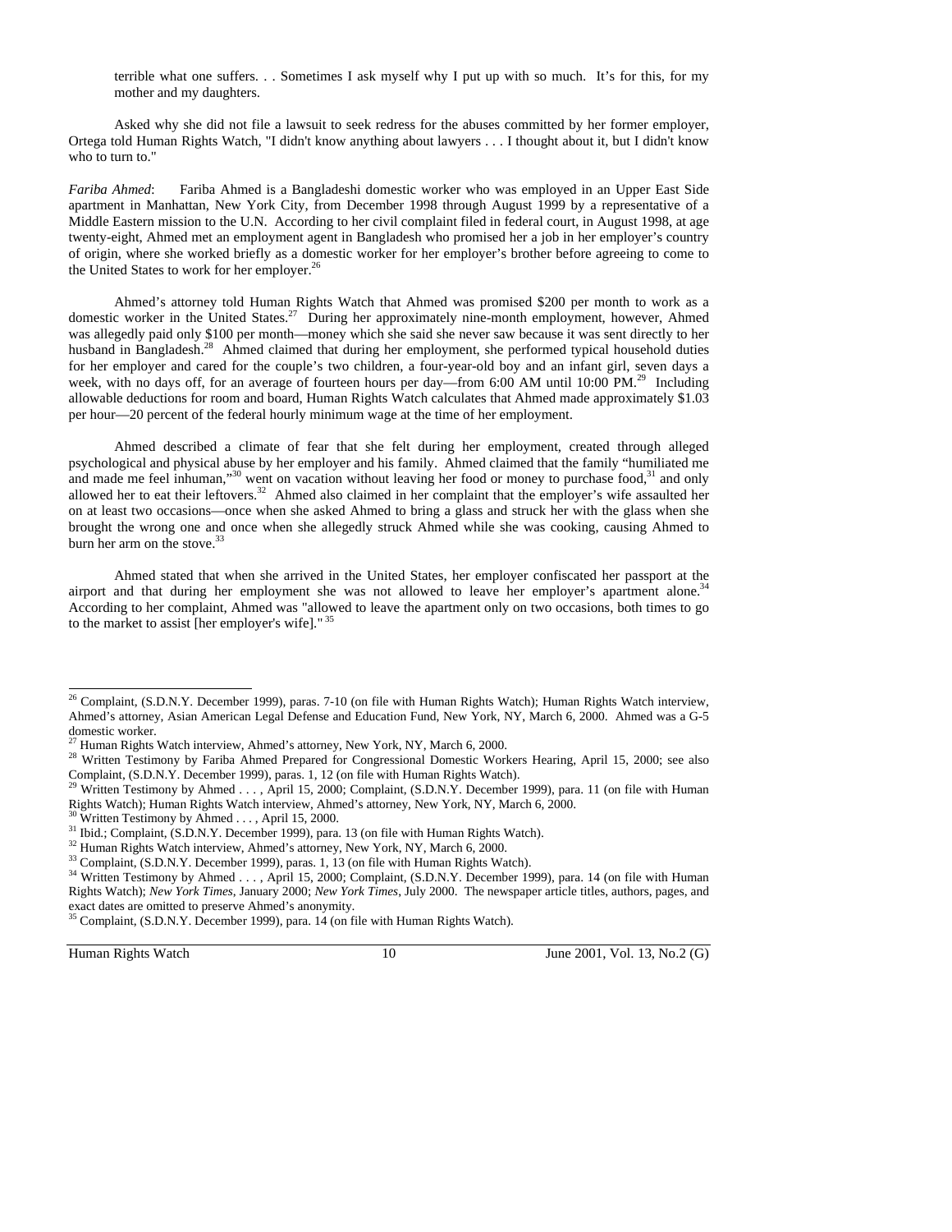terrible what one suffers. . . Sometimes I ask myself why I put up with so much. It's for this, for my mother and my daughters.

Asked why she did not file a lawsuit to seek redress for the abuses committed by her former employer, Ortega told Human Rights Watch, "I didn't know anything about lawyers . . . I thought about it, but I didn't know who to turn to."

*Fariba Ahmed*: Fariba Ahmed is a Bangladeshi domestic worker who was employed in an Upper East Side apartment in Manhattan, New York City, from December 1998 through August 1999 by a representative of a Middle Eastern mission to the U.N. According to her civil complaint filed in federal court, in August 1998, at age twenty-eight, Ahmed met an employment agent in Bangladesh who promised her a job in her employer's country of origin, where she worked briefly as a domestic worker for her employer's brother before agreeing to come to the United States to work for her employer.[26]

Ahmed's attorney told Human Rights Watch that Ahmed was promised $200 per month to work as a domestic worker in the United States.[27] During her approximately nine-month employment, however, Ahmed was allegedly paid only $100 per month—money which she said she never saw because it was sent directly to her husband in Bangladesh.[28] Ahmed claimed that during her employment, she performed typical household duties for her employer and cared for the couple's two children, a four-year-old boy and an infant girl, seven days a week, with no days off, for an average of fourteen hours per day—from 6:00 AM until 10:00 PM.[29] Including allowable deductions for room and board, Human Rights Watch calculates that Ahmed made approximately $1.03 per hour—20 percent of the federal hourly minimum wage at the time of her employment.

Ahmed described a climate of fear that she felt during her employment, created through alleged psychological and physical abuse by her employer and his family. Ahmed claimed that the family "humiliated me and made me feel inhuman,"[30] went on vacation without leaving her food or money to purchase food,[31] and only allowed her to eat their leftovers.[32] Ahmed also claimed in her complaint that the employer's wife assaulted her on at least two occasions—once when she asked Ahmed to bring a glass and struck her with the glass when she brought the wrong one and once when she allegedly struck Ahmed while she was cooking, causing Ahmed to burn her arm on the stove.[33]

Ahmed stated that when she arrived in the United States, her employer confiscated her passport at the airport and that during her employment she was not allowed to leave her employer's apartment alone.[34] According to her complaint, Ahmed was "allowed to leave the apartment only on two occasions, both times to go to the market to assist [her employer's wife]."[35]

---

[26] Complaint, (S.D.N.Y. December 1999), paras. 7-10 (on file with Human Rights Watch); Human Rights Watch interview, Ahmed's attorney, Asian American Legal Defense and Education Fund, New York, NY, March 6, 2000. Ahmed was a G-5 domestic worker.

[27] Human Rights Watch interview, Ahmed's attorney, New York, NY, March 6, 2000.

[28] Written Testimony by Fariba Ahmed Prepared for Congressional Domestic Workers Hearing, April 15, 2000; see also Complaint, (S.D.N.Y. December 1999), paras. 1, 12 (on file with Human Rights Watch).

[29] Written Testimony by Ahmed . . . , April 15, 2000; Complaint, (S.D.N.Y. December 1999), para. 11 (on file with Human Rights Watch); Human Rights Watch interview, Ahmed's attorney, New York, NY, March 6, 2000.

[30] Written Testimony by Ahmed . . . , April 15, 2000.

[31] Ibid.; Complaint, (S.D.N.Y. December 1999), para. 13 (on file with Human Rights Watch).

[32] Human Rights Watch interview, Ahmed's attorney, New York, NY, March 6, 2000.

[33] Complaint, (S.D.N.Y. December 1999), paras. 1, 13 (on file with Human Rights Watch).

[34] Written Testimony by Ahmed . . . , April 15, 2000; Complaint, (S.D.N.Y. December 1999), para. 14 (on file with Human Rights Watch); *New York Times*, January 2000; *New York Times*, July 2000. The newspaper article titles, authors, pages, and exact dates are omitted to preserve Ahmed's anonymity.

[35] Complaint, (S.D.N.Y. December 1999), para. 14 (on file with Human Rights Watch).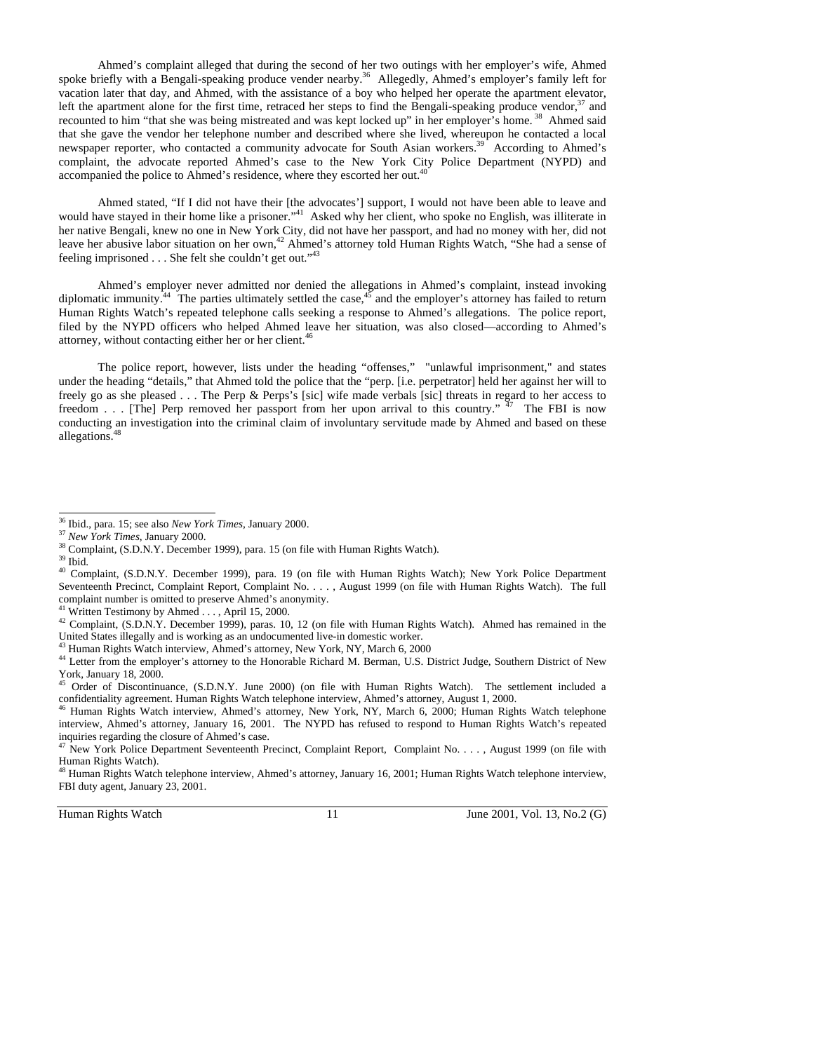Ahmed's complaint alleged that during the second of her two outings with her employer's wife, Ahmed spoke briefly with a Bengali-speaking produce vender nearby.[36] Allegedly, Ahmed's employer's family left for vacation later that day, and Ahmed, with the assistance of a boy who helped her operate the apartment elevator, left the apartment alone for the first time, retraced her steps to find the Bengali-speaking produce vendor,[37] and recounted to him "that she was being mistreated and was kept locked up" in her employer's home.[38] Ahmed said that she gave the vendor her telephone number and described where she lived, whereupon he contacted a local newspaper reporter, who contacted a community advocate for South Asian workers.[39] According to Ahmed's complaint, the advocate reported Ahmed's case to the New York City Police Department (NYPD) and accompanied the police to Ahmed's residence, where they escorted her out.[40]

Ahmed stated, "If I did not have their [the advocates'] support, I would not have been able to leave and would have stayed in their home like a prisoner."[41] Asked why her client, who spoke no English, was illiterate in her native Bengali, knew no one in New York City, did not have her passport, and had no money with her, did not leave her abusive labor situation on her own,[42] Ahmed's attorney told Human Rights Watch, "She had a sense of feeling imprisoned . . . She felt she couldn't get out."[43]

Ahmed's employer never admitted nor denied the allegations in Ahmed's complaint, instead invoking diplomatic immunity.[44] The parties ultimately settled the case,[45] and the employer's attorney has failed to return Human Rights Watch's repeated telephone calls seeking a response to Ahmed's allegations. The police report, filed by the NYPD officers who helped Ahmed leave her situation, was also closed—according to Ahmed's attorney, without contacting either her or her client.[46]

The police report, however, lists under the heading "offenses," "unlawful imprisonment," and states under the heading "details," that Ahmed told the police that the "perp. [i.e. perpetrator] held her against her will to freely go as she pleased . . . The Perp & Perps's [sic] wife made verbals [sic] threats in regard to her access to freedom . . . [The] Perp removed her passport from her upon arrival to this country."[47] The FBI is now conducting an investigation into the criminal claim of involuntary servitude made by Ahmed and based on these allegations.[48]

---

[36] Ibid., para. 15; see also *New York Times*, January 2000.

[37] *New York Times*, January 2000.

[38] Complaint, (S.D.N.Y. December 1999), para. 15 (on file with Human Rights Watch).

[39] Ibid.

[40] Complaint, (S.D.N.Y. December 1999), para. 19 (on file with Human Rights Watch); New York Police Department Seventeenth Precinct, Complaint Report, Complaint No. . . . , August 1999 (on file with Human Rights Watch). The full complaint number is omitted to preserve Ahmed's anonymity.

[41] Written Testimony by Ahmed . . . , April 15, 2000.

[42] Complaint, (S.D.N.Y. December 1999), paras. 10, 12 (on file with Human Rights Watch). Ahmed has remained in the United States illegally and is working as an undocumented live-in domestic worker.

[43] Human Rights Watch interview, Ahmed's attorney, New York, NY, March 6, 2000

[44] Letter from the employer's attorney to the Honorable Richard M. Berman, U.S. District Judge, Southern District of New York, January 18, 2000.

[45] Order of Discontinuance, (S.D.N.Y. June 2000) (on file with Human Rights Watch). The settlement included a confidentiality agreement. Human Rights Watch telephone interview, Ahmed's attorney, August 1, 2000.

[46] Human Rights Watch interview, Ahmed's attorney, New York, NY, March 6, 2000; Human Rights Watch telephone interview, Ahmed's attorney, January 16, 2001. The NYPD has refused to respond to Human Rights Watch's repeated inquiries regarding the closure of Ahmed's case.

[47] New York Police Department Seventeenth Precinct, Complaint Report, Complaint No. . . . , August 1999 (on file with Human Rights Watch).

[48] Human Rights Watch telephone interview, Ahmed's attorney, January 16, 2001; Human Rights Watch telephone interview, FBI duty agent, January 23, 2001.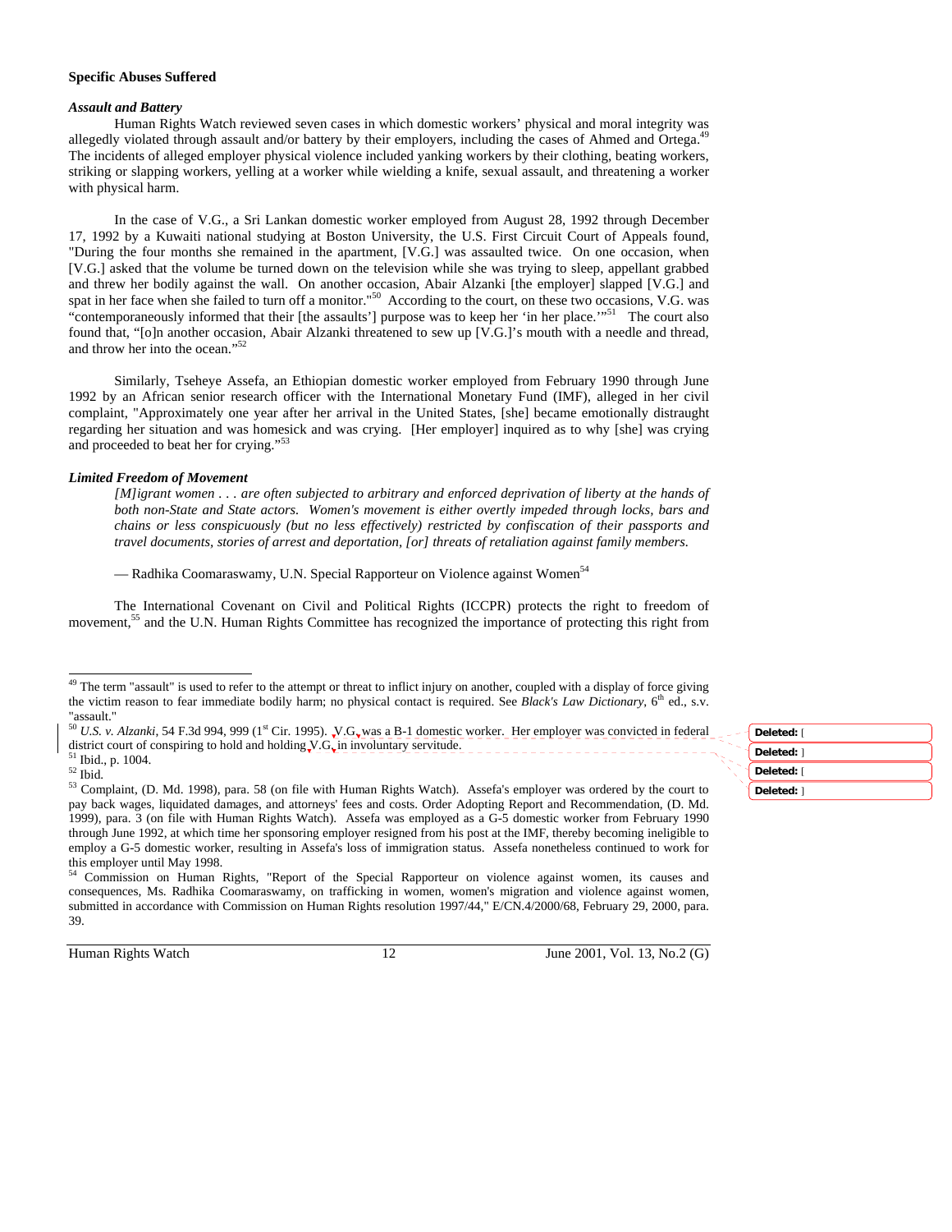**Specific Abuses Suffered**

***Assault and Battery***

Human Rights Watch reviewed seven cases in which domestic workers' physical and moral integrity was allegedly violated through assault and/or battery by their employers, including the cases of Ahmed and Ortega.[49] The incidents of alleged employer physical violence included yanking workers by their clothing, beating workers, striking or slapping workers, yelling at a worker while wielding a knife, sexual assault, and threatening a worker with physical harm.

In the case of V.G., a Sri Lankan domestic worker employed from August 28, 1992 through December 17, 1992 by a Kuwaiti national studying at Boston University, the U.S. First Circuit Court of Appeals found, "During the four months she remained in the apartment, [V.G.] was assaulted twice. On one occasion, when [V.G.] asked that the volume be turned down on the television while she was trying to sleep, appellant grabbed and threw her bodily against the wall. On another occasion, Abair Alzanki [the employer] slapped [V.G.] and spat in her face when she failed to turn off a monitor."[50] According to the court, on these two occasions, V.G. was "contemporaneously informed that their [the assaults'] purpose was to keep her 'in her place.'"[51] The court also found that, "[o]n another occasion, Abair Alzanki threatened to sew up [V.G.]'s mouth with a needle and thread, and throw her into the ocean."[52]

Similarly, Tseheye Assefa, an Ethiopian domestic worker employed from February 1990 through June 1992 by an African senior research officer with the International Monetary Fund (IMF), alleged in her civil complaint, "Approximately one year after her arrival in the United States, [she] became emotionally distraught regarding her situation and was homesick and was crying. [Her employer] inquired as to why [she] was crying and proceeded to beat her for crying."[53]

***Limited Freedom of Movement***

> *[M]igrant women . . . are often subjected to arbitrary and enforced deprivation of liberty at the hands of both non-State and State actors. Women's movement is either overtly impeded through locks, bars and chains or less conspicuously (but no less effectively) restricted by confiscation of their passports and travel documents, stories of arrest and deportation, [or] threats of retaliation against family members.*
>
> — Radhika Coomaraswamy, U.N. Special Rapporteur on Violence against Women[54]

The International Covenant on Civil and Political Rights (ICCPR) protects the right to freedom of movement,[55] and the U.N. Human Rights Committee has recognized the importance of protecting this right from

---

[49] The term "assault" is used to refer to the attempt or threat to inflict injury on another, coupled with a display of force giving the victim reason to fear immediate bodily harm; no physical contact is required. See *Black's Law Dictionary*, 6th ed., s.v. "assault."

[50] *U.S. v. Alzanki*, 54 F.3d 994, 999 (1st Cir. 1995). V.G. was a B-1 domestic worker. Her employer was convicted in federal district court of conspiring to hold and holding V.G. in involuntary servitude.

[51] Ibid., p. 1004.

[52] Ibid.

[53] Complaint, (D. Md. 1998), para. 58 (on file with Human Rights Watch). Assefa's employer was ordered by the court to pay back wages, liquidated damages, and attorneys' fees and costs. Order Adopting Report and Recommendation, (D. Md. 1999), para. 3 (on file with Human Rights Watch). Assefa was employed as a G-5 domestic worker from February 1990 through June 1992, at which time her sponsoring employer resigned from his post at the IMF, thereby becoming ineligible to employ a G-5 domestic worker, resulting in Assefa's loss of immigration status. Assefa nonetheless continued to work for this employer until May 1998.

[54] Commission on Human Rights, "Report of the Special Rapporteur on violence against women, its causes and consequences, Ms. Radhika Coomaraswamy, on trafficking in women, women's migration and violence against women, submitted in accordance with Commission on Human Rights resolution 1997/44," E/CN.4/2000/68, February 29, 2000, para. 39.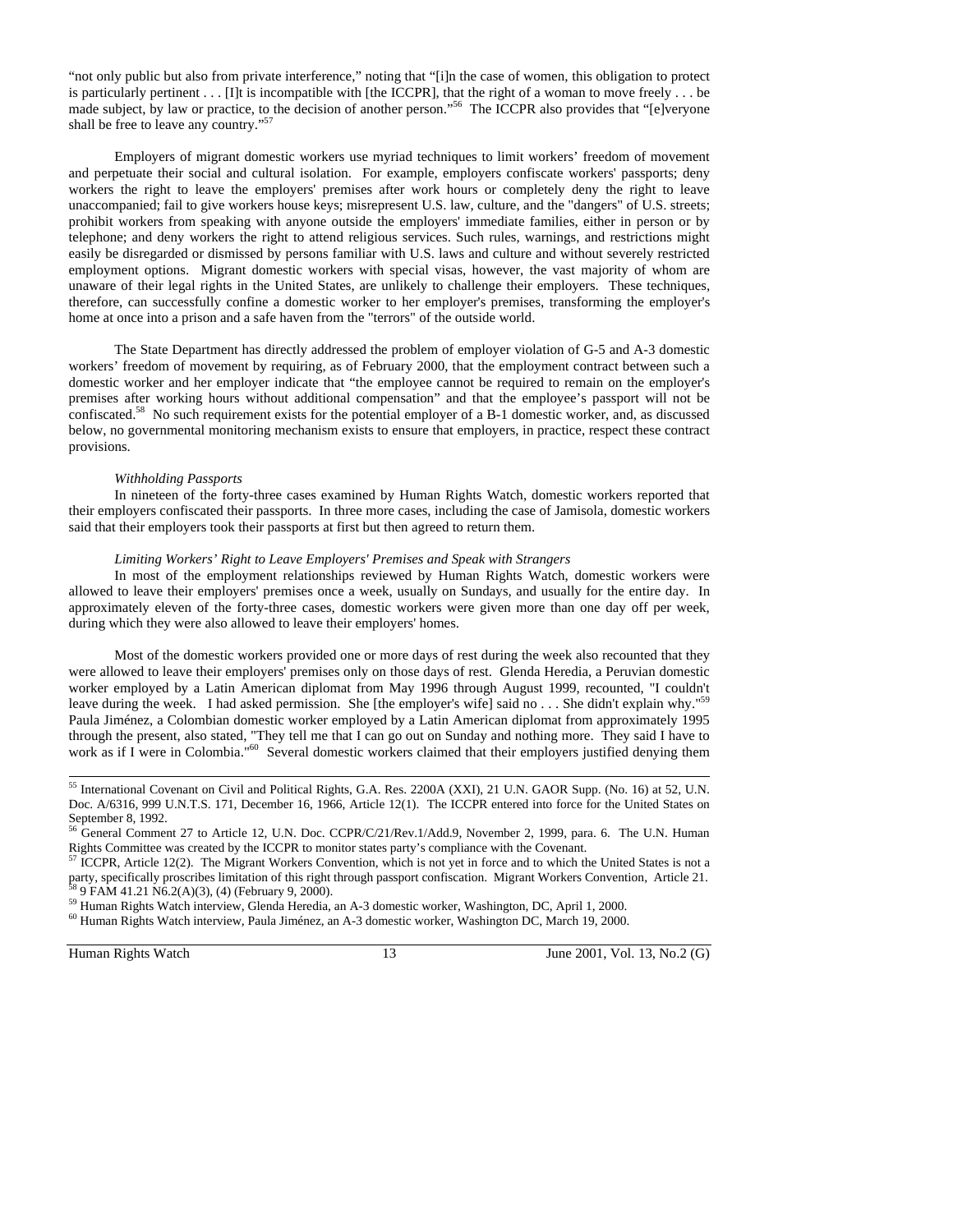"not only public but also from private interference," noting that "[i]n the case of women, this obligation to protect is particularly pertinent . . . [I]t is incompatible with [the ICCPR], that the right of a woman to move freely . . . be made subject, by law or practice, to the decision of another person."[56] The ICCPR also provides that "[e]veryone shall be free to leave any country."[57]

Employers of migrant domestic workers use myriad techniques to limit workers' freedom of movement and perpetuate their social and cultural isolation. For example, employers confiscate workers' passports; deny workers the right to leave the employers' premises after work hours or completely deny the right to leave unaccompanied; fail to give workers house keys; misrepresent U.S. law, culture, and the "dangers" of U.S. streets; prohibit workers from speaking with anyone outside the employers' immediate families, either in person or by telephone; and deny workers the right to attend religious services. Such rules, warnings, and restrictions might easily be disregarded or dismissed by persons familiar with U.S. laws and culture and without severely restricted employment options. Migrant domestic workers with special visas, however, the vast majority of whom are unaware of their legal rights in the United States, are unlikely to challenge their employers. These techniques, therefore, can successfully confine a domestic worker to her employer's premises, transforming the employer's home at once into a prison and a safe haven from the "terrors" of the outside world.

The State Department has directly addressed the problem of employer violation of G-5 and A-3 domestic workers' freedom of movement by requiring, as of February 2000, that the employment contract between such a domestic worker and her employer indicate that "the employee cannot be required to remain on the employer's premises after working hours without additional compensation" and that the employee's passport will not be confiscated.[58] No such requirement exists for the potential employer of a B-1 domestic worker, and, as discussed below, no governmental monitoring mechanism exists to ensure that employers, in practice, respect these contract provisions.

*Withholding Passports*

In nineteen of the forty-three cases examined by Human Rights Watch, domestic workers reported that their employers confiscated their passports. In three more cases, including the case of Jamisola, domestic workers said that their employers took their passports at first but then agreed to return them.

*Limiting Workers' Right to Leave Employers' Premises and Speak with Strangers*

In most of the employment relationships reviewed by Human Rights Watch, domestic workers were allowed to leave their employers' premises once a week, usually on Sundays, and usually for the entire day. In approximately eleven of the forty-three cases, domestic workers were given more than one day off per week, during which they were also allowed to leave their employers' homes.

Most of the domestic workers provided one or more days of rest during the week also recounted that they were allowed to leave their employers' premises only on those days of rest. Glenda Heredia, a Peruvian domestic worker employed by a Latin American diplomat from May 1996 through August 1999, recounted, "I couldn't leave during the week. I had asked permission. She [the employer's wife] said no . . . She didn't explain why."[59] Paula Jiménez, a Colombian domestic worker employed by a Latin American diplomat from approximately 1995 through the present, also stated, "They tell me that I can go out on Sunday and nothing more. They said I have to work as if I were in Colombia."[60] Several domestic workers claimed that their employers justified denying them

---

[55] International Covenant on Civil and Political Rights, G.A. Res. 2200A (XXI), 21 U.N. GAOR Supp. (No. 16) at 52, U.N. Doc. A/6316, 999 U.N.T.S. 171, December 16, 1966, Article 12(1). The ICCPR entered into force for the United States on September 8, 1992.

[56] General Comment 27 to Article 12, U.N. Doc. CCPR/C/21/Rev.1/Add.9, November 2, 1999, para. 6. The U.N. Human Rights Committee was created by the ICCPR to monitor states party's compliance with the Covenant.

[57] ICCPR, Article 12(2). The Migrant Workers Convention, which is not yet in force and to which the United States is not a party, specifically proscribes limitation of this right through passport confiscation. Migrant Workers Convention, Article 21.

[58] 9 FAM 41.21 N6.2(A)(3), (4) (February 9, 2000).

[59] Human Rights Watch interview, Glenda Heredia, an A-3 domestic worker, Washington, DC, April 1, 2000.

[60] Human Rights Watch interview, Paula Jiménez, an A-3 domestic worker, Washington DC, March 19, 2000.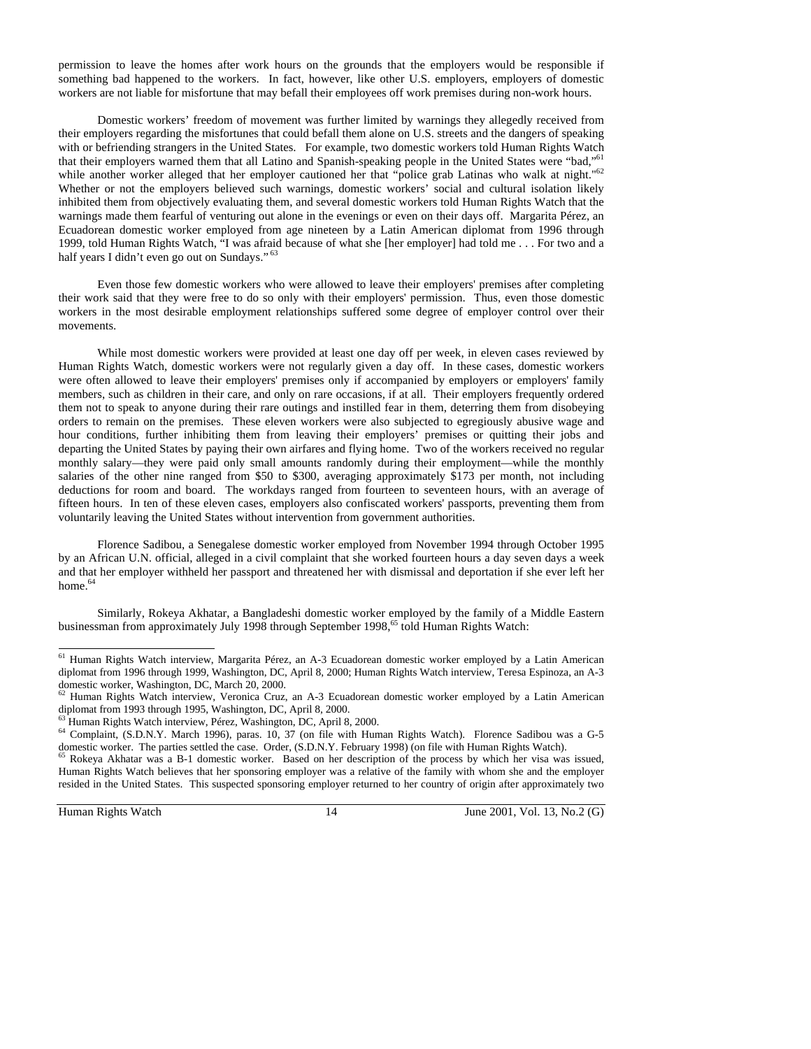permission to leave the homes after work hours on the grounds that the employers would be responsible if something bad happened to the workers. In fact, however, like other U.S. employers, employers of domestic workers are not liable for misfortune that may befall their employees off work premises during non-work hours.

Domestic workers' freedom of movement was further limited by warnings they allegedly received from their employers regarding the misfortunes that could befall them alone on U.S. streets and the dangers of speaking with or befriending strangers in the United States. For example, two domestic workers told Human Rights Watch that their employers warned them that all Latino and Spanish-speaking people in the United States were "bad,"[61] while another worker alleged that her employer cautioned her that "police grab Latinas who walk at night."[62] Whether or not the employers believed such warnings, domestic workers' social and cultural isolation likely inhibited them from objectively evaluating them, and several domestic workers told Human Rights Watch that the warnings made them fearful of venturing out alone in the evenings or even on their days off. Margarita Pérez, an Ecuadorean domestic worker employed from age nineteen by a Latin American diplomat from 1996 through 1999, told Human Rights Watch, "I was afraid because of what she [her employer] had told me . . . For two and a half years I didn't even go out on Sundays."[63]

Even those few domestic workers who were allowed to leave their employers' premises after completing their work said that they were free to do so only with their employers' permission. Thus, even those domestic workers in the most desirable employment relationships suffered some degree of employer control over their movements.

While most domestic workers were provided at least one day off per week, in eleven cases reviewed by Human Rights Watch, domestic workers were not regularly given a day off. In these cases, domestic workers were often allowed to leave their employers' premises only if accompanied by employers or employers' family members, such as children in their care, and only on rare occasions, if at all. Their employers frequently ordered them not to speak to anyone during their rare outings and instilled fear in them, deterring them from disobeying orders to remain on the premises. These eleven workers were also subjected to egregiously abusive wage and hour conditions, further inhibiting them from leaving their employers' premises or quitting their jobs and departing the United States by paying their own airfares and flying home. Two of the workers received no regular monthly salary—they were paid only small amounts randomly during their employment—while the monthly salaries of the other nine ranged from \$50 to \$300, averaging approximately \$173 per month, not including deductions for room and board. The workdays ranged from fourteen to seventeen hours, with an average of fifteen hours. In ten of these eleven cases, employers also confiscated workers' passports, preventing them from voluntarily leaving the United States without intervention from government authorities.

Florence Sadibou, a Senegalese domestic worker employed from November 1994 through October 1995 by an African U.N. official, alleged in a civil complaint that she worked fourteen hours a day seven days a week and that her employer withheld her passport and threatened her with dismissal and deportation if she ever left her home.[64]

Similarly, Rokeya Akhatar, a Bangladeshi domestic worker employed by the family of a Middle Eastern businessman from approximately July 1998 through September 1998,[65] told Human Rights Watch:

---

[61] Human Rights Watch interview, Margarita Pérez, an A-3 Ecuadorean domestic worker employed by a Latin American diplomat from 1996 through 1999, Washington, DC, April 8, 2000; Human Rights Watch interview, Teresa Espinoza, an A-3 domestic worker, Washington, DC, March 20, 2000.

[62] Human Rights Watch interview, Veronica Cruz, an A-3 Ecuadorean domestic worker employed by a Latin American diplomat from 1993 through 1995, Washington, DC, April 8, 2000.

[63] Human Rights Watch interview, Pérez, Washington, DC, April 8, 2000.

[64] Complaint, (S.D.N.Y. March 1996), paras. 10, 37 (on file with Human Rights Watch). Florence Sadibou was a G-5 domestic worker. The parties settled the case. Order, (S.D.N.Y. February 1998) (on file with Human Rights Watch).

[65] Rokeya Akhatar was a B-1 domestic worker. Based on her description of the process by which her visa was issued, Human Rights Watch believes that her sponsoring employer was a relative of the family with whom she and the employer resided in the United States. This suspected sponsoring employer returned to her country of origin after approximately two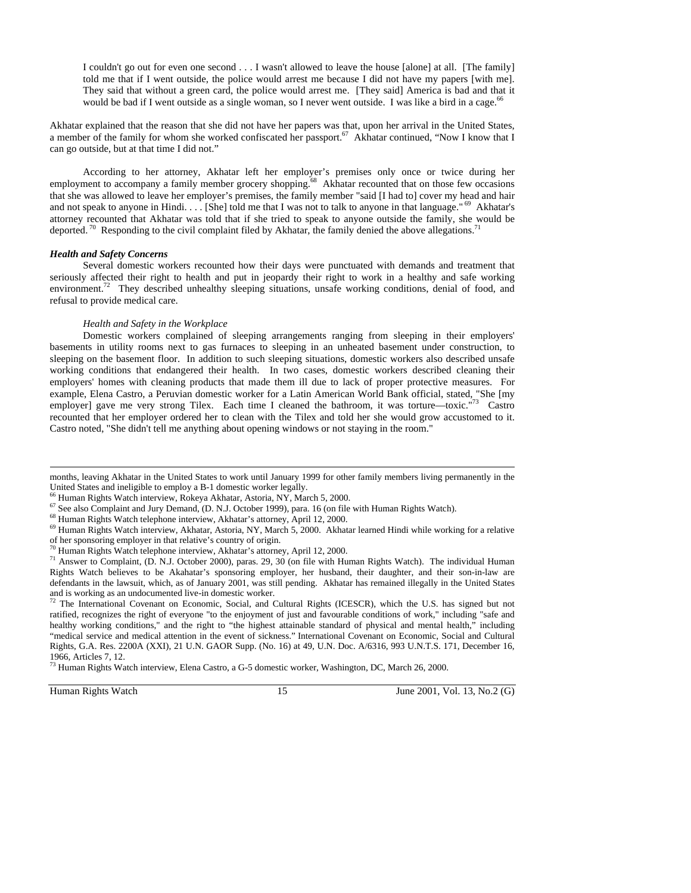> I couldn't go out for even one second . . . I wasn't allowed to leave the house [alone] at all. [The family] told me that if I went outside, the police would arrest me because I did not have my papers [with me]. They said that without a green card, the police would arrest me. [They said] America is bad and that it would be bad if I went outside as a single woman, so I never went outside. I was like a bird in a cage.[66]

Akhatar explained that the reason that she did not have her papers was that, upon her arrival in the United States, a member of the family for whom she worked confiscated her passport.[67] Akhatar continued, "Now I know that I can go outside, but at that time I did not."

According to her attorney, Akhatar left her employer's premises only once or twice during her employment to accompany a family member grocery shopping.[68] Akhatar recounted that on those few occasions that she was allowed to leave her employer's premises, the family member "said [I had to] cover my head and hair and not speak to anyone in Hindi. . . . [She] told me that I was not to talk to anyone in that language."[69] Akhatar's attorney recounted that Akhatar was told that if she tried to speak to anyone outside the family, she would be deported.[70] Responding to the civil complaint filed by Akhatar, the family denied the above allegations.[71]

***Health and Safety Concerns***

Several domestic workers recounted how their days were punctuated with demands and treatment that seriously affected their right to health and put in jeopardy their right to work in a healthy and safe working environment.[72] They described unhealthy sleeping situations, unsafe working conditions, denial of food, and refusal to provide medical care.

*Health and Safety in the Workplace*

Domestic workers complained of sleeping arrangements ranging from sleeping in their employers' basements in utility rooms next to gas furnaces to sleeping in an unheated basement under construction, to sleeping on the basement floor. In addition to such sleeping situations, domestic workers also described unsafe working conditions that endangered their health. In two cases, domestic workers described cleaning their employers' homes with cleaning products that made them ill due to lack of proper protective measures. For example, Elena Castro, a Peruvian domestic worker for a Latin American World Bank official, stated, "She [my employer] gave me very strong Tilex. Each time I cleaned the bathroom, it was torture—toxic."[73] Castro recounted that her employer ordered her to clean with the Tilex and told her she would grow accustomed to it. Castro noted, "She didn't tell me anything about opening windows or not staying in the room."

---

months, leaving Akhatar in the United States to work until January 1999 for other family members living permanently in the United States and ineligible to employ a B-1 domestic worker legally.

[66] Human Rights Watch interview, Rokeya Akhatar, Astoria, NY, March 5, 2000.

[67] See also Complaint and Jury Demand, (D. N.J. October 1999), para. 16 (on file with Human Rights Watch).

[68] Human Rights Watch telephone interview, Akhatar's attorney, April 12, 2000.

[69] Human Rights Watch interview, Akhatar, Astoria, NY, March 5, 2000. Akhatar learned Hindi while working for a relative of her sponsoring employer in that relative's country of origin.

[70] Human Rights Watch telephone interview, Akhatar's attorney, April 12, 2000.

[71] Answer to Complaint, (D. N.J. October 2000), paras. 29, 30 (on file with Human Rights Watch). The individual Human Rights Watch believes to be Akahatar's sponsoring employer, her husband, their daughter, and their son-in-law are defendants in the lawsuit, which, as of January 2001, was still pending. Akhatar has remained illegally in the United States and is working as an undocumented live-in domestic worker.

[72] The International Covenant on Economic, Social, and Cultural Rights (ICESCR), which the U.S. has signed but not ratified, recognizes the right of everyone "to the enjoyment of just and favourable conditions of work," including "safe and healthy working conditions," and the right to "the highest attainable standard of physical and mental health," including "medical service and medical attention in the event of sickness." International Covenant on Economic, Social and Cultural Rights, G.A. Res. 2200A (XXI), 21 U.N. GAOR Supp. (No. 16) at 49, U.N. Doc. A/6316, 993 U.N.T.S. 171, December 16, 1966, Articles 7, 12.

[73] Human Rights Watch interview, Elena Castro, a G-5 domestic worker, Washington, DC, March 26, 2000.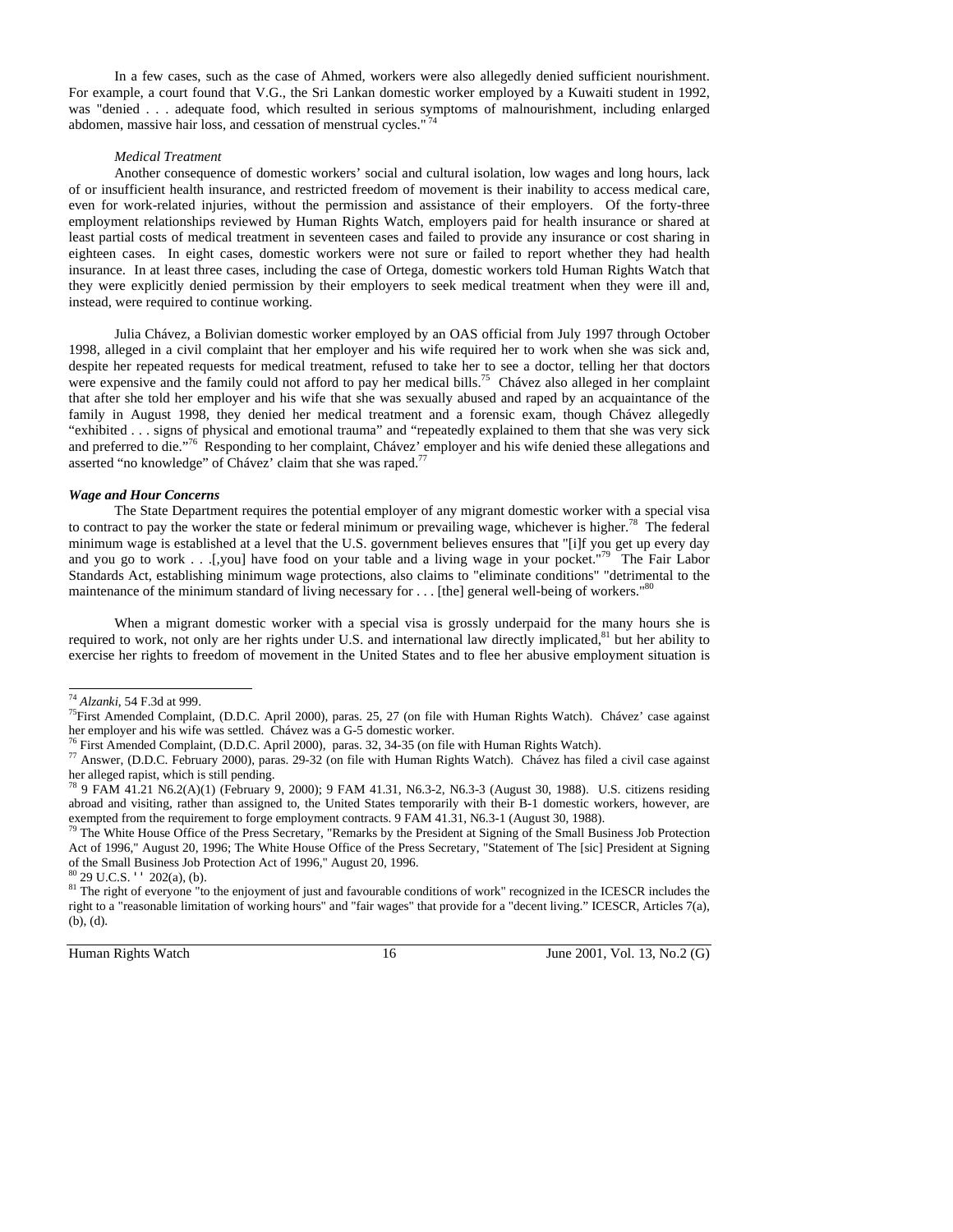In a few cases, such as the case of Ahmed, workers were also allegedly denied sufficient nourishment. For example, a court found that V.G., the Sri Lankan domestic worker employed by a Kuwaiti student in 1992, was "denied . . . adequate food, which resulted in serious symptoms of malnourishment, including enlarged abdomen, massive hair loss, and cessation of menstrual cycles."[74]

*Medical Treatment*

Another consequence of domestic workers' social and cultural isolation, low wages and long hours, lack of or insufficient health insurance, and restricted freedom of movement is their inability to access medical care, even for work-related injuries, without the permission and assistance of their employers. Of the forty-three employment relationships reviewed by Human Rights Watch, employers paid for health insurance or shared at least partial costs of medical treatment in seventeen cases and failed to provide any insurance or cost sharing in eighteen cases. In eight cases, domestic workers were not sure or failed to report whether they had health insurance. In at least three cases, including the case of Ortega, domestic workers told Human Rights Watch that they were explicitly denied permission by their employers to seek medical treatment when they were ill and, instead, were required to continue working.

Julia Chávez, a Bolivian domestic worker employed by an OAS official from July 1997 through October 1998, alleged in a civil complaint that her employer and his wife required her to work when she was sick and, despite her repeated requests for medical treatment, refused to take her to see a doctor, telling her that doctors were expensive and the family could not afford to pay her medical bills.[75] Chávez also alleged in her complaint that after she told her employer and his wife that she was sexually abused and raped by an acquaintance of the family in August 1998, they denied her medical treatment and a forensic exam, though Chávez allegedly "exhibited . . . signs of physical and emotional trauma" and "repeatedly explained to them that she was very sick and preferred to die."[76] Responding to her complaint, Chávez' employer and his wife denied these allegations and asserted "no knowledge" of Chávez' claim that she was raped.[77]

***Wage and Hour Concerns***

The State Department requires the potential employer of any migrant domestic worker with a special visa to contract to pay the worker the state or federal minimum or prevailing wage, whichever is higher.[78] The federal minimum wage is established at a level that the U.S. government believes ensures that "[i]f you get up every day and you go to work . . .[,you] have food on your table and a living wage in your pocket."[79] The Fair Labor Standards Act, establishing minimum wage protections, also claims to "eliminate conditions" "detrimental to the maintenance of the minimum standard of living necessary for . . . [the] general well-being of workers."[80]

When a migrant domestic worker with a special visa is grossly underpaid for the many hours she is required to work, not only are her rights under U.S. and international law directly implicated,[81] but her ability to exercise her rights to freedom of movement in the United States and to flee her abusive employment situation is

---

[74] *Alzanki*, 54 F.3d at 999.

[75] First Amended Complaint, (D.D.C. April 2000), paras. 25, 27 (on file with Human Rights Watch). Chávez' case against her employer and his wife was settled. Chávez was a G-5 domestic worker.

[76] First Amended Complaint, (D.D.C. April 2000), paras. 32, 34-35 (on file with Human Rights Watch).

[77] Answer, (D.D.C. February 2000), paras. 29-32 (on file with Human Rights Watch). Chávez has filed a civil case against her alleged rapist, which is still pending.

[78] 9 FAM 41.21 N6.2(A)(1) (February 9, 2000); 9 FAM 41.31, N6.3-2, N6.3-3 (August 30, 1988). U.S. citizens residing abroad and visiting, rather than assigned to, the United States temporarily with their B-1 domestic workers, however, are exempted from the requirement to forge employment contracts. 9 FAM 41.31, N6.3-1 (August 30, 1988).

[79] The White House Office of the Press Secretary, "Remarks by the President at Signing of the Small Business Job Protection Act of 1996," August 20, 1996; The White House Office of the Press Secretary, "Statement of The [sic] President at Signing of the Small Business Job Protection Act of 1996," August 20, 1996.

[80] 29 U.C.S. ' ' 202(a), (b).

[81] The right of everyone "to the enjoyment of just and favourable conditions of work" recognized in the ICESCR includes the right to a "reasonable limitation of working hours" and "fair wages" that provide for a "decent living." ICESCR, Articles 7(a), (b), (d).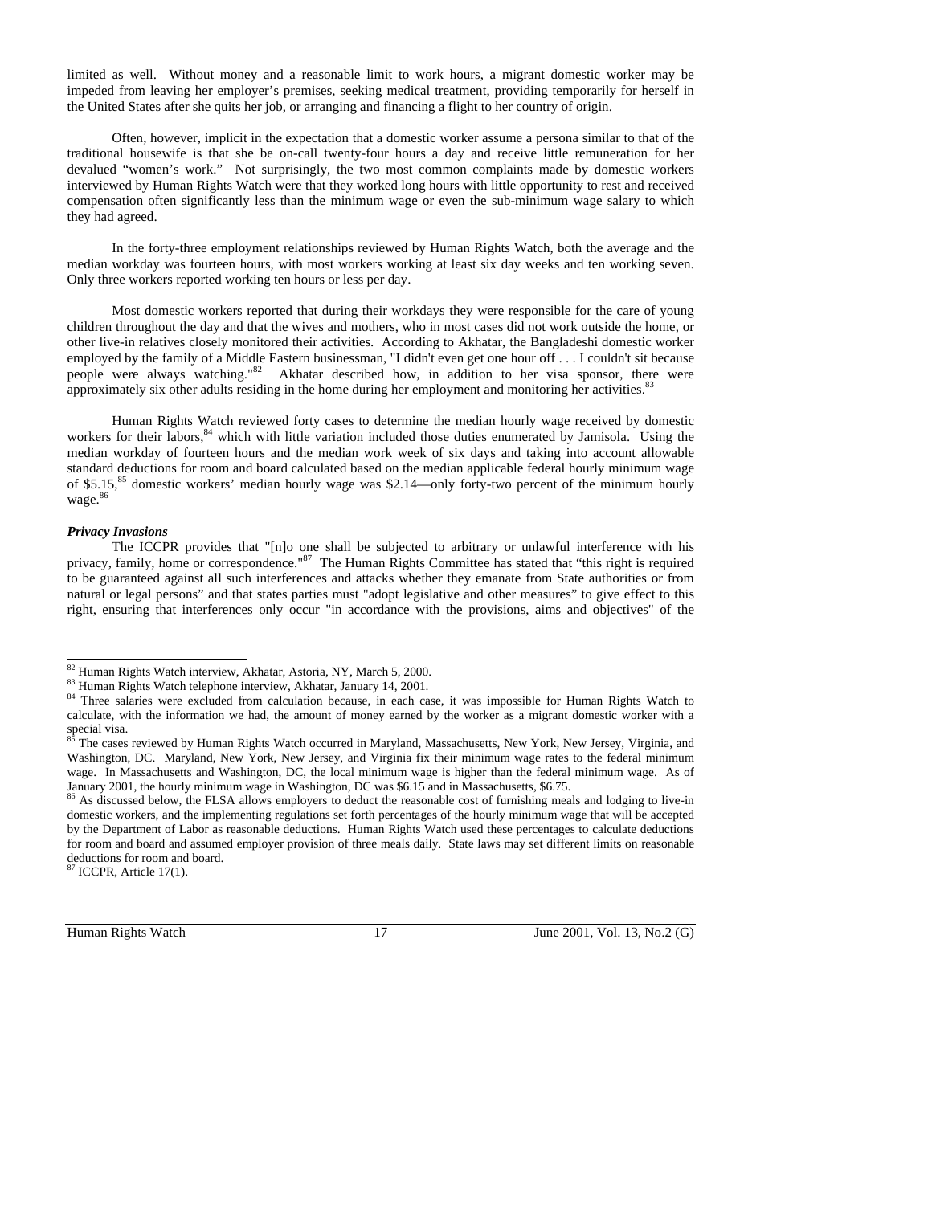limited as well. Without money and a reasonable limit to work hours, a migrant domestic worker may be impeded from leaving her employer's premises, seeking medical treatment, providing temporarily for herself in the United States after she quits her job, or arranging and financing a flight to her country of origin.

Often, however, implicit in the expectation that a domestic worker assume a persona similar to that of the traditional housewife is that she be on-call twenty-four hours a day and receive little remuneration for her devalued "women's work." Not surprisingly, the two most common complaints made by domestic workers interviewed by Human Rights Watch were that they worked long hours with little opportunity to rest and received compensation often significantly less than the minimum wage or even the sub-minimum wage salary to which they had agreed.

In the forty-three employment relationships reviewed by Human Rights Watch, both the average and the median workday was fourteen hours, with most workers working at least six day weeks and ten working seven. Only three workers reported working ten hours or less per day.

Most domestic workers reported that during their workdays they were responsible for the care of young children throughout the day and that the wives and mothers, who in most cases did not work outside the home, or other live-in relatives closely monitored their activities. According to Akhatar, the Bangladeshi domestic worker employed by the family of a Middle Eastern businessman, "I didn't even get one hour off . . . I couldn't sit because people were always watching."[82] Akhatar described how, in addition to her visa sponsor, there were approximately six other adults residing in the home during her employment and monitoring her activities.[83]

Human Rights Watch reviewed forty cases to determine the median hourly wage received by domestic workers for their labors,[84] which with little variation included those duties enumerated by Jamisola. Using the median workday of fourteen hours and the median work week of six days and taking into account allowable standard deductions for room and board calculated based on the median applicable federal hourly minimum wage of $5.15,[85] domestic workers' median hourly wage was $2.14—only forty-two percent of the minimum hourly wage.[86]

***Privacy Invasions***

The ICCPR provides that "[n]o one shall be subjected to arbitrary or unlawful interference with his privacy, family, home or correspondence."[87] The Human Rights Committee has stated that "this right is required to be guaranteed against all such interferences and attacks whether they emanate from State authorities or from natural or legal persons" and that states parties must "adopt legislative and other measures" to give effect to this right, ensuring that interferences only occur "in accordance with the provisions, aims and objectives" of the

---

[82] Human Rights Watch interview, Akhatar, Astoria, NY, March 5, 2000.

[83] Human Rights Watch telephone interview, Akhatar, January 14, 2001.

[84] Three salaries were excluded from calculation because, in each case, it was impossible for Human Rights Watch to calculate, with the information we had, the amount of money earned by the worker as a migrant domestic worker with a special visa.

[85] The cases reviewed by Human Rights Watch occurred in Maryland, Massachusetts, New York, New Jersey, Virginia, and Washington, DC. Maryland, New York, New Jersey, and Virginia fix their minimum wage rates to the federal minimum wage. In Massachusetts and Washington, DC, the local minimum wage is higher than the federal minimum wage. As of January 2001, the hourly minimum wage in Washington, DC was $6.15 and in Massachusetts, $6.75.

[86] As discussed below, the FLSA allows employers to deduct the reasonable cost of furnishing meals and lodging to live-in domestic workers, and the implementing regulations set forth percentages of the hourly minimum wage that will be accepted by the Department of Labor as reasonable deductions. Human Rights Watch used these percentages to calculate deductions for room and board and assumed employer provision of three meals daily. State laws may set different limits on reasonable deductions for room and board.

[87] ICCPR, Article 17(1).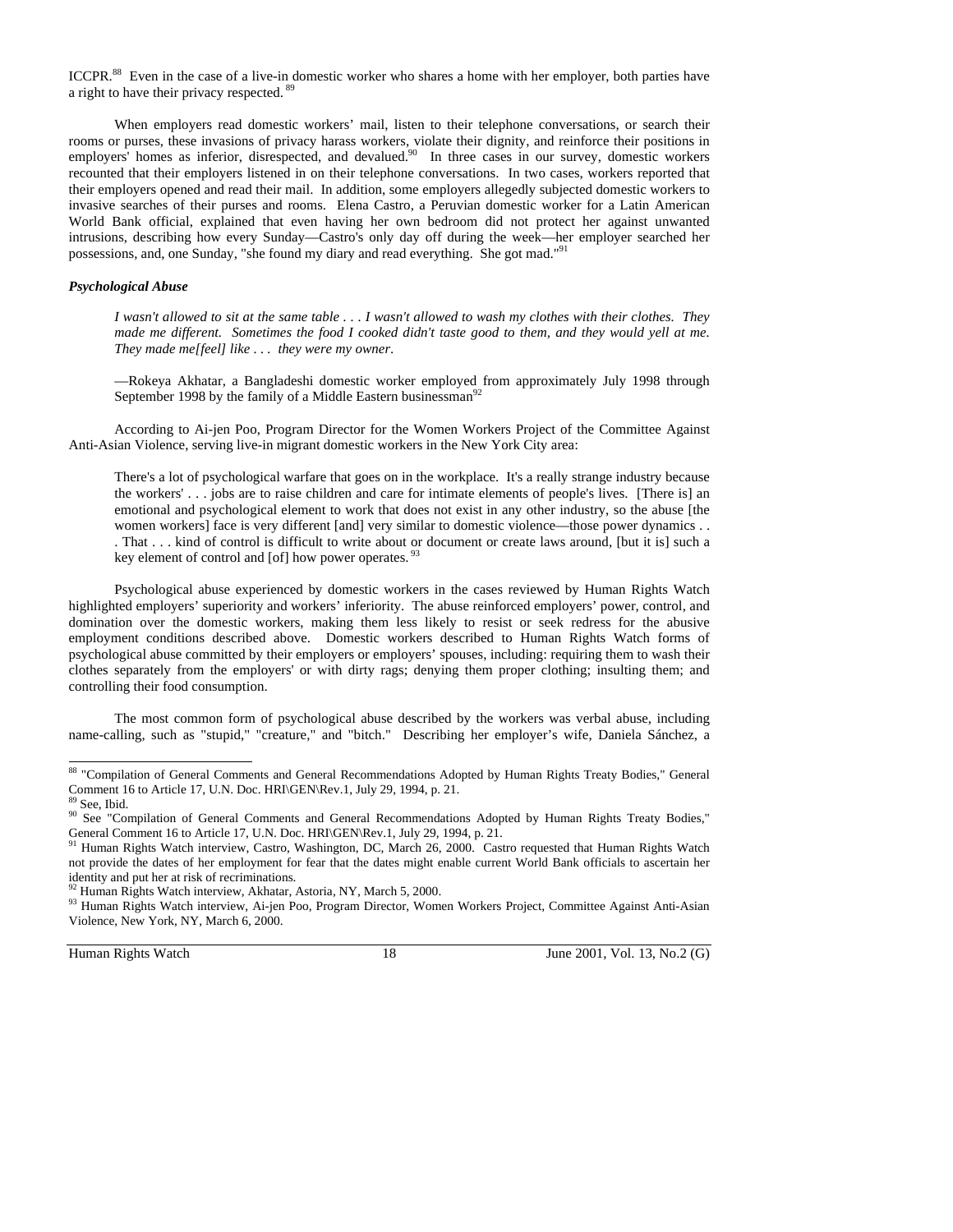ICCPR.[88] Even in the case of a live-in domestic worker who shares a home with her employer, both parties have a right to have their privacy respected.[89]

When employers read domestic workers' mail, listen to their telephone conversations, or search their rooms or purses, these invasions of privacy harass workers, violate their dignity, and reinforce their positions in employers' homes as inferior, disrespected, and devalued.[90] In three cases in our survey, domestic workers recounted that their employers listened in on their telephone conversations. In two cases, workers reported that their employers opened and read their mail. In addition, some employers allegedly subjected domestic workers to invasive searches of their purses and rooms. Elena Castro, a Peruvian domestic worker for a Latin American World Bank official, explained that even having her own bedroom did not protect her against unwanted intrusions, describing how every Sunday—Castro's only day off during the week—her employer searched her possessions, and, one Sunday, "she found my diary and read everything. She got mad."[91]

***Psychological Abuse***

> *I wasn't allowed to sit at the same table . . . I wasn't allowed to wash my clothes with their clothes. They made me different. Sometimes the food I cooked didn't taste good to them, and they would yell at me. They made me[feel] like . . . they were my owner.*
>
> —Rokeya Akhatar, a Bangladeshi domestic worker employed from approximately July 1998 through September 1998 by the family of a Middle Eastern businessman[92]

According to Ai-jen Poo, Program Director for the Women Workers Project of the Committee Against Anti-Asian Violence, serving live-in migrant domestic workers in the New York City area:

> There's a lot of psychological warfare that goes on in the workplace. It's a really strange industry because the workers' . . . jobs are to raise children and care for intimate elements of people's lives. [There is] an emotional and psychological element to work that does not exist in any other industry, so the abuse [the women workers] face is very different [and] very similar to domestic violence—those power dynamics . . . That . . . kind of control is difficult to write about or document or create laws around, [but it is] such a key element of control and [of] how power operates.[93]

Psychological abuse experienced by domestic workers in the cases reviewed by Human Rights Watch highlighted employers' superiority and workers' inferiority. The abuse reinforced employers' power, control, and domination over the domestic workers, making them less likely to resist or seek redress for the abusive employment conditions described above. Domestic workers described to Human Rights Watch forms of psychological abuse committed by their employers or employers' spouses, including: requiring them to wash their clothes separately from the employers' or with dirty rags; denying them proper clothing; insulting them; and controlling their food consumption.

The most common form of psychological abuse described by the workers was verbal abuse, including name-calling, such as "stupid," "creature," and "bitch." Describing her employer's wife, Daniela Sánchez, a

---

[88] "Compilation of General Comments and General Recommendations Adopted by Human Rights Treaty Bodies," General Comment 16 to Article 17, U.N. Doc. HRI\GEN\Rev.1, July 29, 1994, p. 21.

[89] See, Ibid.

[90] See "Compilation of General Comments and General Recommendations Adopted by Human Rights Treaty Bodies," General Comment 16 to Article 17, U.N. Doc. HRI\GEN\Rev.1, July 29, 1994, p. 21.

[91] Human Rights Watch interview, Castro, Washington, DC, March 26, 2000. Castro requested that Human Rights Watch not provide the dates of her employment for fear that the dates might enable current World Bank officials to ascertain her identity and put her at risk of recriminations.

[92] Human Rights Watch interview, Akhatar, Astoria, NY, March 5, 2000.

[93] Human Rights Watch interview, Ai-jen Poo, Program Director, Women Workers Project, Committee Against Anti-Asian Violence, New York, NY, March 6, 2000.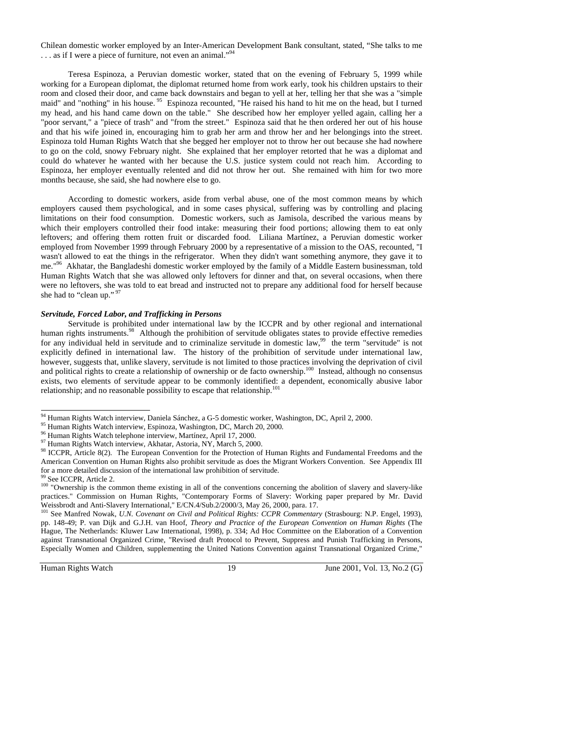Chilean domestic worker employed by an Inter-American Development Bank consultant, stated, "She talks to me . . . as if I were a piece of furniture, not even an animal."[94]

Teresa Espinoza, a Peruvian domestic worker, stated that on the evening of February 5, 1999 while working for a European diplomat, the diplomat returned home from work early, took his children upstairs to their room and closed their door, and came back downstairs and began to yell at her, telling her that she was a "simple maid" and "nothing" in his house.[95] Espinoza recounted, "He raised his hand to hit me on the head, but I turned my head, and his hand came down on the table." She described how her employer yelled again, calling her a "poor servant," a "piece of trash" and "from the street." Espinoza said that he then ordered her out of his house and that his wife joined in, encouraging him to grab her arm and throw her and her belongings into the street. Espinoza told Human Rights Watch that she begged her employer not to throw her out because she had nowhere to go on the cold, snowy February night. She explained that her employer retorted that he was a diplomat and could do whatever he wanted with her because the U.S. justice system could not reach him. According to Espinoza, her employer eventually relented and did not throw her out. She remained with him for two more months because, she said, she had nowhere else to go.

According to domestic workers, aside from verbal abuse, one of the most common means by which employers caused them psychological, and in some cases physical, suffering was by controlling and placing limitations on their food consumption. Domestic workers, such as Jamisola, described the various means by which their employers controlled their food intake: measuring their food portions; allowing them to eat only leftovers; and offering them rotten fruit or discarded food. Liliana Martínez, a Peruvian domestic worker employed from November 1999 through February 2000 by a representative of a mission to the OAS, recounted, "I wasn't allowed to eat the things in the refrigerator. When they didn't want something anymore, they gave it to me."[96] Akhatar, the Bangladeshi domestic worker employed by the family of a Middle Eastern businessman, told Human Rights Watch that she was allowed only leftovers for dinner and that, on several occasions, when there were no leftovers, she was told to eat bread and instructed not to prepare any additional food for herself because she had to "clean up."[97]

***Servitude, Forced Labor, and Trafficking in Persons***

Servitude is prohibited under international law by the ICCPR and by other regional and international human rights instruments.[98] Although the prohibition of servitude obligates states to provide effective remedies for any individual held in servitude and to criminalize servitude in domestic law,[99] the term "servitude" is not explicitly defined in international law. The history of the prohibition of servitude under international law, however, suggests that, unlike slavery, servitude is not limited to those practices involving the deprivation of civil and political rights to create a relationship of ownership or de facto ownership.[100] Instead, although no consensus exists, two elements of servitude appear to be commonly identified: a dependent, economically abusive labor relationship; and no reasonable possibility to escape that relationship.[101]

---

[94] Human Rights Watch interview, Daniela Sánchez, a G-5 domestic worker, Washington, DC, April 2, 2000.

[95] Human Rights Watch interview, Espinoza, Washington, DC, March 20, 2000.

[96] Human Rights Watch telephone interview, Martínez, April 17, 2000.

[97] Human Rights Watch interview, Akhatar, Astoria, NY, March 5, 2000.

[98] ICCPR, Article 8(2). The European Convention for the Protection of Human Rights and Fundamental Freedoms and the American Convention on Human Rights also prohibit servitude as does the Migrant Workers Convention. See Appendix III for a more detailed discussion of the international law prohibition of servitude.

[99] See ICCPR, Article 2.

[100] "Ownership is the common theme existing in all of the conventions concerning the abolition of slavery and slavery-like practices." Commission on Human Rights, "Contemporary Forms of Slavery: Working paper prepared by Mr. David Weissbrodt and Anti-Slavery International," E/CN.4/Sub.2/2000/3, May 26, 2000, para. 17.

[101] See Manfred Nowak, *U.N. Covenant on Civil and Political Rights: CCPR Commentary* (Strasbourg: N.P. Engel, 1993), pp. 148-49; P. van Dijk and G.J.H. van Hoof, *Theory and Practice of the European Convention on Human Rights* (The Hague, The Netherlands: Kluwer Law International, 1998), p. 334; Ad Hoc Committee on the Elaboration of a Convention against Transnational Organized Crime, "Revised draft Protocol to Prevent, Suppress and Punish Trafficking in Persons, Especially Women and Children, supplementing the United Nations Convention against Transnational Organized Crime,"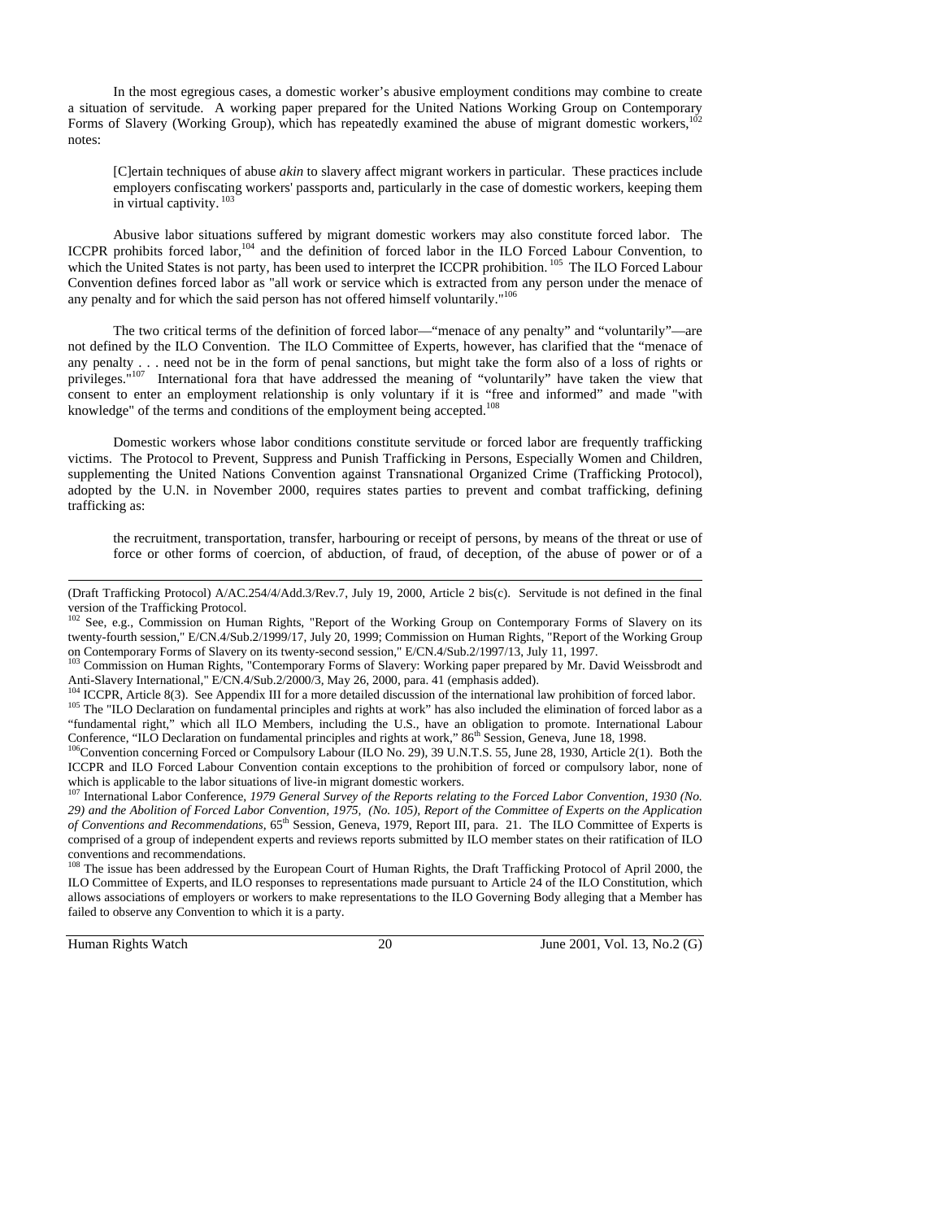In the most egregious cases, a domestic worker's abusive employment conditions may combine to create a situation of servitude. A working paper prepared for the United Nations Working Group on Contemporary Forms of Slavery (Working Group), which has repeatedly examined the abuse of migrant domestic workers,[102] notes:

> [C]ertain techniques of abuse *akin* to slavery affect migrant workers in particular. These practices include employers confiscating workers' passports and, particularly in the case of domestic workers, keeping them in virtual captivity.[103]

Abusive labor situations suffered by migrant domestic workers may also constitute forced labor. The ICCPR prohibits forced labor,[104] and the definition of forced labor in the ILO Forced Labour Convention, to which the United States is not party, has been used to interpret the ICCPR prohibition.[105] The ILO Forced Labour Convention defines forced labor as "all work or service which is extracted from any person under the menace of any penalty and for which the said person has not offered himself voluntarily."[106]

The two critical terms of the definition of forced labor—"menace of any penalty" and "voluntarily"—are not defined by the ILO Convention. The ILO Committee of Experts, however, has clarified that the "menace of any penalty . . . need not be in the form of penal sanctions, but might take the form also of a loss of rights or privileges."[107] International fora that have addressed the meaning of "voluntarily" have taken the view that consent to enter an employment relationship is only voluntary if it is "free and informed" and made "with knowledge" of the terms and conditions of the employment being accepted.[108]

Domestic workers whose labor conditions constitute servitude or forced labor are frequently trafficking victims. The Protocol to Prevent, Suppress and Punish Trafficking in Persons, Especially Women and Children, supplementing the United Nations Convention against Transnational Organized Crime (Trafficking Protocol), adopted by the U.N. in November 2000, requires states parties to prevent and combat trafficking, defining trafficking as:

> the recruitment, transportation, transfer, harbouring or receipt of persons, by means of the threat or use of force or other forms of coercion, of abduction, of fraud, of deception, of the abuse of power or of a

---

(Draft Trafficking Protocol) A/AC.254/4/Add.3/Rev.7, July 19, 2000, Article 2 bis(c). Servitude is not defined in the final version of the Trafficking Protocol.

[102] See, e.g., Commission on Human Rights, "Report of the Working Group on Contemporary Forms of Slavery on its twenty-fourth session," E/CN.4/Sub.2/1999/17, July 20, 1999; Commission on Human Rights, "Report of the Working Group on Contemporary Forms of Slavery on its twenty-second session," E/CN.4/Sub.2/1997/13, July 11, 1997.

[103] Commission on Human Rights, "Contemporary Forms of Slavery: Working paper prepared by Mr. David Weissbrodt and Anti-Slavery International," E/CN.4/Sub.2/2000/3, May 26, 2000, para. 41 (emphasis added).

[104] ICCPR, Article 8(3). See Appendix III for a more detailed discussion of the international law prohibition of forced labor.

[105] The "ILO Declaration on fundamental principles and rights at work" has also included the elimination of forced labor as a "fundamental right," which all ILO Members, including the U.S., have an obligation to promote. International Labour Conference, "ILO Declaration on fundamental principles and rights at work," 86th Session, Geneva, June 18, 1998.

[106] Convention concerning Forced or Compulsory Labour (ILO No. 29), 39 U.N.T.S. 55, June 28, 1930, Article 2(1). Both the ICCPR and ILO Forced Labour Convention contain exceptions to the prohibition of forced or compulsory labor, none of which is applicable to the labor situations of live-in migrant domestic workers.

[107] International Labor Conference, *1979 General Survey of the Reports relating to the Forced Labor Convention, 1930 (No. 29) and the Abolition of Forced Labor Convention, 1975, (No. 105), Report of the Committee of Experts on the Application of Conventions and Recommendations*, 65th Session, Geneva, 1979, Report III, para. 21. The ILO Committee of Experts is comprised of a group of independent experts and reviews reports submitted by ILO member states on their ratification of ILO conventions and recommendations.

[108] The issue has been addressed by the European Court of Human Rights, the Draft Trafficking Protocol of April 2000, the ILO Committee of Experts, and ILO responses to representations made pursuant to Article 24 of the ILO Constitution, which allows associations of employers or workers to make representations to the ILO Governing Body alleging that a Member has failed to observe any Convention to which it is a party.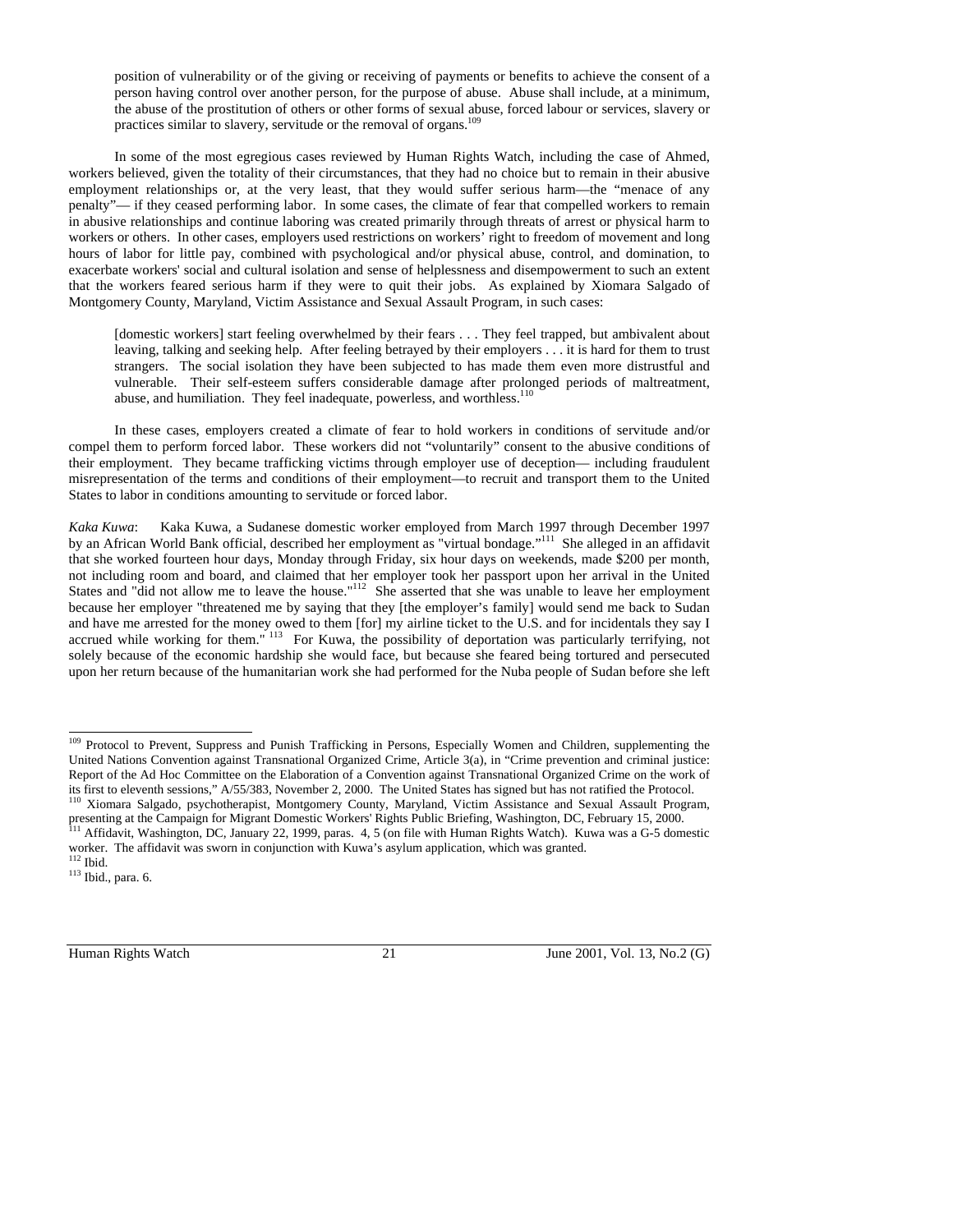> position of vulnerability or of the giving or receiving of payments or benefits to achieve the consent of a person having control over another person, for the purpose of abuse. Abuse shall include, at a minimum, the abuse of the prostitution of others or other forms of sexual abuse, forced labour or services, slavery or practices similar to slavery, servitude or the removal of organs.[109]

In some of the most egregious cases reviewed by Human Rights Watch, including the case of Ahmed, workers believed, given the totality of their circumstances, that they had no choice but to remain in their abusive employment relationships or, at the very least, that they would suffer serious harm—the "menace of any penalty"— if they ceased performing labor. In some cases, the climate of fear that compelled workers to remain in abusive relationships and continue laboring was created primarily through threats of arrest or physical harm to workers or others. In other cases, employers used restrictions on workers' right to freedom of movement and long hours of labor for little pay, combined with psychological and/or physical abuse, control, and domination, to exacerbate workers' social and cultural isolation and sense of helplessness and disempowerment to such an extent that the workers feared serious harm if they were to quit their jobs. As explained by Xiomara Salgado of Montgomery County, Maryland, Victim Assistance and Sexual Assault Program, in such cases:

> [domestic workers] start feeling overwhelmed by their fears . . . They feel trapped, but ambivalent about leaving, talking and seeking help. After feeling betrayed by their employers . . . it is hard for them to trust strangers. The social isolation they have been subjected to has made them even more distrustful and vulnerable. Their self-esteem suffers considerable damage after prolonged periods of maltreatment, abuse, and humiliation. They feel inadequate, powerless, and worthless.[110]

In these cases, employers created a climate of fear to hold workers in conditions of servitude and/or compel them to perform forced labor. These workers did not "voluntarily" consent to the abusive conditions of their employment. They became trafficking victims through employer use of deception— including fraudulent misrepresentation of the terms and conditions of their employment—to recruit and transport them to the United States to labor in conditions amounting to servitude or forced labor.

*Kaka Kuwa*: Kaka Kuwa, a Sudanese domestic worker employed from March 1997 through December 1997 by an African World Bank official, described her employment as "virtual bondage."[111] She alleged in an affidavit that she worked fourteen hour days, Monday through Friday, six hour days on weekends, made $200 per month, not including room and board, and claimed that her employer took her passport upon her arrival in the United States and "did not allow me to leave the house."[112] She asserted that she was unable to leave her employment because her employer "threatened me by saying that they [the employer's family] would send me back to Sudan and have me arrested for the money owed to them [for] my airline ticket to the U.S. and for incidentals they say I accrued while working for them."[113] For Kuwa, the possibility of deportation was particularly terrifying, not solely because of the economic hardship she would face, but because she feared being tortured and persecuted upon her return because of the humanitarian work she had performed for the Nuba people of Sudan before she left

---

[109] Protocol to Prevent, Suppress and Punish Trafficking in Persons, Especially Women and Children, supplementing the United Nations Convention against Transnational Organized Crime, Article 3(a), in "Crime prevention and criminal justice: Report of the Ad Hoc Committee on the Elaboration of a Convention against Transnational Organized Crime on the work of its first to eleventh sessions," A/55/383, November 2, 2000. The United States has signed but has not ratified the Protocol.

[110] Xiomara Salgado, psychotherapist, Montgomery County, Maryland, Victim Assistance and Sexual Assault Program, presenting at the Campaign for Migrant Domestic Workers' Rights Public Briefing, Washington, DC, February 15, 2000.

[111] Affidavit, Washington, DC, January 22, 1999, paras. 4, 5 (on file with Human Rights Watch). Kuwa was a G-5 domestic worker. The affidavit was sworn in conjunction with Kuwa's asylum application, which was granted.

[112] Ibid.

[113] Ibid., para. 6.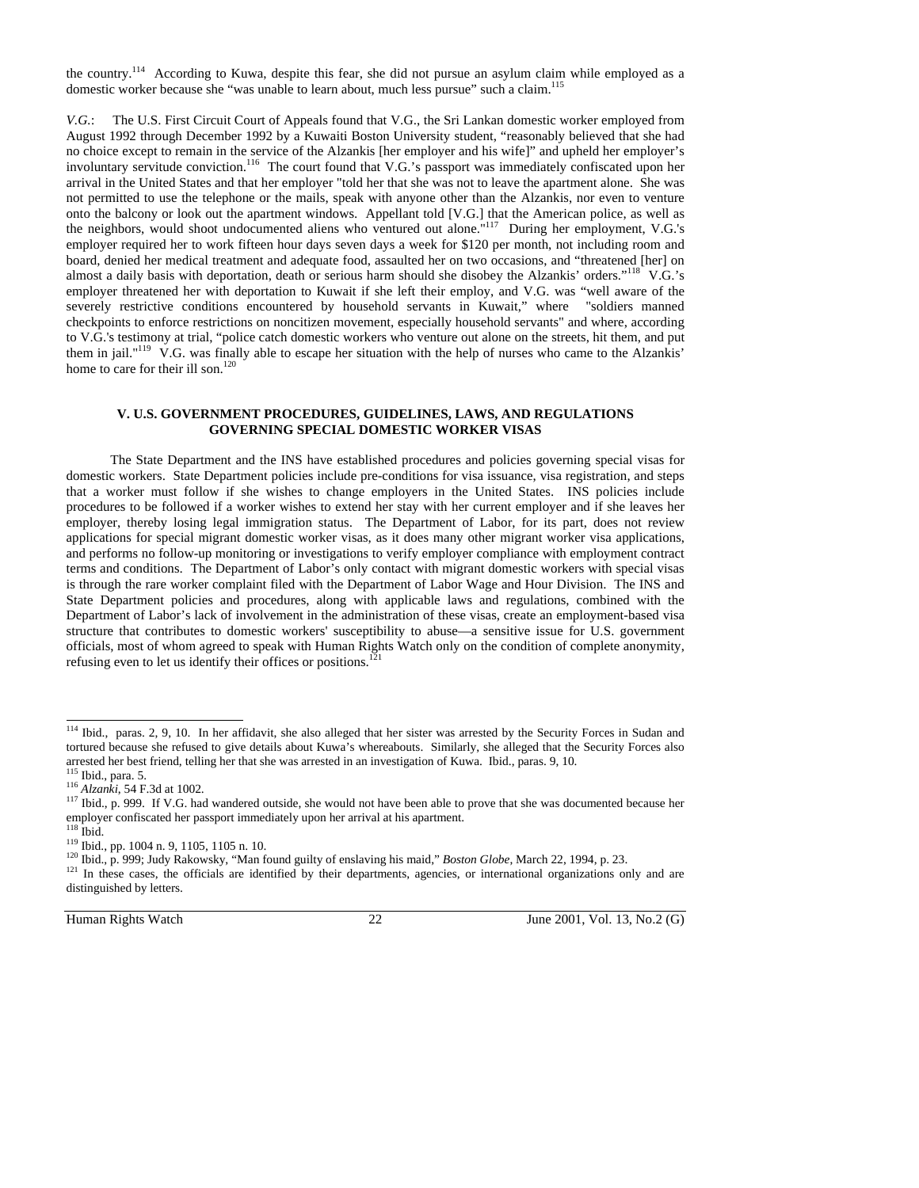the country.[114] According to Kuwa, despite this fear, she did not pursue an asylum claim while employed as a domestic worker because she "was unable to learn about, much less pursue" such a claim.[115]

*V.G.*: The U.S. First Circuit Court of Appeals found that V.G., the Sri Lankan domestic worker employed from August 1992 through December 1992 by a Kuwaiti Boston University student, "reasonably believed that she had no choice except to remain in the service of the Alzankis [her employer and his wife]" and upheld her employer's involuntary servitude conviction.[116] The court found that V.G.'s passport was immediately confiscated upon her arrival in the United States and that her employer "told her that she was not to leave the apartment alone. She was not permitted to use the telephone or the mails, speak with anyone other than the Alzankis, nor even to venture onto the balcony or look out the apartment windows. Appellant told [V.G.] that the American police, as well as the neighbors, would shoot undocumented aliens who ventured out alone."[117] During her employment, V.G.'s employer required her to work fifteen hour days seven days a week for $120 per month, not including room and board, denied her medical treatment and adequate food, assaulted her on two occasions, and "threatened [her] on almost a daily basis with deportation, death or serious harm should she disobey the Alzankis' orders."[118] V.G.'s employer threatened her with deportation to Kuwait if she left their employ, and V.G. was "well aware of the severely restrictive conditions encountered by household servants in Kuwait," where "soldiers manned checkpoints to enforce restrictions on noncitizen movement, especially household servants" and where, according to V.G.'s testimony at trial, "police catch domestic workers who venture out alone on the streets, hit them, and put them in jail."[119] V.G. was finally able to escape her situation with the help of nurses who came to the Alzankis' home to care for their ill son.[120]

## V. U.S. GOVERNMENT PROCEDURES, GUIDELINES, LAWS, AND REGULATIONS GOVERNING SPECIAL DOMESTIC WORKER VISAS

The State Department and the INS have established procedures and policies governing special visas for domestic workers. State Department policies include pre-conditions for visa issuance, visa registration, and steps that a worker must follow if she wishes to change employers in the United States. INS policies include procedures to be followed if a worker wishes to extend her stay with her current employer and if she leaves her employer, thereby losing legal immigration status. The Department of Labor, for its part, does not review applications for special migrant domestic worker visas, as it does many other migrant worker visa applications, and performs no follow-up monitoring or investigations to verify employer compliance with employment contract terms and conditions. The Department of Labor's only contact with migrant domestic workers with special visas is through the rare worker complaint filed with the Department of Labor Wage and Hour Division. The INS and State Department policies and procedures, along with applicable laws and regulations, combined with the Department of Labor's lack of involvement in the administration of these visas, create an employment-based visa structure that contributes to domestic workers' susceptibility to abuse—a sensitive issue for U.S. government officials, most of whom agreed to speak with Human Rights Watch only on the condition of complete anonymity, refusing even to let us identify their offices or positions.[121]

---

[114] Ibid., paras. 2, 9, 10. In her affidavit, she also alleged that her sister was arrested by the Security Forces in Sudan and tortured because she refused to give details about Kuwa's whereabouts. Similarly, she alleged that the Security Forces also arrested her best friend, telling her that she was arrested in an investigation of Kuwa. Ibid., paras. 9, 10.

[115] Ibid., para. 5.

[116] *Alzanki*, 54 F.3d at 1002.

[117] Ibid., p. 999. If V.G. had wandered outside, she would not have been able to prove that she was documented because her employer confiscated her passport immediately upon her arrival at his apartment.

[118] Ibid.

[119] Ibid., pp. 1004 n. 9, 1105, 1105 n. 10.

[120] Ibid., p. 999; Judy Rakowsky, "Man found guilty of enslaving his maid," *Boston Globe*, March 22, 1994, p. 23.

[121] In these cases, the officials are identified by their departments, agencies, or international organizations only and are distinguished by letters.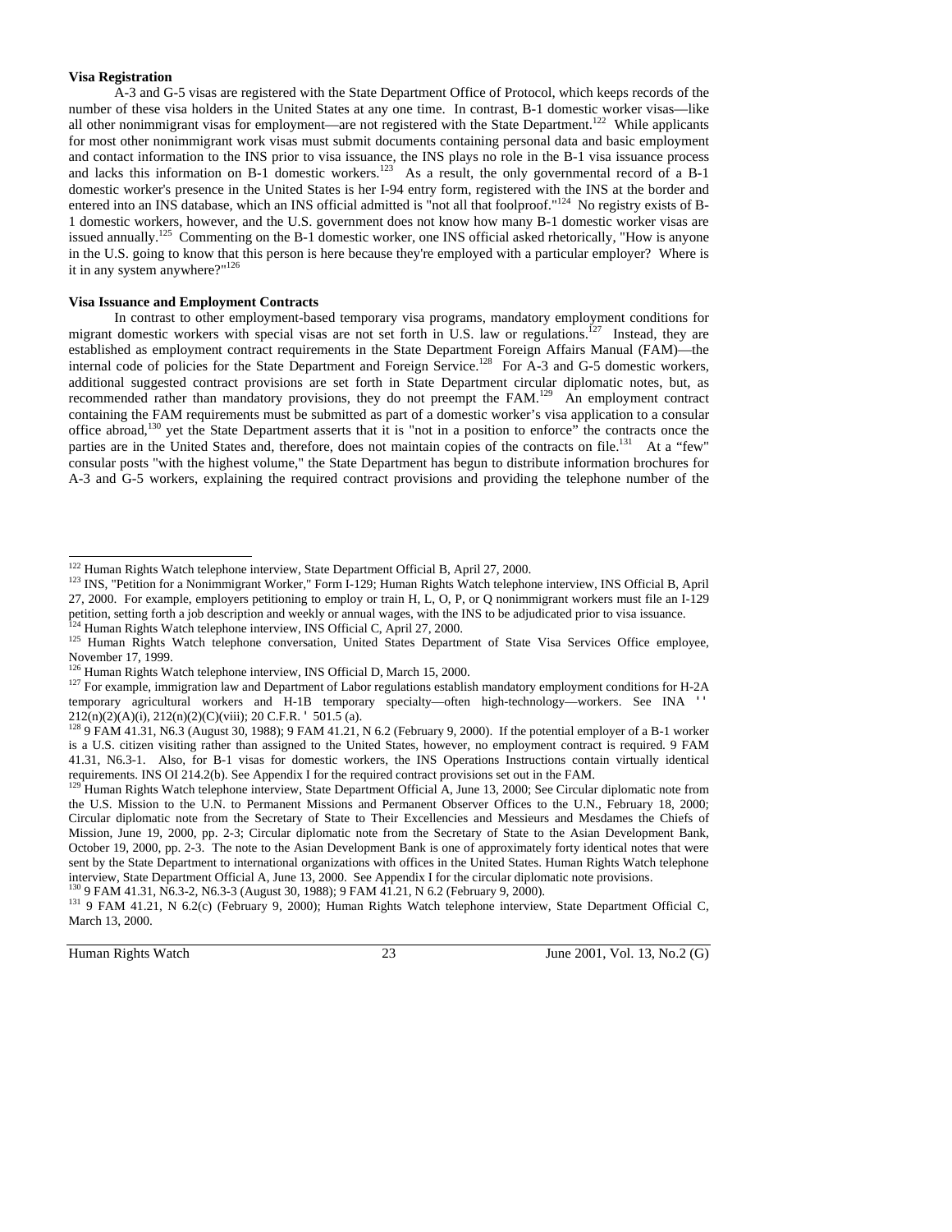**Visa Registration**

A-3 and G-5 visas are registered with the State Department Office of Protocol, which keeps records of the number of these visa holders in the United States at any one time. In contrast, B-1 domestic worker visas—like all other nonimmigrant visas for employment—are not registered with the State Department.[122] While applicants for most other nonimmigrant work visas must submit documents containing personal data and basic employment and contact information to the INS prior to visa issuance, the INS plays no role in the B-1 visa issuance process and lacks this information on B-1 domestic workers.[123] As a result, the only governmental record of a B-1 domestic worker's presence in the United States is her I-94 entry form, registered with the INS at the border and entered into an INS database, which an INS official admitted is "not all that foolproof."[124] No registry exists of B-1 domestic workers, however, and the U.S. government does not know how many B-1 domestic worker visas are issued annually.[125] Commenting on the B-1 domestic worker, one INS official asked rhetorically, "How is anyone in the U.S. going to know that this person is here because they're employed with a particular employer? Where is it in any system anywhere?"[126]

**Visa Issuance and Employment Contracts**

In contrast to other employment-based temporary visa programs, mandatory employment conditions for migrant domestic workers with special visas are not set forth in U.S. law or regulations.[127] Instead, they are established as employment contract requirements in the State Department Foreign Affairs Manual (FAM)—the internal code of policies for the State Department and Foreign Service.[128] For A-3 and G-5 domestic workers, additional suggested contract provisions are set forth in State Department circular diplomatic notes, but, as recommended rather than mandatory provisions, they do not preempt the FAM.[129] An employment contract containing the FAM requirements must be submitted as part of a domestic worker's visa application to a consular office abroad,[130] yet the State Department asserts that it is "not in a position to enforce" the contracts once the parties are in the United States and, therefore, does not maintain copies of the contracts on file.[131] At a "few" consular posts "with the highest volume," the State Department has begun to distribute information brochures for A-3 and G-5 workers, explaining the required contract provisions and providing the telephone number of the

---

[122] Human Rights Watch telephone interview, State Department Official B, April 27, 2000.

[123] INS, "Petition for a Nonimmigrant Worker," Form I-129; Human Rights Watch telephone interview, INS Official B, April 27, 2000. For example, employers petitioning to employ or train H, L, O, P, or Q nonimmigrant workers must file an I-129 petition, setting forth a job description and weekly or annual wages, with the INS to be adjudicated prior to visa issuance.

[124] Human Rights Watch telephone interview, INS Official C, April 27, 2000.

[125] Human Rights Watch telephone conversation, United States Department of State Visa Services Office employee, November 17, 1999.

[126] Human Rights Watch telephone interview, INS Official D, March 15, 2000.

[127] For example, immigration law and Department of Labor regulations establish mandatory employment conditions for H-2A temporary agricultural workers and H-1B temporary specialty—often high-technology—workers. See INA '' 212(n)(2)(A)(i), 212(n)(2)(C)(viii); 20 C.F.R. ' 501.5 (a).

[128] 9 FAM 41.31, N6.3 (August 30, 1988); 9 FAM 41.21, N 6.2 (February 9, 2000). If the potential employer of a B-1 worker is a U.S. citizen visiting rather than assigned to the United States, however, no employment contract is required. 9 FAM 41.31, N6.3-1. Also, for B-1 visas for domestic workers, the INS Operations Instructions contain virtually identical requirements. INS OI 214.2(b). See Appendix I for the required contract provisions set out in the FAM.

[129] Human Rights Watch telephone interview, State Department Official A, June 13, 2000; See Circular diplomatic note from the U.S. Mission to the U.N. to Permanent Missions and Permanent Observer Offices to the U.N., February 18, 2000; Circular diplomatic note from the Secretary of State to Their Excellencies and Messieurs and Mesdames the Chiefs of Mission, June 19, 2000, pp. 2-3; Circular diplomatic note from the Secretary of State to the Asian Development Bank, October 19, 2000, pp. 2-3. The note to the Asian Development Bank is one of approximately forty identical notes that were sent by the State Department to international organizations with offices in the United States. Human Rights Watch telephone interview, State Department Official A, June 13, 2000. See Appendix I for the circular diplomatic note provisions.

[130] 9 FAM 41.31, N6.3-2, N6.3-3 (August 30, 1988); 9 FAM 41.21, N 6.2 (February 9, 2000).

[131] 9 FAM 41.21, N 6.2(c) (February 9, 2000); Human Rights Watch telephone interview, State Department Official C, March 13, 2000.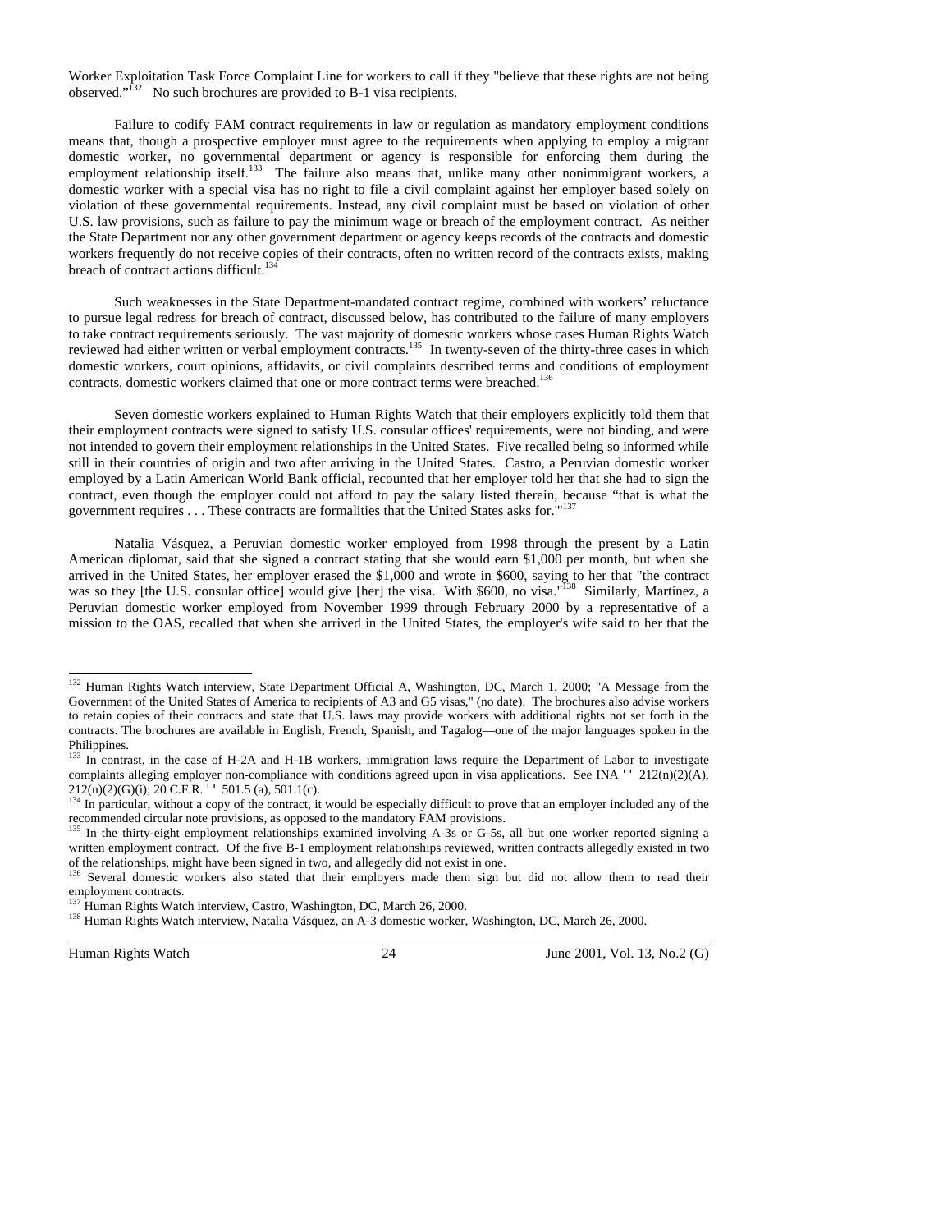Worker Exploitation Task Force Complaint Line for workers to call if they "believe that these rights are not being observed."[132] No such brochures are provided to B-1 visa recipients.

Failure to codify FAM contract requirements in law or regulation as mandatory employment conditions means that, though a prospective employer must agree to the requirements when applying to employ a migrant domestic worker, no governmental department or agency is responsible for enforcing them during the employment relationship itself.[133] The failure also means that, unlike many other nonimmigrant workers, a domestic worker with a special visa has no right to file a civil complaint against her employer based solely on violation of these governmental requirements. Instead, any civil complaint must be based on violation of other U.S. law provisions, such as failure to pay the minimum wage or breach of the employment contract. As neither the State Department nor any other government department or agency keeps records of the contracts and domestic workers frequently do not receive copies of their contracts, often no written record of the contracts exists, making breach of contract actions difficult.[134]

Such weaknesses in the State Department-mandated contract regime, combined with workers' reluctance to pursue legal redress for breach of contract, discussed below, has contributed to the failure of many employers to take contract requirements seriously. The vast majority of domestic workers whose cases Human Rights Watch reviewed had either written or verbal employment contracts.[135] In twenty-seven of the thirty-three cases in which domestic workers, court opinions, affidavits, or civil complaints described terms and conditions of employment contracts, domestic workers claimed that one or more contract terms were breached.[136]

Seven domestic workers explained to Human Rights Watch that their employers explicitly told them that their employment contracts were signed to satisfy U.S. consular offices' requirements, were not binding, and were not intended to govern their employment relationships in the United States. Five recalled being so informed while still in their countries of origin and two after arriving in the United States. Castro, a Peruvian domestic worker employed by a Latin American World Bank official, recounted that her employer told her that she had to sign the contract, even though the employer could not afford to pay the salary listed therein, because "that is what the government requires . . . These contracts are formalities that the United States asks for.'"[137]

Natalia Vásquez, a Peruvian domestic worker employed from 1998 through the present by a Latin American diplomat, said that she signed a contract stating that she would earn $1,000 per month, but when she arrived in the United States, her employer erased the $1,000 and wrote in $600, saying to her that "the contract was so they [the U.S. consular office] would give [her] the visa. With $600, no visa."[138] Similarly, Martínez, a Peruvian domestic worker employed from November 1999 through February 2000 by a representative of a mission to the OAS, recalled that when she arrived in the United States, the employer's wife said to her that the

---

[132] Human Rights Watch interview, State Department Official A, Washington, DC, March 1, 2000; "A Message from the Government of the United States of America to recipients of A3 and G5 visas," (no date). The brochures also advise workers to retain copies of their contracts and state that U.S. laws may provide workers with additional rights not set forth in the contracts. The brochures are available in English, French, Spanish, and Tagalog—one of the major languages spoken in the Philippines.

[133] In contrast, in the case of H-2A and H-1B workers, immigration laws require the Department of Labor to investigate complaints alleging employer non-compliance with conditions agreed upon in visa applications. See INA '' 212(n)(2)(A), 212(n)(2)(G)(i); 20 C.F.R. '' 501.5 (a), 501.1(c).

[134] In particular, without a copy of the contract, it would be especially difficult to prove that an employer included any of the recommended circular note provisions, as opposed to the mandatory FAM provisions.

[135] In the thirty-eight employment relationships examined involving A-3s or G-5s, all but one worker reported signing a written employment contract. Of the five B-1 employment relationships reviewed, written contracts allegedly existed in two of the relationships, might have been signed in two, and allegedly did not exist in one.

[136] Several domestic workers also stated that their employers made them sign but did not allow them to read their employment contracts.

[137] Human Rights Watch interview, Castro, Washington, DC, March 26, 2000.

[138] Human Rights Watch interview, Natalia Vásquez, an A-3 domestic worker, Washington, DC, March 26, 2000.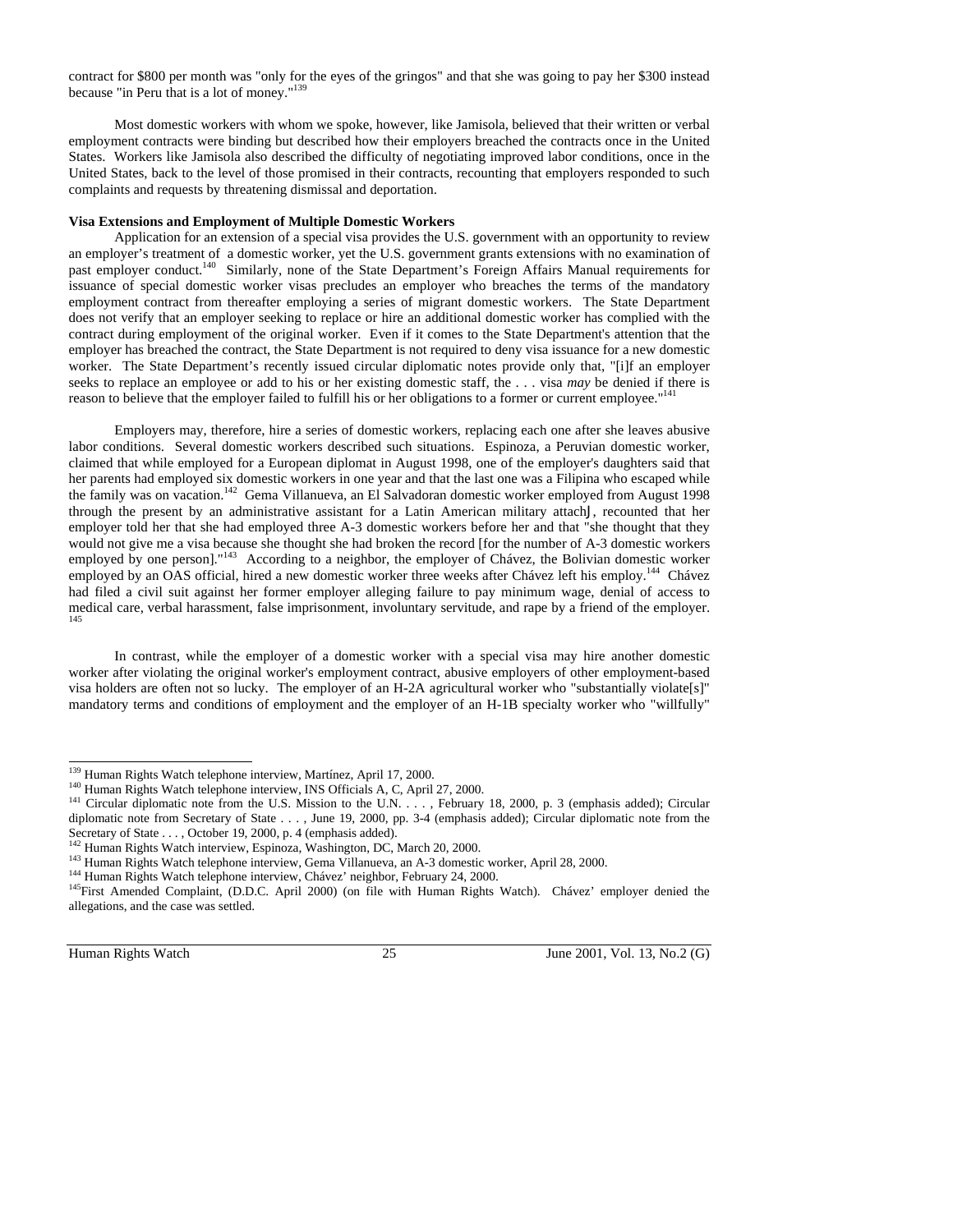contract for $800 per month was "only for the eyes of the gringos" and that she was going to pay her $300 instead because "in Peru that is a lot of money."[139]

Most domestic workers with whom we spoke, however, like Jamisola, believed that their written or verbal employment contracts were binding but described how their employers breached the contracts once in the United States. Workers like Jamisola also described the difficulty of negotiating improved labor conditions, once in the United States, back to the level of those promised in their contracts, recounting that employers responded to such complaints and requests by threatening dismissal and deportation.

**Visa Extensions and Employment of Multiple Domestic Workers**

Application for an extension of a special visa provides the U.S. government with an opportunity to review an employer's treatment of a domestic worker, yet the U.S. government grants extensions with no examination of past employer conduct.[140] Similarly, none of the State Department's Foreign Affairs Manual requirements for issuance of special domestic worker visas precludes an employer who breaches the terms of the mandatory employment contract from thereafter employing a series of migrant domestic workers. The State Department does not verify that an employer seeking to replace or hire an additional domestic worker has complied with the contract during employment of the original worker. Even if it comes to the State Department's attention that the employer has breached the contract, the State Department is not required to deny visa issuance for a new domestic worker. The State Department's recently issued circular diplomatic notes provide only that, "[i]f an employer seeks to replace an employee or add to his or her existing domestic staff, the . . . visa *may* be denied if there is reason to believe that the employer failed to fulfill his or her obligations to a former or current employee."[141]

Employers may, therefore, hire a series of domestic workers, replacing each one after she leaves abusive labor conditions. Several domestic workers described such situations. Espinoza, a Peruvian domestic worker, claimed that while employed for a European diplomat in August 1998, one of the employer's daughters said that her parents had employed six domestic workers in one year and that the last one was a Filipina who escaped while the family was on vacation.[142] Gema Villanueva, an El Salvadoran domestic worker employed from August 1998 through the present by an administrative assistant for a Latin American military attaché, recounted that her employer told her that she had employed three A-3 domestic workers before her and that "she thought that they would not give me a visa because she thought she had broken the record [for the number of A-3 domestic workers employed by one person]."[143] According to a neighbor, the employer of Chávez, the Bolivian domestic worker employed by an OAS official, hired a new domestic worker three weeks after Chávez left his employ.[144] Chávez had filed a civil suit against her former employer alleging failure to pay minimum wage, denial of access to medical care, verbal harassment, false imprisonment, involuntary servitude, and rape by a friend of the employer.[145]

In contrast, while the employer of a domestic worker with a special visa may hire another domestic worker after violating the original worker's employment contract, abusive employers of other employment-based visa holders are often not so lucky. The employer of an H-2A agricultural worker who "substantially violate[s]" mandatory terms and conditions of employment and the employer of an H-1B specialty worker who "willfully"

---

[139] Human Rights Watch telephone interview, Martínez, April 17, 2000.

[140] Human Rights Watch telephone interview, INS Officials A, C, April 27, 2000.

[141] Circular diplomatic note from the U.S. Mission to the U.N. . . . , February 18, 2000, p. 3 (emphasis added); Circular diplomatic note from Secretary of State . . . , June 19, 2000, pp. 3-4 (emphasis added); Circular diplomatic note from the Secretary of State . . . , October 19, 2000, p. 4 (emphasis added).

[142] Human Rights Watch interview, Espinoza, Washington, DC, March 20, 2000.

[143] Human Rights Watch telephone interview, Gema Villanueva, an A-3 domestic worker, April 28, 2000.

[144] Human Rights Watch telephone interview, Chávez' neighbor, February 24, 2000.

[145] First Amended Complaint, (D.D.C. April 2000) (on file with Human Rights Watch). Chávez' employer denied the allegations, and the case was settled.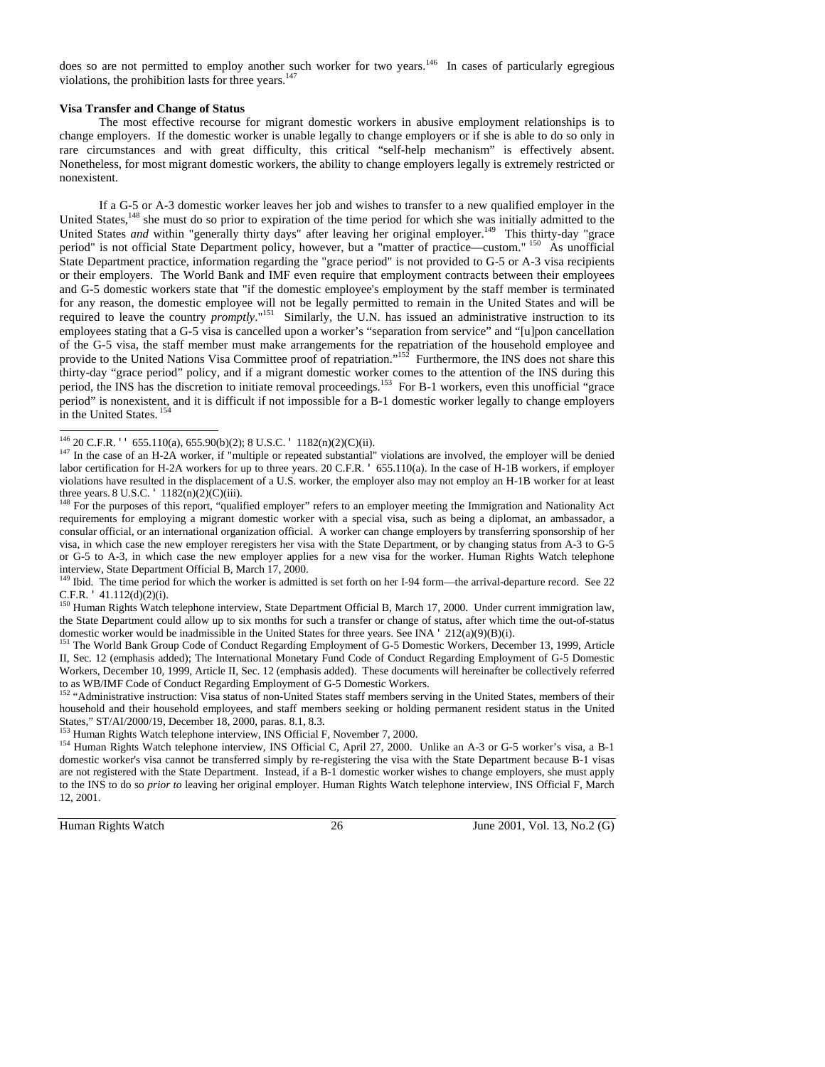does so are not permitted to employ another such worker for two years.[146] In cases of particularly egregious violations, the prohibition lasts for three years.[147]

**Visa Transfer and Change of Status**

The most effective recourse for migrant domestic workers in abusive employment relationships is to change employers. If the domestic worker is unable legally to change employers or if she is able to do so only in rare circumstances and with great difficulty, this critical "self-help mechanism" is effectively absent. Nonetheless, for most migrant domestic workers, the ability to change employers legally is extremely restricted or nonexistent.

If a G-5 or A-3 domestic worker leaves her job and wishes to transfer to a new qualified employer in the United States,[148] she must do so prior to expiration of the time period for which she was initially admitted to the United States *and* within "generally thirty days" after leaving her original employer.[149] This thirty-day "grace period" is not official State Department policy, however, but a "matter of practice—custom."[150] As unofficial State Department practice, information regarding the "grace period" is not provided to G-5 or A-3 visa recipients or their employers. The World Bank and IMF even require that employment contracts between their employees and G-5 domestic workers state that "if the domestic employee's employment by the staff member is terminated for any reason, the domestic employee will not be legally permitted to remain in the United States and will be required to leave the country *promptly*."[151] Similarly, the U.N. has issued an administrative instruction to its employees stating that a G-5 visa is cancelled upon a worker's "separation from service" and "[u]pon cancellation of the G-5 visa, the staff member must make arrangements for the repatriation of the household employee and provide to the United Nations Visa Committee proof of repatriation."[152] Furthermore, the INS does not share this thirty-day "grace period" policy, and if a migrant domestic worker comes to the attention of the INS during this period, the INS has the discretion to initiate removal proceedings.[153] For B-1 workers, even this unofficial "grace period" is nonexistent, and it is difficult if not impossible for a B-1 domestic worker legally to change employers in the United States.[154]

---

[146] 20 C.F.R. ' ' 655.110(a), 655.90(b)(2); 8 U.S.C. ' 1182(n)(2)(C)(ii).

[147] In the case of an H-2A worker, if "multiple or repeated substantial" violations are involved, the employer will be denied labor certification for H-2A workers for up to three years. 20 C.F.R. ' 655.110(a). In the case of H-1B workers, if employer violations have resulted in the displacement of a U.S. worker, the employer also may not employ an H-1B worker for at least three years. 8 U.S.C. ' 1182(n)(2)(C)(iii).

[148] For the purposes of this report, "qualified employer" refers to an employer meeting the Immigration and Nationality Act requirements for employing a migrant domestic worker with a special visa, such as being a diplomat, an ambassador, a consular official, or an international organization official. A worker can change employers by transferring sponsorship of her visa, in which case the new employer reregisters her visa with the State Department, or by changing status from A-3 to G-5 or G-5 to A-3, in which case the new employer applies for a new visa for the worker. Human Rights Watch telephone interview, State Department Official B, March 17, 2000.

[149] Ibid. The time period for which the worker is admitted is set forth on her I-94 form—the arrival-departure record. See 22 C.F.R. ' 41.112(d)(2)(i).

[150] Human Rights Watch telephone interview, State Department Official B, March 17, 2000. Under current immigration law, the State Department could allow up to six months for such a transfer or change of status, after which time the out-of-status domestic worker would be inadmissible in the United States for three years. See INA ' 212(a)(9)(B)(i).

[151] The World Bank Group Code of Conduct Regarding Employment of G-5 Domestic Workers, December 13, 1999, Article II, Sec. 12 (emphasis added); The International Monetary Fund Code of Conduct Regarding Employment of G-5 Domestic Workers, December 10, 1999, Article II, Sec. 12 (emphasis added). These documents will hereinafter be collectively referred to as WB/IMF Code of Conduct Regarding Employment of G-5 Domestic Workers.

[152] "Administrative instruction: Visa status of non-United States staff members serving in the United States, members of their household and their household employees, and staff members seeking or holding permanent resident status in the United States," ST/AI/2000/19, December 18, 2000, paras. 8.1, 8.3.

[153] Human Rights Watch telephone interview, INS Official F, November 7, 2000.

[154] Human Rights Watch telephone interview, INS Official C, April 27, 2000. Unlike an A-3 or G-5 worker's visa, a B-1 domestic worker's visa cannot be transferred simply by re-registering the visa with the State Department because B-1 visas are not registered with the State Department. Instead, if a B-1 domestic worker wishes to change employers, she must apply to the INS to do so *prior to* leaving her original employer. Human Rights Watch telephone interview, INS Official F, March 12, 2001.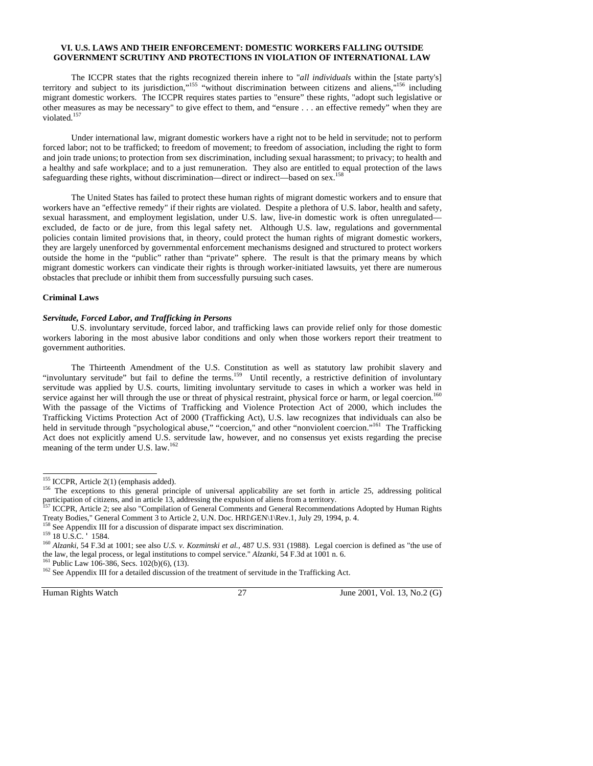## VI. U.S. LAWS AND THEIR ENFORCEMENT: DOMESTIC WORKERS FALLING OUTSIDE GOVERNMENT SCRUTINY AND PROTECTIONS IN VIOLATION OF INTERNATIONAL LAW

The ICCPR states that the rights recognized therein inhere to "*all individuals* within the [state party's] territory and subject to its jurisdiction,"[155] "without discrimination between citizens and aliens,"[156] including migrant domestic workers. The ICCPR requires states parties to "ensure" these rights, "adopt such legislative or other measures as may be necessary" to give effect to them, and "ensure . . . an effective remedy" when they are violated.[157]

Under international law, migrant domestic workers have a right not to be held in servitude; not to perform forced labor; not to be trafficked; to freedom of movement; to freedom of association, including the right to form and join trade unions; to protection from sex discrimination, including sexual harassment; to privacy; to health and a healthy and safe workplace; and to a just remuneration. They also are entitled to equal protection of the laws safeguarding these rights, without discrimination—direct or indirect—based on sex.[158]

The United States has failed to protect these human rights of migrant domestic workers and to ensure that workers have an "effective remedy" if their rights are violated. Despite a plethora of U.S. labor, health and safety, sexual harassment, and employment legislation, under U.S. law, live-in domestic work is often unregulated—excluded, de facto or de jure, from this legal safety net. Although U.S. law, regulations and governmental policies contain limited provisions that, in theory, could protect the human rights of migrant domestic workers, they are largely unenforced by governmental enforcement mechanisms designed and structured to protect workers outside the home in the "public" rather than "private" sphere. The result is that the primary means by which migrant domestic workers can vindicate their rights is through worker-initiated lawsuits, yet there are numerous obstacles that preclude or inhibit them from successfully pursuing such cases.

### Criminal Laws

#### *Servitude, Forced Labor, and Trafficking in Persons*

U.S. involuntary servitude, forced labor, and trafficking laws can provide relief only for those domestic workers laboring in the most abusive labor conditions and only when those workers report their treatment to government authorities.

The Thirteenth Amendment of the U.S. Constitution as well as statutory law prohibit slavery and "involuntary servitude" but fail to define the terms.[159] Until recently, a restrictive definition of involuntary servitude was applied by U.S. courts, limiting involuntary servitude to cases in which a worker was held in service against her will through the use or threat of physical restraint, physical force or harm, or legal coercion.[160] With the passage of the Victims of Trafficking and Violence Protection Act of 2000, which includes the Trafficking Victims Protection Act of 2000 (Trafficking Act), U.S. law recognizes that individuals can also be held in servitude through "psychological abuse," "coercion," and other "nonviolent coercion."[161] The Trafficking Act does not explicitly amend U.S. servitude law, however, and no consensus yet exists regarding the precise meaning of the term under U.S. law.[162]

---

[155] ICCPR, Article 2(1) (emphasis added).

[156] The exceptions to this general principle of universal applicability are set forth in article 25, addressing political participation of citizens, and in article 13, addressing the expulsion of aliens from a territory.

[157] ICCPR, Article 2; see also "Compilation of General Comments and General Recommendations Adopted by Human Rights Treaty Bodies," General Comment 3 to Article 2, U.N. Doc. HRI\GEN\1\Rev.1, July 29, 1994, p. 4.

[158] See Appendix III for a discussion of disparate impact sex discrimination.

[159] 18 U.S.C. ' 1584.

[160] *Alzanki*, 54 F.3d at 1001; see also *U.S. v. Kozminski et al.*, 487 U.S. 931 (1988). Legal coercion is defined as "the use of the law, the legal process, or legal institutions to compel service." *Alzanki*, 54 F.3d at 1001 n. 6.

[161] Public Law 106-386, Secs. 102(b)(6), (13).

[162] See Appendix III for a detailed discussion of the treatment of servitude in the Trafficking Act.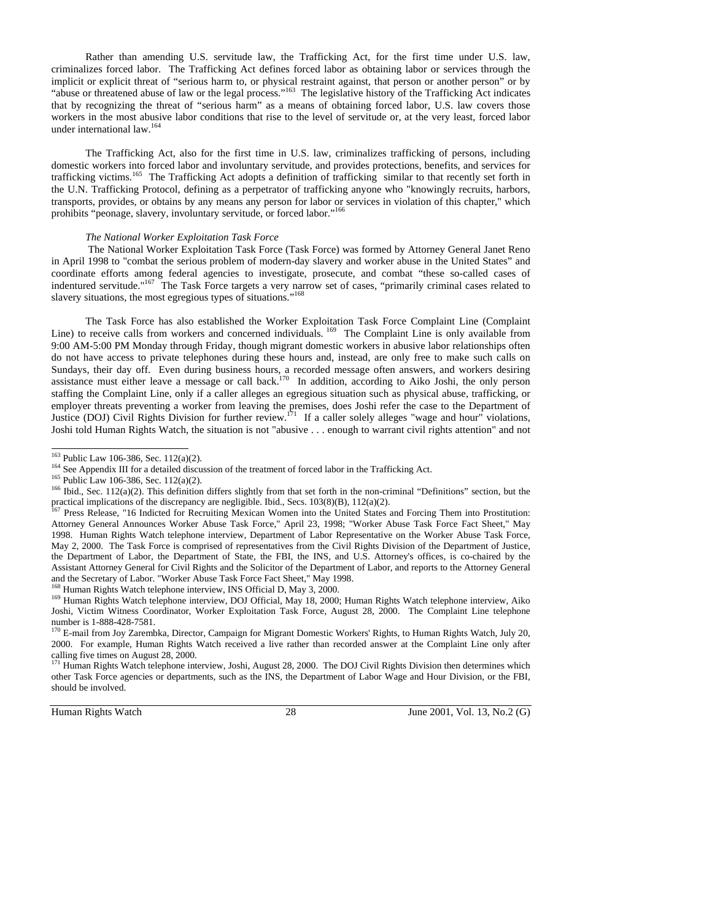Rather than amending U.S. servitude law, the Trafficking Act, for the first time under U.S. law, criminalizes forced labor. The Trafficking Act defines forced labor as obtaining labor or services through the implicit or explicit threat of "serious harm to, or physical restraint against, that person or another person" or by "abuse or threatened abuse of law or the legal process."[163] The legislative history of the Trafficking Act indicates that by recognizing the threat of "serious harm" as a means of obtaining forced labor, U.S. law covers those workers in the most abusive labor conditions that rise to the level of servitude or, at the very least, forced labor under international law.[164]

The Trafficking Act, also for the first time in U.S. law, criminalizes trafficking of persons, including domestic workers into forced labor and involuntary servitude, and provides protections, benefits, and services for trafficking victims.[165] The Trafficking Act adopts a definition of trafficking similar to that recently set forth in the U.N. Trafficking Protocol, defining as a perpetrator of trafficking anyone who "knowingly recruits, harbors, transports, provides, or obtains by any means any person for labor or services in violation of this chapter," which prohibits "peonage, slavery, involuntary servitude, or forced labor."[166]

*The National Worker Exploitation Task Force*

The National Worker Exploitation Task Force (Task Force) was formed by Attorney General Janet Reno in April 1998 to "combat the serious problem of modern-day slavery and worker abuse in the United States" and coordinate efforts among federal agencies to investigate, prosecute, and combat "these so-called cases of indentured servitude."[167] The Task Force targets a very narrow set of cases, "primarily criminal cases related to slavery situations, the most egregious types of situations."[168]

The Task Force has also established the Worker Exploitation Task Force Complaint Line (Complaint Line) to receive calls from workers and concerned individuals.[169] The Complaint Line is only available from 9:00 AM-5:00 PM Monday through Friday, though migrant domestic workers in abusive labor relationships often do not have access to private telephones during these hours and, instead, are only free to make such calls on Sundays, their day off. Even during business hours, a recorded message often answers, and workers desiring assistance must either leave a message or call back.[170] In addition, according to Aiko Joshi, the only person staffing the Complaint Line, only if a caller alleges an egregious situation such as physical abuse, trafficking, or employer threats preventing a worker from leaving the premises, does Joshi refer the case to the Department of Justice (DOJ) Civil Rights Division for further review.[171] If a caller solely alleges "wage and hour" violations, Joshi told Human Rights Watch, the situation is not "abusive . . . enough to warrant civil rights attention" and not

---

[163] Public Law 106-386, Sec. 112(a)(2).

[164] See Appendix III for a detailed discussion of the treatment of forced labor in the Trafficking Act.

[165] Public Law 106-386, Sec. 112(a)(2).

[166] Ibid., Sec. 112(a)(2). This definition differs slightly from that set forth in the non-criminal "Definitions" section, but the practical implications of the discrepancy are negligible. Ibid., Secs. 103(8)(B), 112(a)(2).

[167] Press Release, "16 Indicted for Recruiting Mexican Women into the United States and Forcing Them into Prostitution: Attorney General Announces Worker Abuse Task Force," April 23, 1998; "Worker Abuse Task Force Fact Sheet," May 1998. Human Rights Watch telephone interview, Department of Labor Representative on the Worker Abuse Task Force, May 2, 2000. The Task Force is comprised of representatives from the Civil Rights Division of the Department of Justice, the Department of Labor, the Department of State, the FBI, the INS, and U.S. Attorney's offices, is co-chaired by the Assistant Attorney General for Civil Rights and the Solicitor of the Department of Labor, and reports to the Attorney General and the Secretary of Labor. "Worker Abuse Task Force Fact Sheet," May 1998.

[168] Human Rights Watch telephone interview, INS Official D, May 3, 2000.

[169] Human Rights Watch telephone interview, DOJ Official, May 18, 2000; Human Rights Watch telephone interview, Aiko Joshi, Victim Witness Coordinator, Worker Exploitation Task Force, August 28, 2000. The Complaint Line telephone number is 1-888-428-7581.

[170] E-mail from Joy Zarembka, Director, Campaign for Migrant Domestic Workers' Rights, to Human Rights Watch, July 20, 2000. For example, Human Rights Watch received a live rather than recorded answer at the Complaint Line only after calling five times on August 28, 2000.

[171] Human Rights Watch telephone interview, Joshi, August 28, 2000. The DOJ Civil Rights Division then determines which other Task Force agencies or departments, such as the INS, the Department of Labor Wage and Hour Division, or the FBI, should be involved.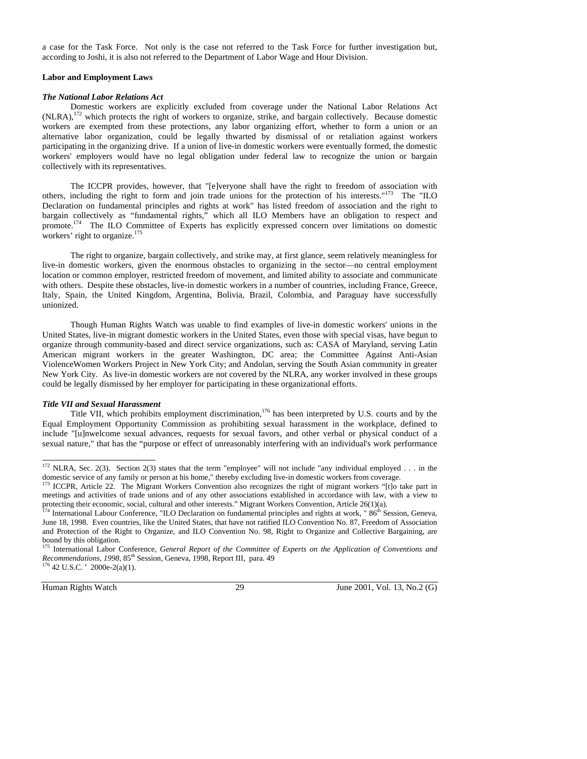a case for the Task Force. Not only is the case not referred to the Task Force for further investigation but, according to Joshi, it is also not referred to the Department of Labor Wage and Hour Division.

**Labor and Employment Laws**

***The National Labor Relations Act***

Domestic workers are explicitly excluded from coverage under the National Labor Relations Act (NLRA),[172] which protects the right of workers to organize, strike, and bargain collectively. Because domestic workers are exempted from these protections, any labor organizing effort, whether to form a union or an alternative labor organization, could be legally thwarted by dismissal of or retaliation against workers participating in the organizing drive. If a union of live-in domestic workers were eventually formed, the domestic workers' employers would have no legal obligation under federal law to recognize the union or bargain collectively with its representatives.

The ICCPR provides, however, that "[e]veryone shall have the right to freedom of association with others, including the right to form and join trade unions for the protection of his interests."[173] The "ILO Declaration on fundamental principles and rights at work" has listed freedom of association and the right to bargain collectively as "fundamental rights," which all ILO Members have an obligation to respect and promote.[174] The ILO Committee of Experts has explicitly expressed concern over limitations on domestic workers' right to organize.[175]

The right to organize, bargain collectively, and strike may, at first glance, seem relatively meaningless for live-in domestic workers, given the enormous obstacles to organizing in the sector—no central employment location or common employer, restricted freedom of movement, and limited ability to associate and communicate with others. Despite these obstacles, live-in domestic workers in a number of countries, including France, Greece, Italy, Spain, the United Kingdom, Argentina, Bolivia, Brazil, Colombia, and Paraguay have successfully unionized.

Though Human Rights Watch was unable to find examples of live-in domestic workers' unions in the United States, live-in migrant domestic workers in the United States, even those with special visas, have begun to organize through community-based and direct service organizations, such as: CASA of Maryland, serving Latin American migrant workers in the greater Washington, DC area; the Committee Against Anti-Asian ViolenceWomen Workers Project in New York City; and Andolan, serving the South Asian community in greater New York City. As live-in domestic workers are not covered by the NLRA, any worker involved in these groups could be legally dismissed by her employer for participating in these organizational efforts.

***Title VII and Sexual Harassment***

Title VII, which prohibits employment discrimination,[176] has been interpreted by U.S. courts and by the Equal Employment Opportunity Commission as prohibiting sexual harassment in the workplace, defined to include "[u]nwelcome sexual advances, requests for sexual favors, and other verbal or physical conduct of a sexual nature," that has the "purpose or effect of unreasonably interfering with an individual's work performance

---

[172] NLRA, Sec. 2(3). Section 2(3) states that the term "employee" will not include "any individual employed . . . in the domestic service of any family or person at his home," thereby excluding live-in domestic workers from coverage.

[173] ICCPR, Article 22. The Migrant Workers Convention also recognizes the right of migrant workers "[t]o take part in meetings and activities of trade unions and of any other associations established in accordance with law, with a view to protecting their economic, social, cultural and other interests." Migrant Workers Convention, Article 26(1)(a).

[174] International Labour Conference, "ILO Declaration on fundamental principles and rights at work, " 86th Session, Geneva, June 18, 1998. Even countries, like the United States, that have not ratified ILO Convention No. 87, Freedom of Association and Protection of the Right to Organize, and ILO Convention No. 98, Right to Organize and Collective Bargaining, are bound by this obligation.

[175] International Labor Conference, *General Report of the Committee of Experts on the Application of Conventions and Recommendations, 1998*, 85th Session, Geneva, 1998, Report III, para. 49

[176] 42 U.S.C. ' 2000e-2(a)(1).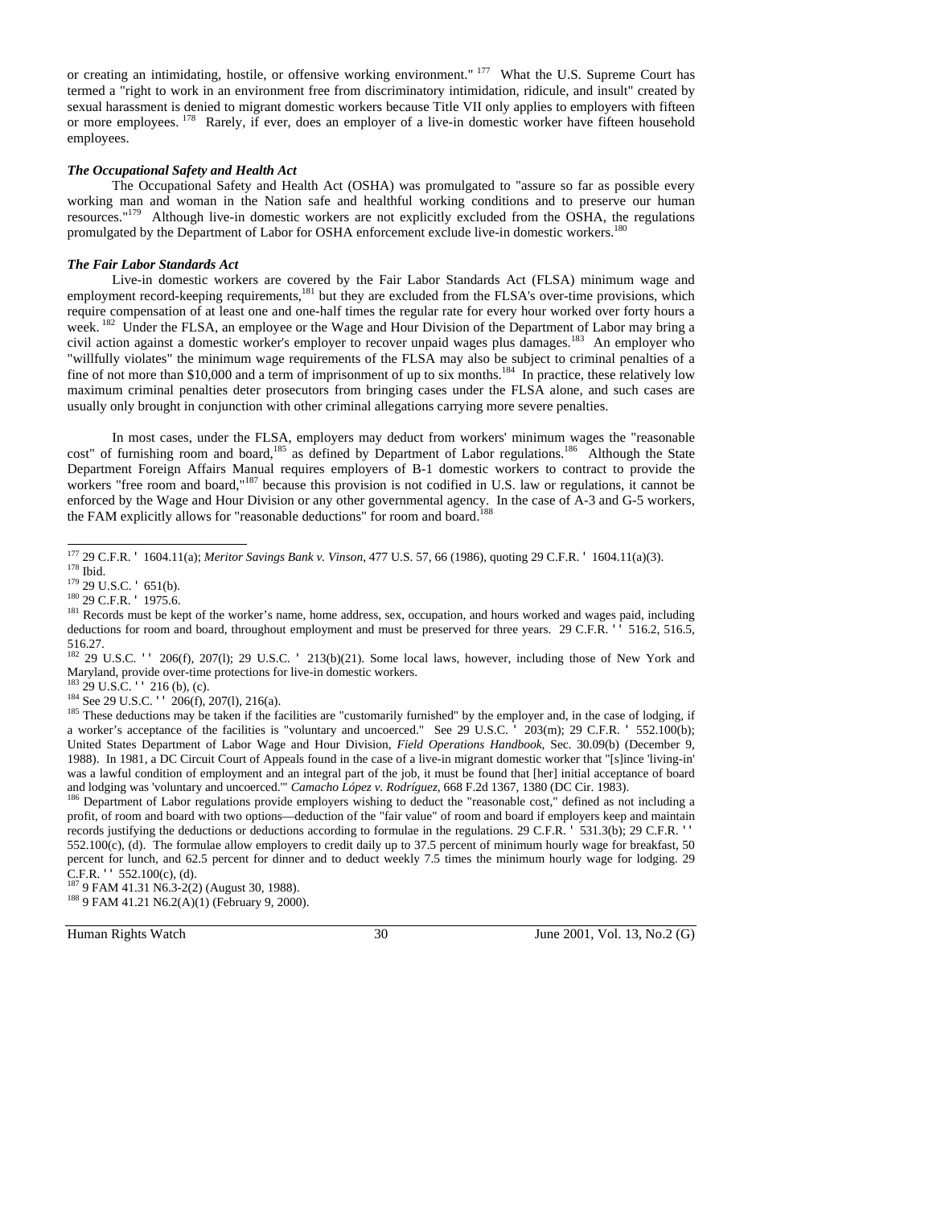or creating an intimidating, hostile, or offensive working environment."[177] What the U.S. Supreme Court has termed a "right to work in an environment free from discriminatory intimidation, ridicule, and insult" created by sexual harassment is denied to migrant domestic workers because Title VII only applies to employers with fifteen or more employees.[178] Rarely, if ever, does an employer of a live-in domestic worker have fifteen household employees.

***The Occupational Safety and Health Act***

The Occupational Safety and Health Act (OSHA) was promulgated to "assure so far as possible every working man and woman in the Nation safe and healthful working conditions and to preserve our human resources."[179] Although live-in domestic workers are not explicitly excluded from the OSHA, the regulations promulgated by the Department of Labor for OSHA enforcement exclude live-in domestic workers.[180]

***The Fair Labor Standards Act***

Live-in domestic workers are covered by the Fair Labor Standards Act (FLSA) minimum wage and employment record-keeping requirements,[181] but they are excluded from the FLSA's over-time provisions, which require compensation of at least one and one-half times the regular rate for every hour worked over forty hours a week.[182] Under the FLSA, an employee or the Wage and Hour Division of the Department of Labor may bring a civil action against a domestic worker's employer to recover unpaid wages plus damages.[183] An employer who "willfully violates" the minimum wage requirements of the FLSA may also be subject to criminal penalties of a fine of not more than $10,000 and a term of imprisonment of up to six months.[184] In practice, these relatively low maximum criminal penalties deter prosecutors from bringing cases under the FLSA alone, and such cases are usually only brought in conjunction with other criminal allegations carrying more severe penalties.

In most cases, under the FLSA, employers may deduct from workers' minimum wages the "reasonable cost" of furnishing room and board,[185] as defined by Department of Labor regulations.[186] Although the State Department Foreign Affairs Manual requires employers of B-1 domestic workers to contract to provide the workers "free room and board,"[187] because this provision is not codified in U.S. law or regulations, it cannot be enforced by the Wage and Hour Division or any other governmental agency. In the case of A-3 and G-5 workers, the FAM explicitly allows for "reasonable deductions" for room and board.[188]

---

[177] 29 C.F.R. ' 1604.11(a); *Meritor Savings Bank v. Vinson*, 477 U.S. 57, 66 (1986), quoting 29 C.F.R. ' 1604.11(a)(3).

[178] Ibid.

[179] 29 U.S.C. ' 651(b).

[180] 29 C.F.R. ' 1975.6.

[181] Records must be kept of the worker's name, home address, sex, occupation, and hours worked and wages paid, including deductions for room and board, throughout employment and must be preserved for three years. 29 C.F.R. '' 516.2, 516.5, 516.27.

[182] 29 U.S.C. '' 206(f), 207(l); 29 U.S.C. ' 213(b)(21). Some local laws, however, including those of New York and Maryland, provide over-time protections for live-in domestic workers.

[183] 29 U.S.C. '' 216 (b), (c).

[184] See 29 U.S.C. '' 206(f), 207(l), 216(a).

[185] These deductions may be taken if the facilities are "customarily furnished" by the employer and, in the case of lodging, if a worker's acceptance of the facilities is "voluntary and uncoerced." See 29 U.S.C. ' 203(m); 29 C.F.R. ' 552.100(b); United States Department of Labor Wage and Hour Division, *Field Operations Handbook*, Sec. 30.09(b) (December 9, 1988). In 1981, a DC Circuit Court of Appeals found in the case of a live-in migrant domestic worker that "[s]ince 'living-in' was a lawful condition of employment and an integral part of the job, it must be found that [her] initial acceptance of board and lodging was 'voluntary and uncoerced.'" *Camacho López v. Rodríguez*, 668 F.2d 1367, 1380 (DC Cir. 1983).

[186] Department of Labor regulations provide employers wishing to deduct the "reasonable cost," defined as not including a profit, of room and board with two options—deduction of the "fair value" of room and board if employers keep and maintain records justifying the deductions or deductions according to formulae in the regulations. 29 C.F.R. ' 531.3(b); 29 C.F.R. '' 552.100(c), (d). The formulae allow employers to credit daily up to 37.5 percent of minimum hourly wage for breakfast, 50 percent for lunch, and 62.5 percent for dinner and to deduct weekly 7.5 times the minimum hourly wage for lodging. 29 C.F.R. '' 552.100(c), (d).

[187] 9 FAM 41.31 N6.3-2(2) (August 30, 1988).

[188] 9 FAM 41.21 N6.2(A)(1) (February 9, 2000).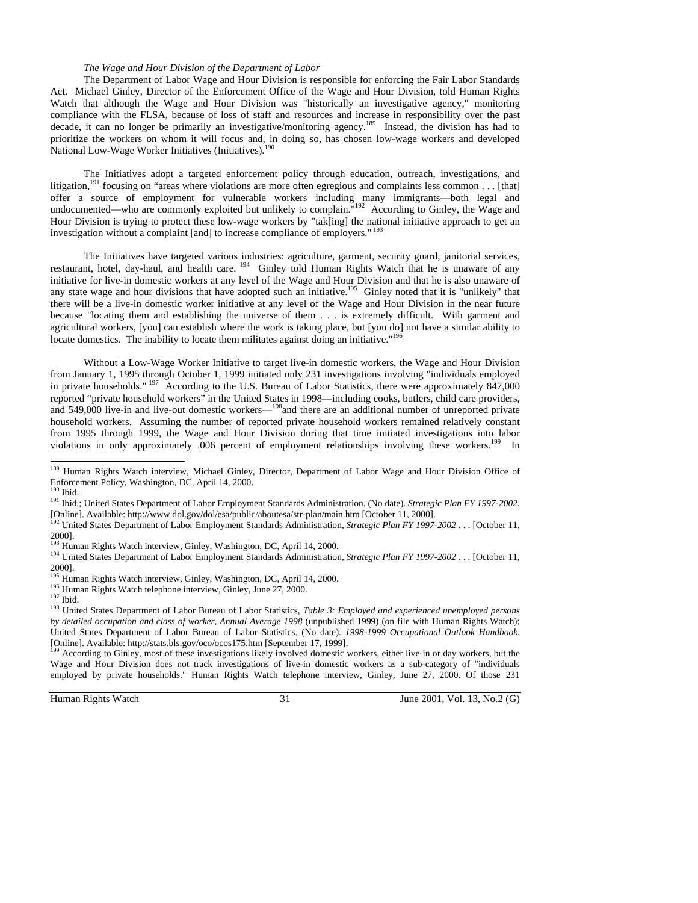*The Wage and Hour Division of the Department of Labor*

The Department of Labor Wage and Hour Division is responsible for enforcing the Fair Labor Standards Act. Michael Ginley, Director of the Enforcement Office of the Wage and Hour Division, told Human Rights Watch that although the Wage and Hour Division was "historically an investigative agency," monitoring compliance with the FLSA, because of loss of staff and resources and increase in responsibility over the past decade, it can no longer be primarily an investigative/monitoring agency.[189] Instead, the division has had to prioritize the workers on whom it will focus and, in doing so, has chosen low-wage workers and developed National Low-Wage Worker Initiatives (Initiatives).[190]

The Initiatives adopt a targeted enforcement policy through education, outreach, investigations, and litigation,[191] focusing on "areas where violations are more often egregious and complaints less common . . . [that] offer a source of employment for vulnerable workers including many immigrants—both legal and undocumented—who are commonly exploited but unlikely to complain."[192] According to Ginley, the Wage and Hour Division is trying to protect these low-wage workers by "tak[ing] the national initiative approach to get an investigation without a complaint [and] to increase compliance of employers."[193]

The Initiatives have targeted various industries: agriculture, garment, security guard, janitorial services, restaurant, hotel, day-haul, and health care.[194] Ginley told Human Rights Watch that he is unaware of any initiative for live-in domestic workers at any level of the Wage and Hour Division and that he is also unaware of any state wage and hour divisions that have adopted such an initiative.[195] Ginley noted that it is "unlikely" that there will be a live-in domestic worker initiative at any level of the Wage and Hour Division in the near future because "locating them and establishing the universe of them . . . is extremely difficult. With garment and agricultural workers, [you] can establish where the work is taking place, but [you do] not have a similar ability to locate domestics. The inability to locate them militates against doing an initiative."[196]

Without a Low-Wage Worker Initiative to target live-in domestic workers, the Wage and Hour Division from January 1, 1995 through October 1, 1999 initiated only 231 investigations involving "individuals employed in private households."[197] According to the U.S. Bureau of Labor Statistics, there were approximately 847,000 reported "private household workers" in the United States in 1998—including cooks, butlers, child care providers, and 549,000 live-in and live-out domestic workers—[198]and there are an additional number of unreported private household workers. Assuming the number of reported private household workers remained relatively constant from 1995 through 1999, the Wage and Hour Division during that time initiated investigations into labor violations in only approximately .006 percent of employment relationships involving these workers.[199] In

---

[189] Human Rights Watch interview, Michael Ginley, Director, Department of Labor Wage and Hour Division Office of Enforcement Policy, Washington, DC, April 14, 2000.

[190] Ibid.

[191] Ibid.; United States Department of Labor Employment Standards Administration. (No date). *Strategic Plan FY 1997-2002*. [Online]. Available: http://www.dol.gov/dol/esa/public/aboutesa/str-plan/main.htm [October 11, 2000].

[192] United States Department of Labor Employment Standards Administration, *Strategic Plan FY 1997-2002* . . . [October 11, 2000].

[193] Human Rights Watch interview, Ginley, Washington, DC, April 14, 2000.

[194] United States Department of Labor Employment Standards Administration, *Strategic Plan FY 1997-2002* . . . [October 11, 2000].

[195] Human Rights Watch interview, Ginley, Washington, DC, April 14, 2000.

[196] Human Rights Watch telephone interview, Ginley, June 27, 2000.

[197] Ibid.

[198] United States Department of Labor Bureau of Labor Statistics, *Table 3: Employed and experienced unemployed persons by detailed occupation and class of worker, Annual Average 1998* (unpublished 1999) (on file with Human Rights Watch); United States Department of Labor Bureau of Labor Statistics. (No date). *1998-1999 Occupational Outlook Handbook*. [Online]. Available: http://stats.bls.gov/oco/ocos175.htm [September 17, 1999].

[199] According to Ginley, most of these investigations likely involved domestic workers, either live-in or day workers, but the Wage and Hour Division does not track investigations of live-in domestic workers as a sub-category of "individuals employed by private households." Human Rights Watch telephone interview, Ginley, June 27, 2000. Of those 231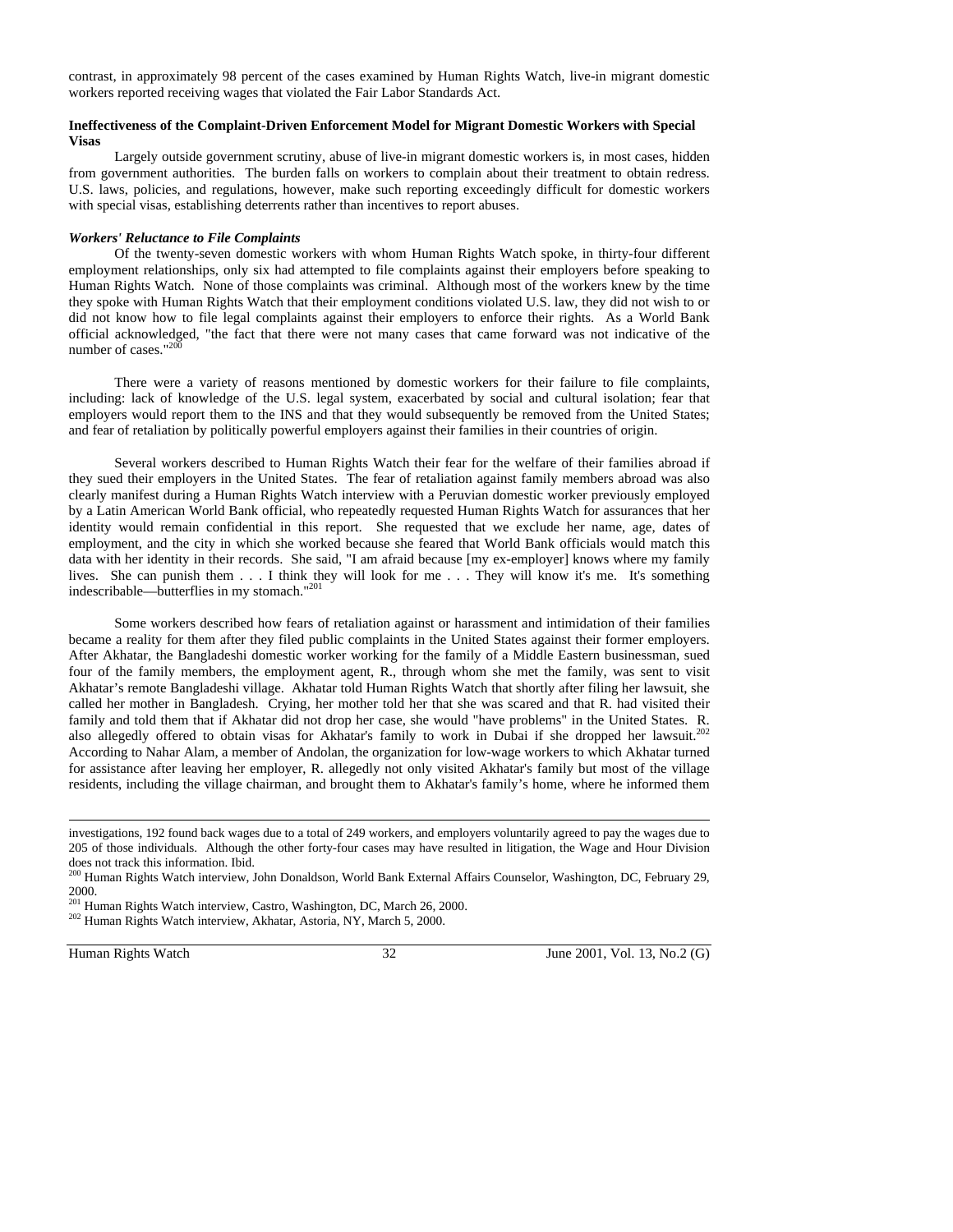contrast, in approximately 98 percent of the cases examined by Human Rights Watch, live-in migrant domestic workers reported receiving wages that violated the Fair Labor Standards Act.

**Ineffectiveness of the Complaint-Driven Enforcement Model for Migrant Domestic Workers with Special Visas**

Largely outside government scrutiny, abuse of live-in migrant domestic workers is, in most cases, hidden from government authorities. The burden falls on workers to complain about their treatment to obtain redress. U.S. laws, policies, and regulations, however, make such reporting exceedingly difficult for domestic workers with special visas, establishing deterrents rather than incentives to report abuses.

***Workers' Reluctance to File Complaints***

Of the twenty-seven domestic workers with whom Human Rights Watch spoke, in thirty-four different employment relationships, only six had attempted to file complaints against their employers before speaking to Human Rights Watch. None of those complaints was criminal. Although most of the workers knew by the time they spoke with Human Rights Watch that their employment conditions violated U.S. law, they did not wish to or did not know how to file legal complaints against their employers to enforce their rights. As a World Bank official acknowledged, "the fact that there were not many cases that came forward was not indicative of the number of cases."[200]

There were a variety of reasons mentioned by domestic workers for their failure to file complaints, including: lack of knowledge of the U.S. legal system, exacerbated by social and cultural isolation; fear that employers would report them to the INS and that they would subsequently be removed from the United States; and fear of retaliation by politically powerful employers against their families in their countries of origin.

Several workers described to Human Rights Watch their fear for the welfare of their families abroad if they sued their employers in the United States. The fear of retaliation against family members abroad was also clearly manifest during a Human Rights Watch interview with a Peruvian domestic worker previously employed by a Latin American World Bank official, who repeatedly requested Human Rights Watch for assurances that her identity would remain confidential in this report. She requested that we exclude her name, age, dates of employment, and the city in which she worked because she feared that World Bank officials would match this data with her identity in their records. She said, "I am afraid because [my ex-employer] knows where my family lives. She can punish them . . . I think they will look for me . . . They will know it's me. It's something indescribable—butterflies in my stomach."[201]

Some workers described how fears of retaliation against or harassment and intimidation of their families became a reality for them after they filed public complaints in the United States against their former employers. After Akhatar, the Bangladeshi domestic worker working for the family of a Middle Eastern businessman, sued four of the family members, the employment agent, R., through whom she met the family, was sent to visit Akhatar's remote Bangladeshi village. Akhatar told Human Rights Watch that shortly after filing her lawsuit, she called her mother in Bangladesh. Crying, her mother told her that she was scared and that R. had visited their family and told them that if Akhatar did not drop her case, she would "have problems" in the United States. R. also allegedly offered to obtain visas for Akhatar's family to work in Dubai if she dropped her lawsuit.[202] According to Nahar Alam, a member of Andolan, the organization for low-wage workers to which Akhatar turned for assistance after leaving her employer, R. allegedly not only visited Akhatar's family but most of the village residents, including the village chairman, and brought them to Akhatar's family's home, where he informed them

---

investigations, 192 found back wages due to a total of 249 workers, and employers voluntarily agreed to pay the wages due to 205 of those individuals. Although the other forty-four cases may have resulted in litigation, the Wage and Hour Division does not track this information. Ibid.

[200] Human Rights Watch interview, John Donaldson, World Bank External Affairs Counselor, Washington, DC, February 29, 2000.

[201] Human Rights Watch interview, Castro, Washington, DC, March 26, 2000.

[202] Human Rights Watch interview, Akhatar, Astoria, NY, March 5, 2000.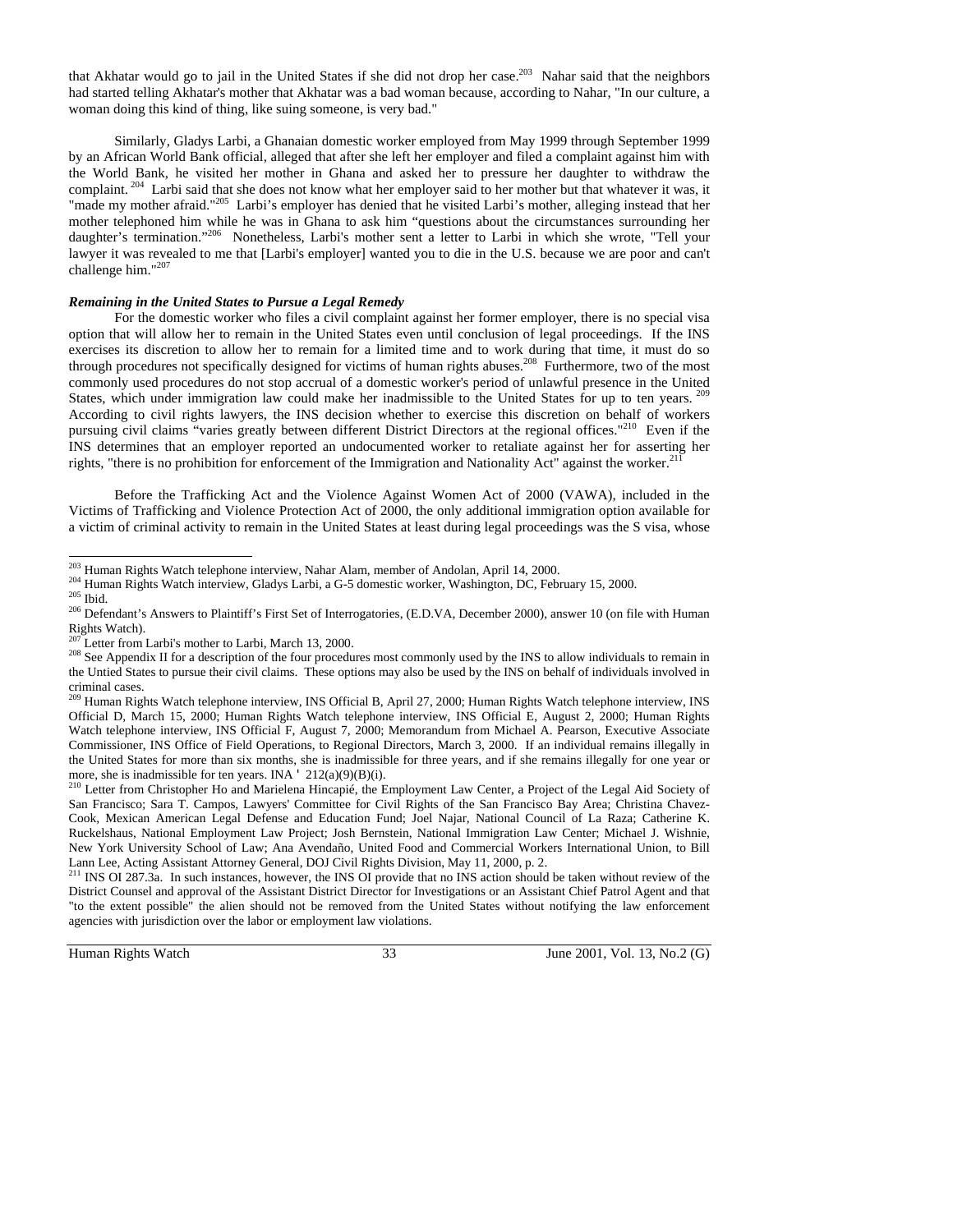that Akhatar would go to jail in the United States if she did not drop her case.[203] Nahar said that the neighbors had started telling Akhatar's mother that Akhatar was a bad woman because, according to Nahar, "In our culture, a woman doing this kind of thing, like suing someone, is very bad."

Similarly, Gladys Larbi, a Ghanaian domestic worker employed from May 1999 through September 1999 by an African World Bank official, alleged that after she left her employer and filed a complaint against him with the World Bank, he visited her mother in Ghana and asked her to pressure her daughter to withdraw the complaint.[204] Larbi said that she does not know what her employer said to her mother but that whatever it was, it "made my mother afraid."[205] Larbi's employer has denied that he visited Larbi's mother, alleging instead that her mother telephoned him while he was in Ghana to ask him "questions about the circumstances surrounding her daughter's termination."[206] Nonetheless, Larbi's mother sent a letter to Larbi in which she wrote, "Tell your lawyer it was revealed to me that [Larbi's employer] wanted you to die in the U.S. because we are poor and can't challenge him."[207]

***Remaining in the United States to Pursue a Legal Remedy***

For the domestic worker who files a civil complaint against her former employer, there is no special visa option that will allow her to remain in the United States even until conclusion of legal proceedings. If the INS exercises its discretion to allow her to remain for a limited time and to work during that time, it must do so through procedures not specifically designed for victims of human rights abuses.[208] Furthermore, two of the most commonly used procedures do not stop accrual of a domestic worker's period of unlawful presence in the United States, which under immigration law could make her inadmissible to the United States for up to ten years.[209] According to civil rights lawyers, the INS decision whether to exercise this discretion on behalf of workers pursuing civil claims "varies greatly between different District Directors at the regional offices."[210] Even if the INS determines that an employer reported an undocumented worker to retaliate against her for asserting her rights, "there is no prohibition for enforcement of the Immigration and Nationality Act" against the worker.[211]

Before the Trafficking Act and the Violence Against Women Act of 2000 (VAWA), included in the Victims of Trafficking and Violence Protection Act of 2000, the only additional immigration option available for a victim of criminal activity to remain in the United States at least during legal proceedings was the S visa, whose

---

[203] Human Rights Watch telephone interview, Nahar Alam, member of Andolan, April 14, 2000.

[204] Human Rights Watch interview, Gladys Larbi, a G-5 domestic worker, Washington, DC, February 15, 2000.

[205] Ibid.

[206] Defendant's Answers to Plaintiff's First Set of Interrogatories, (E.D.VA, December 2000), answer 10 (on file with Human Rights Watch).

[207] Letter from Larbi's mother to Larbi, March 13, 2000.

[208] See Appendix II for a description of the four procedures most commonly used by the INS to allow individuals to remain in the Untied States to pursue their civil claims. These options may also be used by the INS on behalf of individuals involved in criminal cases.

[209] Human Rights Watch telephone interview, INS Official B, April 27, 2000; Human Rights Watch telephone interview, INS Official D, March 15, 2000; Human Rights Watch telephone interview, INS Official E, August 2, 2000; Human Rights Watch telephone interview, INS Official F, August 7, 2000; Memorandum from Michael A. Pearson, Executive Associate Commissioner, INS Office of Field Operations, to Regional Directors, March 3, 2000. If an individual remains illegally in the United States for more than six months, she is inadmissible for three years, and if she remains illegally for one year or more, she is inadmissible for ten years. INA ' 212(a)(9)(B)(i).

[210] Letter from Christopher Ho and Marielena Hincapié, the Employment Law Center, a Project of the Legal Aid Society of San Francisco; Sara T. Campos, Lawyers' Committee for Civil Rights of the San Francisco Bay Area; Christina Chavez-Cook, Mexican American Legal Defense and Education Fund; Joel Najar, National Council of La Raza; Catherine K. Ruckelshaus, National Employment Law Project; Josh Bernstein, National Immigration Law Center; Michael J. Wishnie, New York University School of Law; Ana Avendaño, United Food and Commercial Workers International Union, to Bill Lann Lee, Acting Assistant Attorney General, DOJ Civil Rights Division, May 11, 2000, p. 2.

[211] INS OI 287.3a. In such instances, however, the INS OI provide that no INS action should be taken without review of the District Counsel and approval of the Assistant District Director for Investigations or an Assistant Chief Patrol Agent and that "to the extent possible" the alien should not be removed from the United States without notifying the law enforcement agencies with jurisdiction over the labor or employment law violations.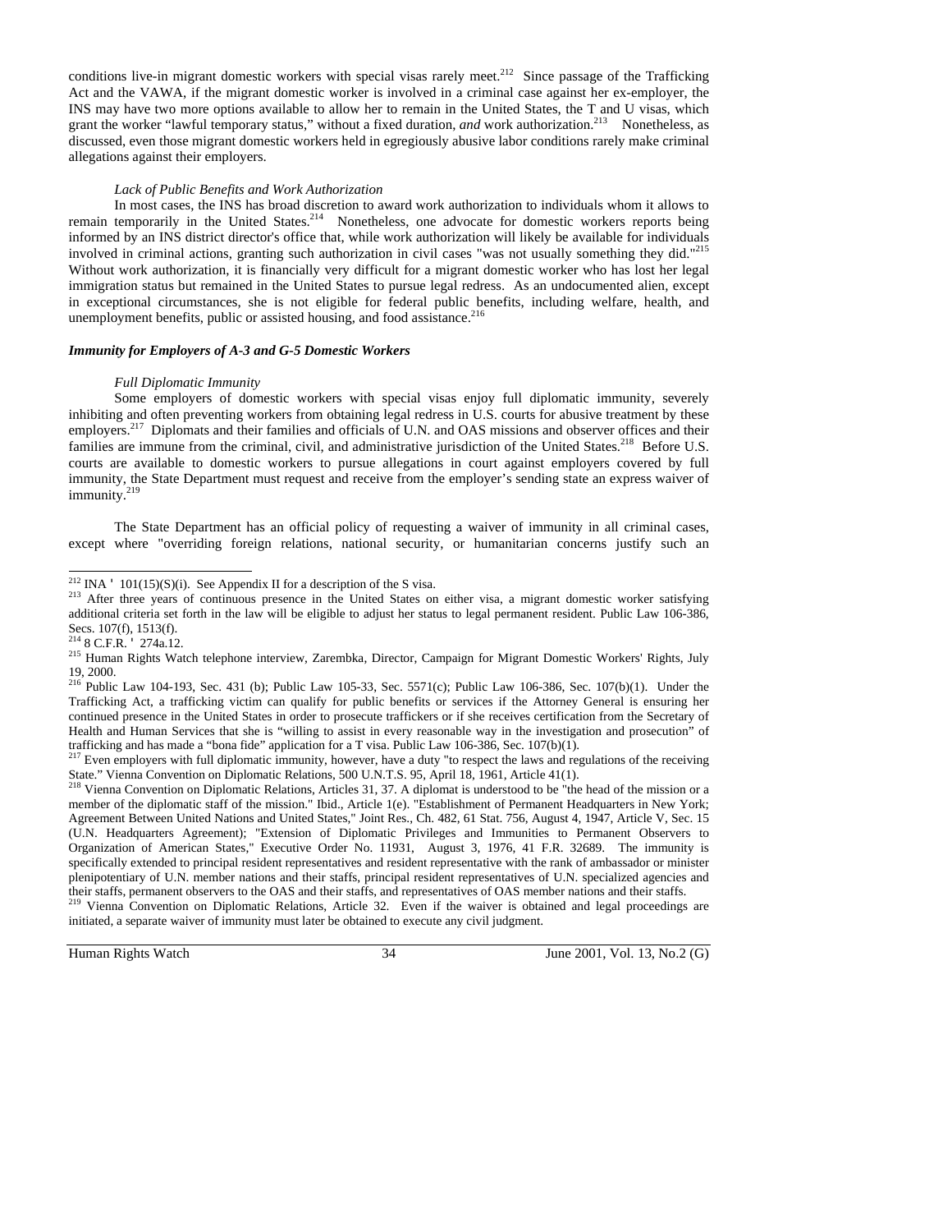conditions live-in migrant domestic workers with special visas rarely meet.[212] Since passage of the Trafficking Act and the VAWA, if the migrant domestic worker is involved in a criminal case against her ex-employer, the INS may have two more options available to allow her to remain in the United States, the T and U visas, which grant the worker "lawful temporary status," without a fixed duration, *and* work authorization.[213] Nonetheless, as discussed, even those migrant domestic workers held in egregiously abusive labor conditions rarely make criminal allegations against their employers.

*Lack of Public Benefits and Work Authorization*

In most cases, the INS has broad discretion to award work authorization to individuals whom it allows to remain temporarily in the United States.[214] Nonetheless, one advocate for domestic workers reports being informed by an INS district director's office that, while work authorization will likely be available for individuals involved in criminal actions, granting such authorization in civil cases "was not usually something they did."[215] Without work authorization, it is financially very difficult for a migrant domestic worker who has lost her legal immigration status but remained in the United States to pursue legal redress. As an undocumented alien, except in exceptional circumstances, she is not eligible for federal public benefits, including welfare, health, and unemployment benefits, public or assisted housing, and food assistance.[216]

***Immunity for Employers of A-3 and G-5 Domestic Workers***

*Full Diplomatic Immunity*

Some employers of domestic workers with special visas enjoy full diplomatic immunity, severely inhibiting and often preventing workers from obtaining legal redress in U.S. courts for abusive treatment by these employers.[217] Diplomats and their families and officials of U.N. and OAS missions and observer offices and their families are immune from the criminal, civil, and administrative jurisdiction of the United States.[218] Before U.S. courts are available to domestic workers to pursue allegations in court against employers covered by full immunity, the State Department must request and receive from the employer's sending state an express waiver of immunity.[219]

The State Department has an official policy of requesting a waiver of immunity in all criminal cases, except where "overriding foreign relations, national security, or humanitarian concerns justify such an

---

[212] INA ' 101(15)(S)(i). See Appendix II for a description of the S visa.

[213] After three years of continuous presence in the United States on either visa, a migrant domestic worker satisfying additional criteria set forth in the law will be eligible to adjust her status to legal permanent resident. Public Law 106-386, Secs. 107(f), 1513(f).

[214] 8 C.F.R. ' 274a.12.

[215] Human Rights Watch telephone interview, Zarembka, Director, Campaign for Migrant Domestic Workers' Rights, July 19, 2000.

[216] Public Law 104-193, Sec. 431 (b); Public Law 105-33, Sec. 5571(c); Public Law 106-386, Sec. 107(b)(1). Under the Trafficking Act, a trafficking victim can qualify for public benefits or services if the Attorney General is ensuring her continued presence in the United States in order to prosecute traffickers or if she receives certification from the Secretary of Health and Human Services that she is "willing to assist in every reasonable way in the investigation and prosecution" of trafficking and has made a "bona fide" application for a T visa. Public Law 106-386, Sec. 107(b)(1).

[217] Even employers with full diplomatic immunity, however, have a duty "to respect the laws and regulations of the receiving State." Vienna Convention on Diplomatic Relations, 500 U.N.T.S. 95, April 18, 1961, Article 41(1).

[218] Vienna Convention on Diplomatic Relations, Articles 31, 37. A diplomat is understood to be "the head of the mission or a member of the diplomatic staff of the mission." Ibid., Article 1(e). "Establishment of Permanent Headquarters in New York; Agreement Between United Nations and United States," Joint Res., Ch. 482, 61 Stat. 756, August 4, 1947, Article V, Sec. 15 (U.N. Headquarters Agreement); "Extension of Diplomatic Privileges and Immunities to Permanent Observers to Organization of American States," Executive Order No. 11931, August 3, 1976, 41 F.R. 32689. The immunity is specifically extended to principal resident representatives and resident representative with the rank of ambassador or minister plenipotentiary of U.N. member nations and their staffs, principal resident representatives of U.N. specialized agencies and their staffs, permanent observers to the OAS and their staffs, and representatives of OAS member nations and their staffs.

[219] Vienna Convention on Diplomatic Relations, Article 32. Even if the waiver is obtained and legal proceedings are initiated, a separate waiver of immunity must later be obtained to execute any civil judgment.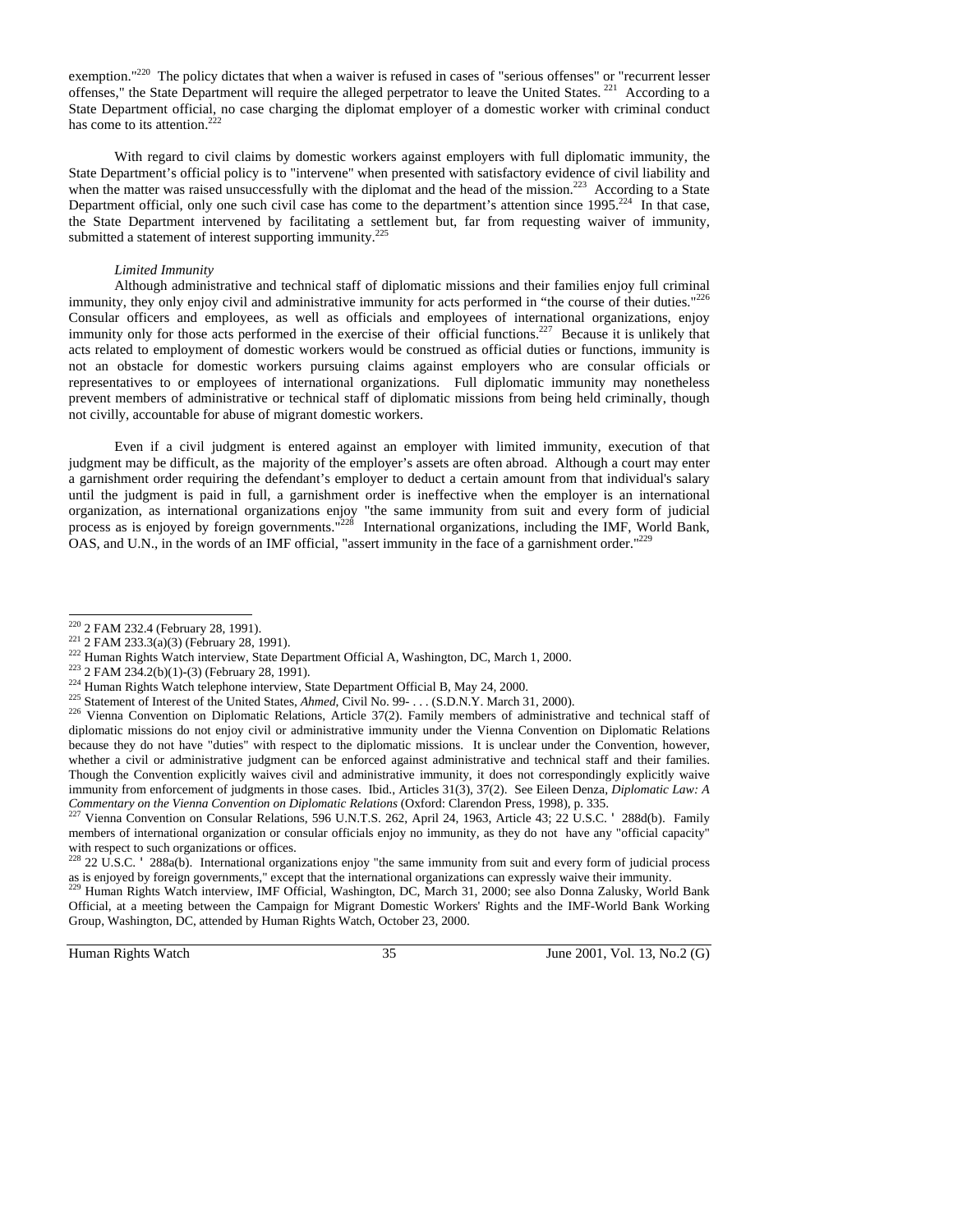exemption."[220] The policy dictates that when a waiver is refused in cases of "serious offenses" or "recurrent lesser offenses," the State Department will require the alleged perpetrator to leave the United States.[221] According to a State Department official, no case charging the diplomat employer of a domestic worker with criminal conduct has come to its attention.[222]

With regard to civil claims by domestic workers against employers with full diplomatic immunity, the State Department's official policy is to "intervene" when presented with satisfactory evidence of civil liability and when the matter was raised unsuccessfully with the diplomat and the head of the mission.[223] According to a State Department official, only one such civil case has come to the department's attention since 1995.[224] In that case, the State Department intervened by facilitating a settlement but, far from requesting waiver of immunity, submitted a statement of interest supporting immunity.[225]

*Limited Immunity*

Although administrative and technical staff of diplomatic missions and their families enjoy full criminal immunity, they only enjoy civil and administrative immunity for acts performed in "the course of their duties."[226] Consular officers and employees, as well as officials and employees of international organizations, enjoy immunity only for those acts performed in the exercise of their official functions.[227] Because it is unlikely that acts related to employment of domestic workers would be construed as official duties or functions, immunity is not an obstacle for domestic workers pursuing claims against employers who are consular officials or representatives to or employees of international organizations. Full diplomatic immunity may nonetheless prevent members of administrative or technical staff of diplomatic missions from being held criminally, though not civilly, accountable for abuse of migrant domestic workers.

Even if a civil judgment is entered against an employer with limited immunity, execution of that judgment may be difficult, as the majority of the employer's assets are often abroad. Although a court may enter a garnishment order requiring the defendant's employer to deduct a certain amount from that individual's salary until the judgment is paid in full, a garnishment order is ineffective when the employer is an international organization, as international organizations enjoy "the same immunity from suit and every form of judicial process as is enjoyed by foreign governments."[228] International organizations, including the IMF, World Bank, OAS, and U.N., in the words of an IMF official, "assert immunity in the face of a garnishment order."[229]

---

[220] 2 FAM 232.4 (February 28, 1991).

[221] 2 FAM 233.3(a)(3) (February 28, 1991).

[222] Human Rights Watch interview, State Department Official A, Washington, DC, March 1, 2000.

[223] 2 FAM 234.2(b)(1)-(3) (February 28, 1991).

[224] Human Rights Watch telephone interview, State Department Official B, May 24, 2000.

[225] Statement of Interest of the United States, *Ahmed*, Civil No. 99- . . . (S.D.N.Y. March 31, 2000).

[226] Vienna Convention on Diplomatic Relations, Article 37(2). Family members of administrative and technical staff of diplomatic missions do not enjoy civil or administrative immunity under the Vienna Convention on Diplomatic Relations because they do not have "duties" with respect to the diplomatic missions. It is unclear under the Convention, however, whether a civil or administrative judgment can be enforced against administrative and technical staff and their families. Though the Convention explicitly waives civil and administrative immunity, it does not correspondingly explicitly waive immunity from enforcement of judgments in those cases. Ibid., Articles 31(3), 37(2). See Eileen Denza, *Diplomatic Law: A Commentary on the Vienna Convention on Diplomatic Relations* (Oxford: Clarendon Press, 1998), p. 335.

[227] Vienna Convention on Consular Relations, 596 U.N.T.S. 262, April 24, 1963, Article 43; 22 U.S.C. ' 288d(b). Family members of international organization or consular officials enjoy no immunity, as they do not have any "official capacity" with respect to such organizations or offices.

[228] 22 U.S.C. ' 288a(b). International organizations enjoy "the same immunity from suit and every form of judicial process as is enjoyed by foreign governments," except that the international organizations can expressly waive their immunity.

[229] Human Rights Watch interview, IMF Official, Washington, DC, March 31, 2000; see also Donna Zalusky, World Bank Official, at a meeting between the Campaign for Migrant Domestic Workers' Rights and the IMF-World Bank Working Group, Washington, DC, attended by Human Rights Watch, October 23, 2000.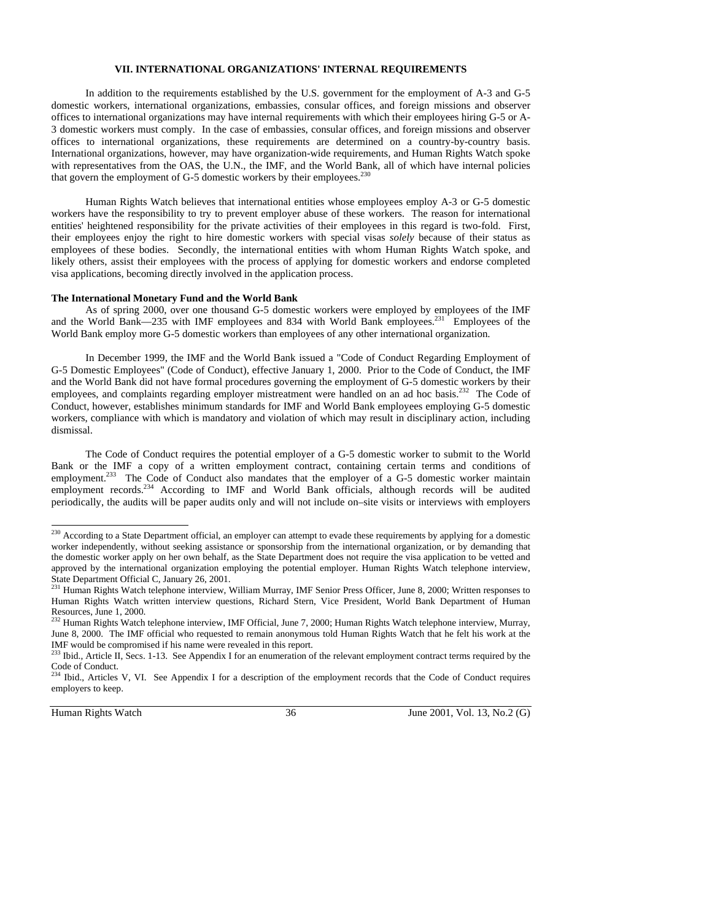## VII. INTERNATIONAL ORGANIZATIONS' INTERNAL REQUIREMENTS

In addition to the requirements established by the U.S. government for the employment of A-3 and G-5 domestic workers, international organizations, embassies, consular offices, and foreign missions and observer offices to international organizations may have internal requirements with which their employees hiring G-5 or A-3 domestic workers must comply. In the case of embassies, consular offices, and foreign missions and observer offices to international organizations, these requirements are determined on a country-by-country basis. International organizations, however, may have organization-wide requirements, and Human Rights Watch spoke with representatives from the OAS, the U.N., the IMF, and the World Bank, all of which have internal policies that govern the employment of G-5 domestic workers by their employees.[230]

Human Rights Watch believes that international entities whose employees employ A-3 or G-5 domestic workers have the responsibility to try to prevent employer abuse of these workers. The reason for international entities' heightened responsibility for the private activities of their employees in this regard is two-fold. First, their employees enjoy the right to hire domestic workers with special visas *solely* because of their status as employees of these bodies. Secondly, the international entities with whom Human Rights Watch spoke, and likely others, assist their employees with the process of applying for domestic workers and endorse completed visa applications, becoming directly involved in the application process.

**The International Monetary Fund and the World Bank**

As of spring 2000, over one thousand G-5 domestic workers were employed by employees of the IMF and the World Bank—235 with IMF employees and 834 with World Bank employees.[231] Employees of the World Bank employ more G-5 domestic workers than employees of any other international organization.

In December 1999, the IMF and the World Bank issued a "Code of Conduct Regarding Employment of G-5 Domestic Employees" (Code of Conduct), effective January 1, 2000. Prior to the Code of Conduct, the IMF and the World Bank did not have formal procedures governing the employment of G-5 domestic workers by their employees, and complaints regarding employer mistreatment were handled on an ad hoc basis.[232] The Code of Conduct, however, establishes minimum standards for IMF and World Bank employees employing G-5 domestic workers, compliance with which is mandatory and violation of which may result in disciplinary action, including dismissal.

The Code of Conduct requires the potential employer of a G-5 domestic worker to submit to the World Bank or the IMF a copy of a written employment contract, containing certain terms and conditions of employment.[233] The Code of Conduct also mandates that the employer of a G-5 domestic worker maintain employment records.[234] According to IMF and World Bank officials, although records will be audited periodically, the audits will be paper audits only and will not include on–site visits or interviews with employers

---

[230] According to a State Department official, an employer can attempt to evade these requirements by applying for a domestic worker independently, without seeking assistance or sponsorship from the international organization, or by demanding that the domestic worker apply on her own behalf, as the State Department does not require the visa application to be vetted and approved by the international organization employing the potential employer. Human Rights Watch telephone interview, State Department Official C, January 26, 2001.

[231] Human Rights Watch telephone interview, William Murray, IMF Senior Press Officer, June 8, 2000; Written responses to Human Rights Watch written interview questions, Richard Stern, Vice President, World Bank Department of Human Resources, June 1, 2000.

[232] Human Rights Watch telephone interview, IMF Official, June 7, 2000; Human Rights Watch telephone interview, Murray, June 8, 2000. The IMF official who requested to remain anonymous told Human Rights Watch that he felt his work at the IMF would be compromised if his name were revealed in this report.

[233] Ibid., Article II, Secs. 1-13. See Appendix I for an enumeration of the relevant employment contract terms required by the Code of Conduct.

[234] Ibid., Articles V, VI. See Appendix I for a description of the employment records that the Code of Conduct requires employers to keep.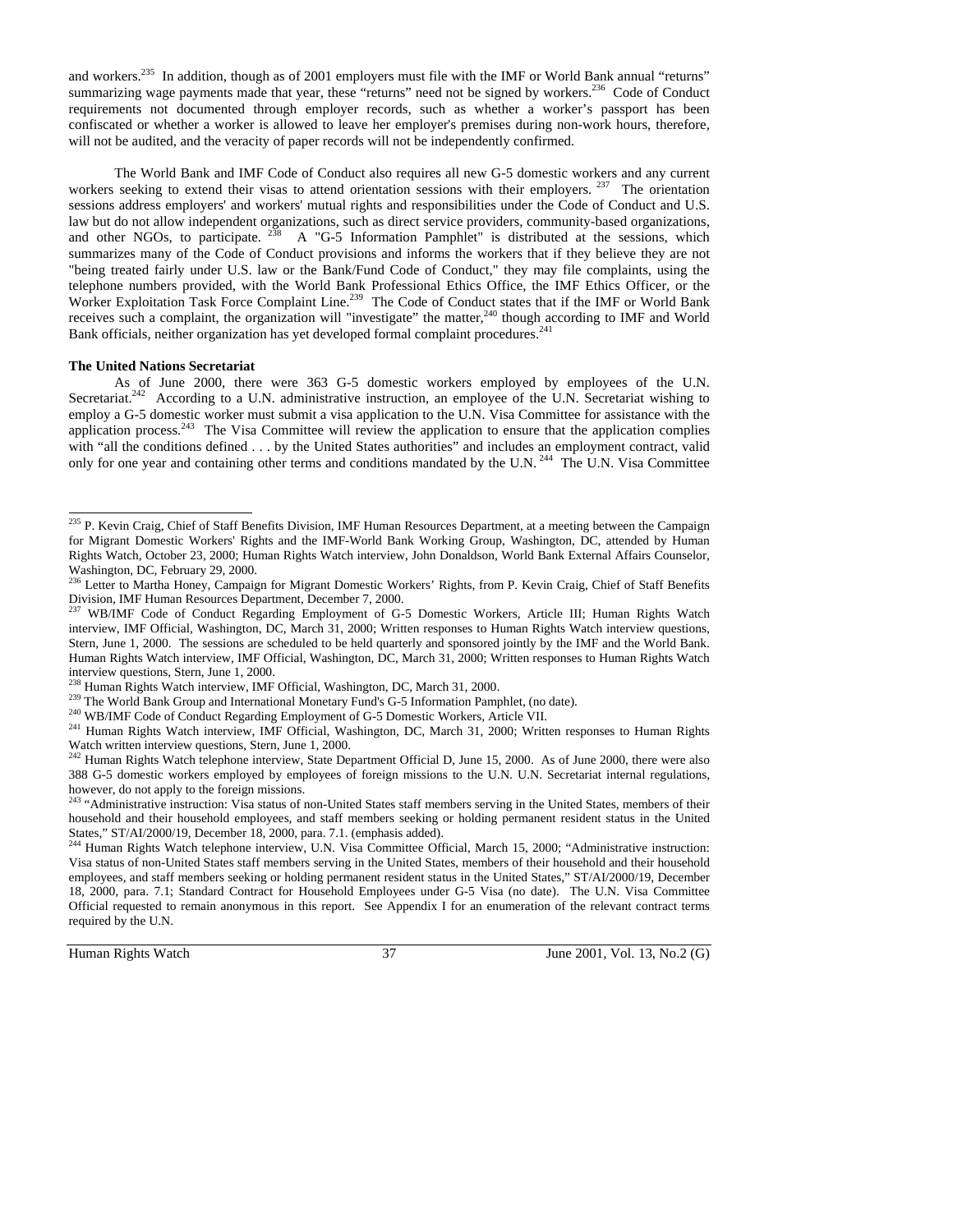and workers.[235] In addition, though as of 2001 employers must file with the IMF or World Bank annual "returns" summarizing wage payments made that year, these "returns" need not be signed by workers.[236] Code of Conduct requirements not documented through employer records, such as whether a worker's passport has been confiscated or whether a worker is allowed to leave her employer's premises during non-work hours, therefore, will not be audited, and the veracity of paper records will not be independently confirmed.

The World Bank and IMF Code of Conduct also requires all new G-5 domestic workers and any current workers seeking to extend their visas to attend orientation sessions with their employers.[237] The orientation sessions address employers' and workers' mutual rights and responsibilities under the Code of Conduct and U.S. law but do not allow independent organizations, such as direct service providers, community-based organizations, and other NGOs, to participate.[238] A "G-5 Information Pamphlet" is distributed at the sessions, which summarizes many of the Code of Conduct provisions and informs the workers that if they believe they are not "being treated fairly under U.S. law or the Bank/Fund Code of Conduct," they may file complaints, using the telephone numbers provided, with the World Bank Professional Ethics Office, the IMF Ethics Officer, or the Worker Exploitation Task Force Complaint Line.[239] The Code of Conduct states that if the IMF or World Bank receives such a complaint, the organization will "investigate" the matter,[240] though according to IMF and World Bank officials, neither organization has yet developed formal complaint procedures.[241]

**The United Nations Secretariat**

As of June 2000, there were 363 G-5 domestic workers employed by employees of the U.N. Secretariat.[242] According to a U.N. administrative instruction, an employee of the U.N. Secretariat wishing to employ a G-5 domestic worker must submit a visa application to the U.N. Visa Committee for assistance with the application process.[243] The Visa Committee will review the application to ensure that the application complies with "all the conditions defined . . . by the United States authorities" and includes an employment contract, valid only for one year and containing other terms and conditions mandated by the U.N.[244] The U.N. Visa Committee

---

[235] P. Kevin Craig, Chief of Staff Benefits Division, IMF Human Resources Department, at a meeting between the Campaign for Migrant Domestic Workers' Rights and the IMF-World Bank Working Group, Washington, DC, attended by Human Rights Watch, October 23, 2000; Human Rights Watch interview, John Donaldson, World Bank External Affairs Counselor, Washington, DC, February 29, 2000.

[236] Letter to Martha Honey, Campaign for Migrant Domestic Workers' Rights, from P. Kevin Craig, Chief of Staff Benefits Division, IMF Human Resources Department, December 7, 2000.

[237] WB/IMF Code of Conduct Regarding Employment of G-5 Domestic Workers, Article III; Human Rights Watch interview, IMF Official, Washington, DC, March 31, 2000; Written responses to Human Rights Watch interview questions, Stern, June 1, 2000. The sessions are scheduled to be held quarterly and sponsored jointly by the IMF and the World Bank. Human Rights Watch interview, IMF Official, Washington, DC, March 31, 2000; Written responses to Human Rights Watch interview questions, Stern, June 1, 2000.

[238] Human Rights Watch interview, IMF Official, Washington, DC, March 31, 2000.

[239] The World Bank Group and International Monetary Fund's G-5 Information Pamphlet, (no date).

[240] WB/IMF Code of Conduct Regarding Employment of G-5 Domestic Workers, Article VII.

[241] Human Rights Watch interview, IMF Official, Washington, DC, March 31, 2000; Written responses to Human Rights Watch written interview questions, Stern, June 1, 2000.

[242] Human Rights Watch telephone interview, State Department Official D, June 15, 2000. As of June 2000, there were also 388 G-5 domestic workers employed by employees of foreign missions to the U.N. U.N. Secretariat internal regulations, however, do not apply to the foreign missions.

[243] "Administrative instruction: Visa status of non-United States staff members serving in the United States, members of their household and their household employees, and staff members seeking or holding permanent resident status in the United States," ST/AI/2000/19, December 18, 2000, para. 7.1. (emphasis added).

[244] Human Rights Watch telephone interview, U.N. Visa Committee Official, March 15, 2000; "Administrative instruction: Visa status of non-United States staff members serving in the United States, members of their household and their household employees, and staff members seeking or holding permanent resident status in the United States," ST/AI/2000/19, December 18, 2000, para. 7.1; Standard Contract for Household Employees under G-5 Visa (no date). The U.N. Visa Committee Official requested to remain anonymous in this report. See Appendix I for an enumeration of the relevant contract terms required by the U.N.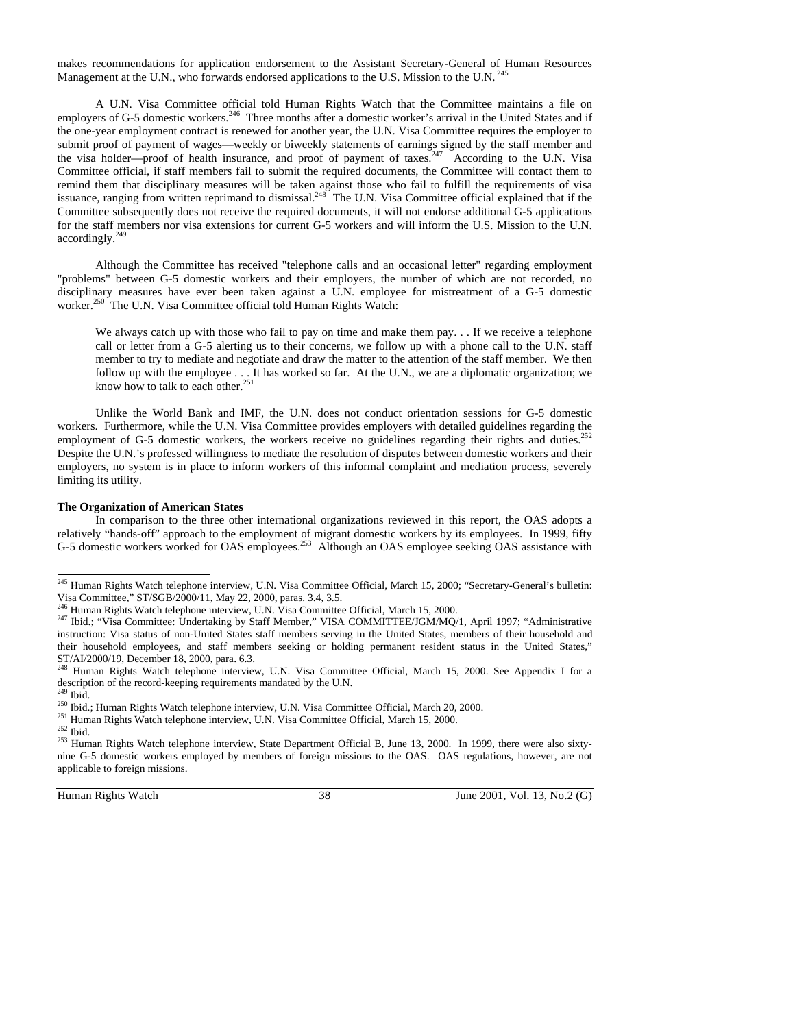makes recommendations for application endorsement to the Assistant Secretary-General of Human Resources Management at the U.N., who forwards endorsed applications to the U.S. Mission to the U.N.[245]

A U.N. Visa Committee official told Human Rights Watch that the Committee maintains a file on employers of G-5 domestic workers.[246] Three months after a domestic worker's arrival in the United States and if the one-year employment contract is renewed for another year, the U.N. Visa Committee requires the employer to submit proof of payment of wages—weekly or biweekly statements of earnings signed by the staff member and the visa holder—proof of health insurance, and proof of payment of taxes.[247] According to the U.N. Visa Committee official, if staff members fail to submit the required documents, the Committee will contact them to remind them that disciplinary measures will be taken against those who fail to fulfill the requirements of visa issuance, ranging from written reprimand to dismissal.[248] The U.N. Visa Committee official explained that if the Committee subsequently does not receive the required documents, it will not endorse additional G-5 applications for the staff members nor visa extensions for current G-5 workers and will inform the U.S. Mission to the U.N. accordingly.[249]

Although the Committee has received "telephone calls and an occasional letter" regarding employment "problems" between G-5 domestic workers and their employers, the number of which are not recorded, no disciplinary measures have ever been taken against a U.N. employee for mistreatment of a G-5 domestic worker.[250] The U.N. Visa Committee official told Human Rights Watch:

> We always catch up with those who fail to pay on time and make them pay. . . If we receive a telephone call or letter from a G-5 alerting us to their concerns, we follow up with a phone call to the U.N. staff member to try to mediate and negotiate and draw the matter to the attention of the staff member. We then follow up with the employee . . . It has worked so far. At the U.N., we are a diplomatic organization; we know how to talk to each other.[251]

Unlike the World Bank and IMF, the U.N. does not conduct orientation sessions for G-5 domestic workers. Furthermore, while the U.N. Visa Committee provides employers with detailed guidelines regarding the employment of G-5 domestic workers, the workers receive no guidelines regarding their rights and duties.[252] Despite the U.N.'s professed willingness to mediate the resolution of disputes between domestic workers and their employers, no system is in place to inform workers of this informal complaint and mediation process, severely limiting its utility.

**The Organization of American States**

In comparison to the three other international organizations reviewed in this report, the OAS adopts a relatively "hands-off" approach to the employment of migrant domestic workers by its employees. In 1999, fifty G-5 domestic workers worked for OAS employees.[253] Although an OAS employee seeking OAS assistance with

---

[245] Human Rights Watch telephone interview, U.N. Visa Committee Official, March 15, 2000; "Secretary-General's bulletin: Visa Committee," ST/SGB/2000/11, May 22, 2000, paras. 3.4, 3.5.

[246] Human Rights Watch telephone interview, U.N. Visa Committee Official, March 15, 2000.

[247] Ibid.; "Visa Committee: Undertaking by Staff Member," VISA COMMITTEE/JGM/MQ/1, April 1997; "Administrative instruction: Visa status of non-United States staff members serving in the United States, members of their household and their household employees, and staff members seeking or holding permanent resident status in the United States," ST/AI/2000/19, December 18, 2000, para. 6.3.

[248] Human Rights Watch telephone interview, U.N. Visa Committee Official, March 15, 2000. See Appendix I for a description of the record-keeping requirements mandated by the U.N.

[249] Ibid.

[250] Ibid.; Human Rights Watch telephone interview, U.N. Visa Committee Official, March 20, 2000.

[251] Human Rights Watch telephone interview, U.N. Visa Committee Official, March 15, 2000.

[252] Ibid.

[253] Human Rights Watch telephone interview, State Department Official B, June 13, 2000. In 1999, there were also sixty-nine G-5 domestic workers employed by members of foreign missions to the OAS. OAS regulations, however, are not applicable to foreign missions.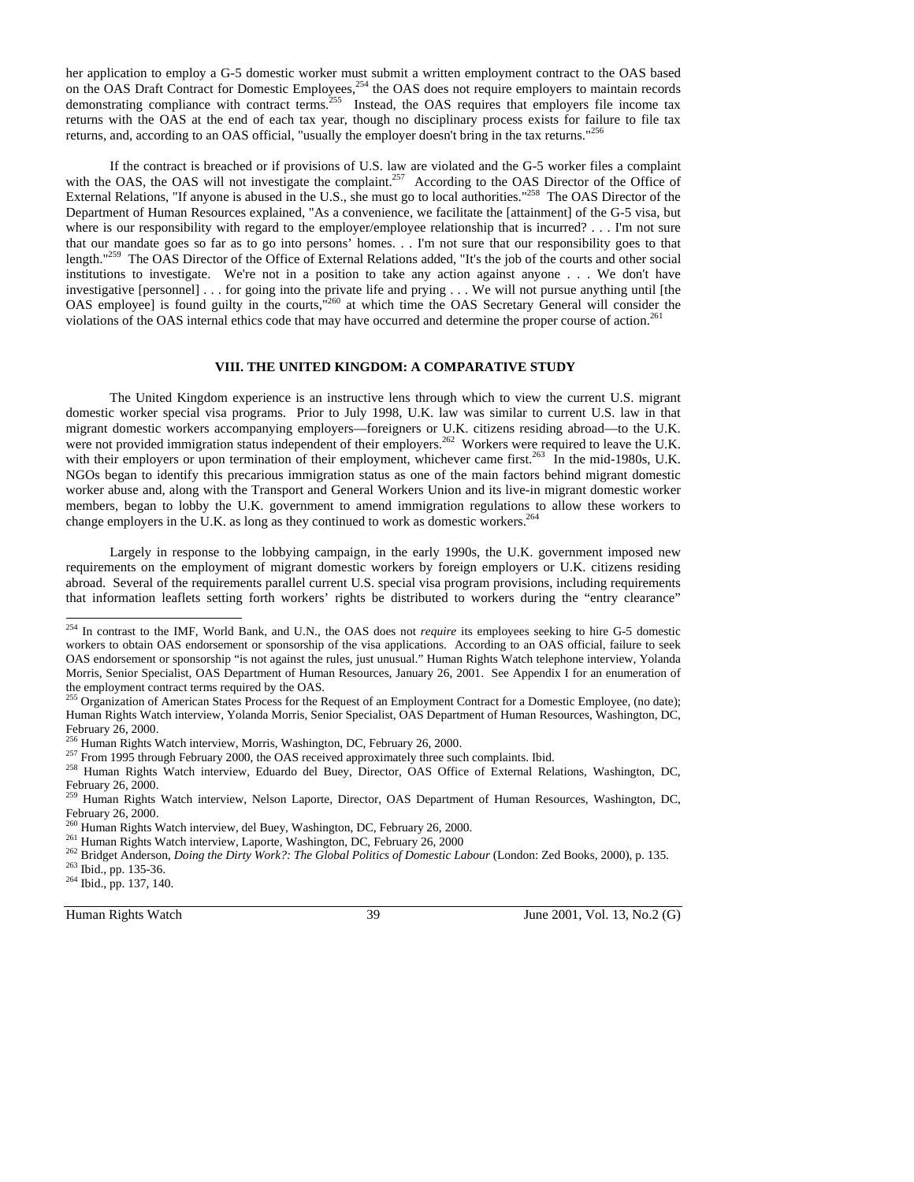her application to employ a G-5 domestic worker must submit a written employment contract to the OAS based on the OAS Draft Contract for Domestic Employees,[254] the OAS does not require employers to maintain records demonstrating compliance with contract terms.[255] Instead, the OAS requires that employers file income tax returns with the OAS at the end of each tax year, though no disciplinary process exists for failure to file tax returns, and, according to an OAS official, "usually the employer doesn't bring in the tax returns."[256]

If the contract is breached or if provisions of U.S. law are violated and the G-5 worker files a complaint with the OAS, the OAS will not investigate the complaint.[257] According to the OAS Director of the Office of External Relations, "If anyone is abused in the U.S., she must go to local authorities."[258] The OAS Director of the Department of Human Resources explained, "As a convenience, we facilitate the [attainment] of the G-5 visa, but where is our responsibility with regard to the employer/employee relationship that is incurred? . . . I'm not sure that our mandate goes so far as to go into persons' homes. . . I'm not sure that our responsibility goes to that length."[259] The OAS Director of the Office of External Relations added, "It's the job of the courts and other social institutions to investigate. We're not in a position to take any action against anyone . . . We don't have investigative [personnel] . . . for going into the private life and prying . . . We will not pursue anything until [the OAS employee] is found guilty in the courts,"[260] at which time the OAS Secretary General will consider the violations of the OAS internal ethics code that may have occurred and determine the proper course of action.[261]

## VIII. THE UNITED KINGDOM: A COMPARATIVE STUDY

The United Kingdom experience is an instructive lens through which to view the current U.S. migrant domestic worker special visa programs. Prior to July 1998, U.K. law was similar to current U.S. law in that migrant domestic workers accompanying employers—foreigners or U.K. citizens residing abroad—to the U.K. were not provided immigration status independent of their employers.[262] Workers were required to leave the U.K. with their employers or upon termination of their employment, whichever came first.[263] In the mid-1980s, U.K. NGOs began to identify this precarious immigration status as one of the main factors behind migrant domestic worker abuse and, along with the Transport and General Workers Union and its live-in migrant domestic worker members, began to lobby the U.K. government to amend immigration regulations to allow these workers to change employers in the U.K. as long as they continued to work as domestic workers.[264]

Largely in response to the lobbying campaign, in the early 1990s, the U.K. government imposed new requirements on the employment of migrant domestic workers by foreign employers or U.K. citizens residing abroad. Several of the requirements parallel current U.S. special visa program provisions, including requirements that information leaflets setting forth workers' rights be distributed to workers during the "entry clearance"

---

[254] In contrast to the IMF, World Bank, and U.N., the OAS does not *require* its employees seeking to hire G-5 domestic workers to obtain OAS endorsement or sponsorship of the visa applications. According to an OAS official, failure to seek OAS endorsement or sponsorship "is not against the rules, just unusual." Human Rights Watch telephone interview, Yolanda Morris, Senior Specialist, OAS Department of Human Resources, January 26, 2001. See Appendix I for an enumeration of the employment contract terms required by the OAS.

[255] Organization of American States Process for the Request of an Employment Contract for a Domestic Employee, (no date); Human Rights Watch interview, Yolanda Morris, Senior Specialist, OAS Department of Human Resources, Washington, DC, February 26, 2000.

[256] Human Rights Watch interview, Morris, Washington, DC, February 26, 2000.

[257] From 1995 through February 2000, the OAS received approximately three such complaints. Ibid.

[258] Human Rights Watch interview, Eduardo del Buey, Director, OAS Office of External Relations, Washington, DC, February 26, 2000.

[259] Human Rights Watch interview, Nelson Laporte, Director, OAS Department of Human Resources, Washington, DC, February 26, 2000.

[260] Human Rights Watch interview, del Buey, Washington, DC, February 26, 2000.

[261] Human Rights Watch interview, Laporte, Washington, DC, February 26, 2000

[262] Bridget Anderson, *Doing the Dirty Work?: The Global Politics of Domestic Labour* (London: Zed Books, 2000), p. 135.

[263] Ibid., pp. 135-36.

[264] Ibid., pp. 137, 140.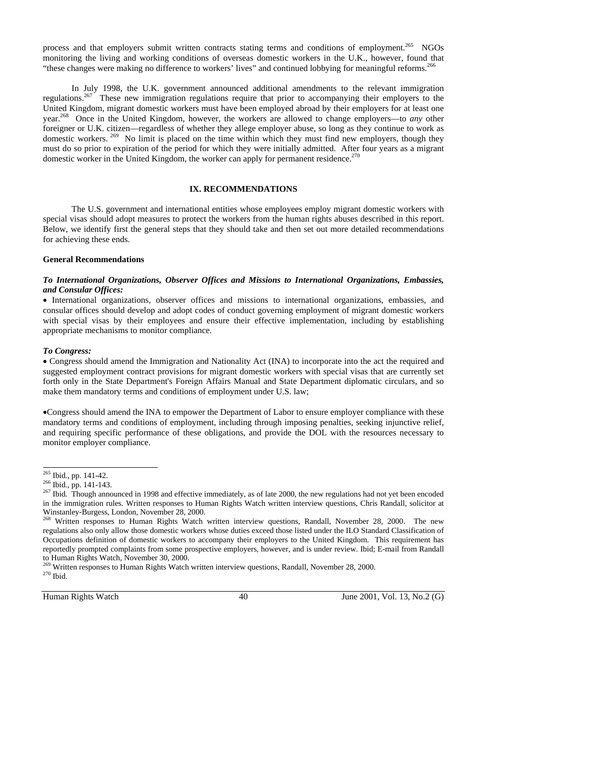process and that employers submit written contracts stating terms and conditions of employment.[265] NGOs monitoring the living and working conditions of overseas domestic workers in the U.K., however, found that "these changes were making no difference to workers' lives" and continued lobbying for meaningful reforms.[266]

In July 1998, the U.K. government announced additional amendments to the relevant immigration regulations.[267] These new immigration regulations require that prior to accompanying their employers to the United Kingdom, migrant domestic workers must have been employed abroad by their employers for at least one year.[268] Once in the United Kingdom, however, the workers are allowed to change employers—to *any* other foreigner or U.K. citizen—regardless of whether they allege employer abuse, so long as they continue to work as domestic workers.[269] No limit is placed on the time within which they must find new employers, though they must do so prior to expiration of the period for which they were initially admitted. After four years as a migrant domestic worker in the United Kingdom, the worker can apply for permanent residence.[270]

## IX. RECOMMENDATIONS

The U.S. government and international entities whose employees employ migrant domestic workers with special visas should adopt measures to protect the workers from the human rights abuses described in this report. Below, we identify first the general steps that they should take and then set out more detailed recommendations for achieving these ends.

### General Recommendations

***To International Organizations, Observer Offices and Missions to International Organizations, Embassies, and Consular Offices:***

- International organizations, observer offices and missions to international organizations, embassies, and consular offices should develop and adopt codes of conduct governing employment of migrant domestic workers with special visas by their employees and ensure their effective implementation, including by establishing appropriate mechanisms to monitor compliance.

***To Congress:***

- Congress should amend the Immigration and Nationality Act (INA) to incorporate into the act the required and suggested employment contract provisions for migrant domestic workers with special visas that are currently set forth only in the State Department's Foreign Affairs Manual and State Department diplomatic circulars, and so make them mandatory terms and conditions of employment under U.S. law;

- Congress should amend the INA to empower the Department of Labor to ensure employer compliance with these mandatory terms and conditions of employment, including through imposing penalties, seeking injunctive relief, and requiring specific performance of these obligations, and provide the DOL with the resources necessary to monitor employer compliance.

---

[265] Ibid., pp. 141-42.

[266] Ibid., pp. 141-143.

[267] Ibid. Though announced in 1998 and effective immediately, as of late 2000, the new regulations had not yet been encoded in the immigration rules. Written responses to Human Rights Watch written interview questions, Chris Randall, solicitor at Winstanley-Burgess, London, November 28, 2000.

[268] Written responses to Human Rights Watch written interview questions, Randall, November 28, 2000. The new regulations also only allow those domestic workers whose duties exceed those listed under the ILO Standard Classification of Occupations definition of domestic workers to accompany their employers to the United Kingdom. This requirement has reportedly prompted complaints from some prospective employers, however, and is under review. Ibid; E-mail from Randall to Human Rights Watch, November 30, 2000.

[269] Written responses to Human Rights Watch written interview questions, Randall, November 28, 2000.

[270] Ibid.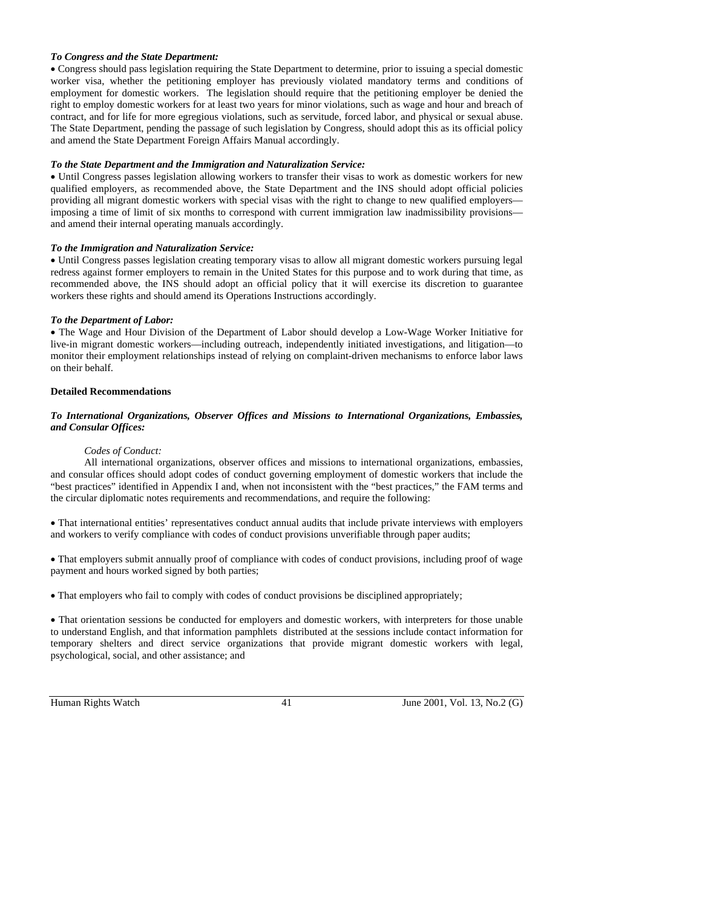***To Congress and the State Department:***

- Congress should pass legislation requiring the State Department to determine, prior to issuing a special domestic worker visa, whether the petitioning employer has previously violated mandatory terms and conditions of employment for domestic workers. The legislation should require that the petitioning employer be denied the right to employ domestic workers for at least two years for minor violations, such as wage and hour and breach of contract, and for life for more egregious violations, such as servitude, forced labor, and physical or sexual abuse. The State Department, pending the passage of such legislation by Congress, should adopt this as its official policy and amend the State Department Foreign Affairs Manual accordingly.

***To the State Department and the Immigration and Naturalization Service:***

- Until Congress passes legislation allowing workers to transfer their visas to work as domestic workers for new qualified employers, as recommended above, the State Department and the INS should adopt official policies providing all migrant domestic workers with special visas with the right to change to new qualified employers—imposing a time of limit of six months to correspond with current immigration law inadmissibility provisions—and amend their internal operating manuals accordingly.

***To the Immigration and Naturalization Service:***

- Until Congress passes legislation creating temporary visas to allow all migrant domestic workers pursuing legal redress against former employers to remain in the United States for this purpose and to work during that time, as recommended above, the INS should adopt an official policy that it will exercise its discretion to guarantee workers these rights and should amend its Operations Instructions accordingly.

***To the Department of Labor:***

- The Wage and Hour Division of the Department of Labor should develop a Low-Wage Worker Initiative for live-in migrant domestic workers—including outreach, independently initiated investigations, and litigation—to monitor their employment relationships instead of relying on complaint-driven mechanisms to enforce labor laws on their behalf.

**Detailed Recommendations**

***To International Organizations, Observer Offices and Missions to International Organizations, Embassies, and Consular Offices:***

*Codes of Conduct:*

All international organizations, observer offices and missions to international organizations, embassies, and consular offices should adopt codes of conduct governing employment of domestic workers that include the "best practices" identified in Appendix I and, when not inconsistent with the "best practices," the FAM terms and the circular diplomatic notes requirements and recommendations, and require the following:

- That international entities' representatives conduct annual audits that include private interviews with employers and workers to verify compliance with codes of conduct provisions unverifiable through paper audits;

- That employers submit annually proof of compliance with codes of conduct provisions, including proof of wage payment and hours worked signed by both parties;

- That employers who fail to comply with codes of conduct provisions be disciplined appropriately;

- That orientation sessions be conducted for employers and domestic workers, with interpreters for those unable to understand English, and that information pamphlets distributed at the sessions include contact information for temporary shelters and direct service organizations that provide migrant domestic workers with legal, psychological, social, and other assistance; and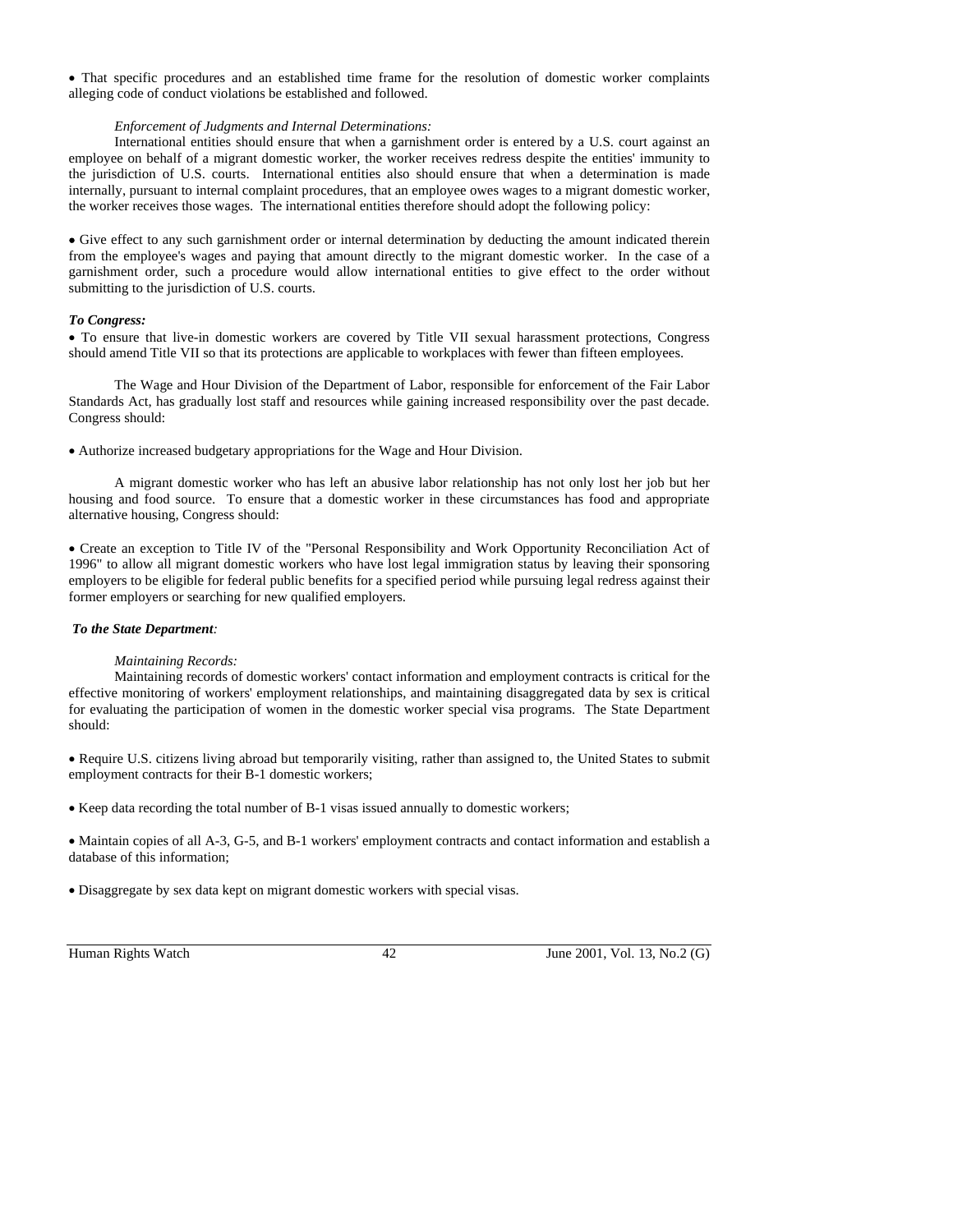- That specific procedures and an established time frame for the resolution of domestic worker complaints alleging code of conduct violations be established and followed.

*Enforcement of Judgments and Internal Determinations:*

International entities should ensure that when a garnishment order is entered by a U.S. court against an employee on behalf of a migrant domestic worker, the worker receives redress despite the entities' immunity to the jurisdiction of U.S. courts. International entities also should ensure that when a determination is made internally, pursuant to internal complaint procedures, that an employee owes wages to a migrant domestic worker, the worker receives those wages. The international entities therefore should adopt the following policy:

- Give effect to any such garnishment order or internal determination by deducting the amount indicated therein from the employee's wages and paying that amount directly to the migrant domestic worker. In the case of a garnishment order, such a procedure would allow international entities to give effect to the order without submitting to the jurisdiction of U.S. courts.

***To Congress:***

- To ensure that live-in domestic workers are covered by Title VII sexual harassment protections, Congress should amend Title VII so that its protections are applicable to workplaces with fewer than fifteen employees.

The Wage and Hour Division of the Department of Labor, responsible for enforcement of the Fair Labor Standards Act, has gradually lost staff and resources while gaining increased responsibility over the past decade. Congress should:

- Authorize increased budgetary appropriations for the Wage and Hour Division.

A migrant domestic worker who has left an abusive labor relationship has not only lost her job but her housing and food source. To ensure that a domestic worker in these circumstances has food and appropriate alternative housing, Congress should:

- Create an exception to Title IV of the "Personal Responsibility and Work Opportunity Reconciliation Act of 1996" to allow all migrant domestic workers who have lost legal immigration status by leaving their sponsoring employers to be eligible for federal public benefits for a specified period while pursuing legal redress against their former employers or searching for new qualified employers.

***To the State Department:***

*Maintaining Records:*

Maintaining records of domestic workers' contact information and employment contracts is critical for the effective monitoring of workers' employment relationships, and maintaining disaggregated data by sex is critical for evaluating the participation of women in the domestic worker special visa programs. The State Department should:

- Require U.S. citizens living abroad but temporarily visiting, rather than assigned to, the United States to submit employment contracts for their B-1 domestic workers;

- Keep data recording the total number of B-1 visas issued annually to domestic workers;

- Maintain copies of all A-3, G-5, and B-1 workers' employment contracts and contact information and establish a database of this information;

- Disaggregate by sex data kept on migrant domestic workers with special visas.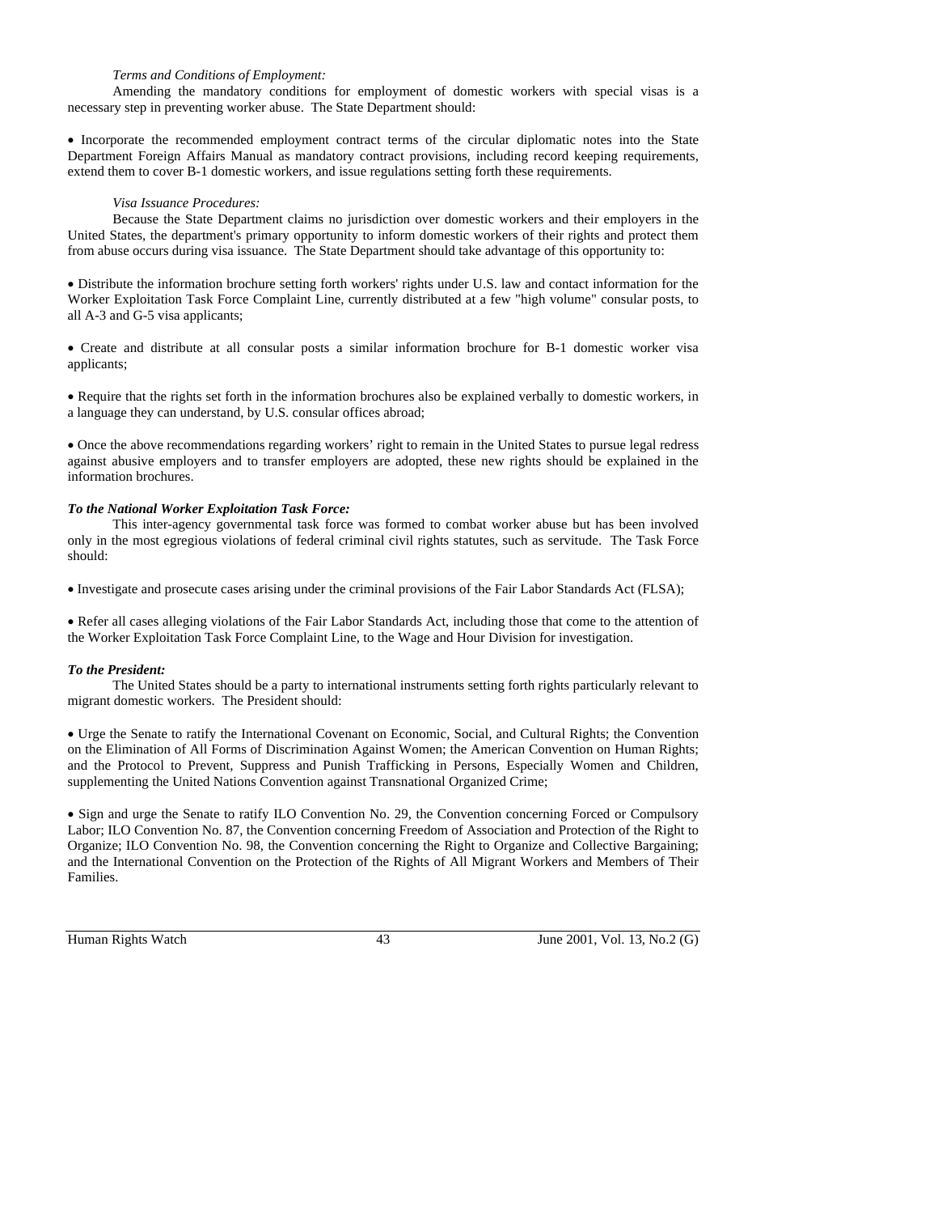*Terms and Conditions of Employment:*

Amending the mandatory conditions for employment of domestic workers with special visas is a necessary step in preventing worker abuse. The State Department should:

- Incorporate the recommended employment contract terms of the circular diplomatic notes into the State Department Foreign Affairs Manual as mandatory contract provisions, including record keeping requirements, extend them to cover B-1 domestic workers, and issue regulations setting forth these requirements.

*Visa Issuance Procedures:*

Because the State Department claims no jurisdiction over domestic workers and their employers in the United States, the department's primary opportunity to inform domestic workers of their rights and protect them from abuse occurs during visa issuance. The State Department should take advantage of this opportunity to:

- Distribute the information brochure setting forth workers' rights under U.S. law and contact information for the Worker Exploitation Task Force Complaint Line, currently distributed at a few "high volume" consular posts, to all A-3 and G-5 visa applicants;

- Create and distribute at all consular posts a similar information brochure for B-1 domestic worker visa applicants;

- Require that the rights set forth in the information brochures also be explained verbally to domestic workers, in a language they can understand, by U.S. consular offices abroad;

- Once the above recommendations regarding workers' right to remain in the United States to pursue legal redress against abusive employers and to transfer employers are adopted, these new rights should be explained in the information brochures.

***To the National Worker Exploitation Task Force:***

This inter-agency governmental task force was formed to combat worker abuse but has been involved only in the most egregious violations of federal criminal civil rights statutes, such as servitude. The Task Force should:

- Investigate and prosecute cases arising under the criminal provisions of the Fair Labor Standards Act (FLSA);

- Refer all cases alleging violations of the Fair Labor Standards Act, including those that come to the attention of the Worker Exploitation Task Force Complaint Line, to the Wage and Hour Division for investigation.

***To the President:***

The United States should be a party to international instruments setting forth rights particularly relevant to migrant domestic workers. The President should:

- Urge the Senate to ratify the International Covenant on Economic, Social, and Cultural Rights; the Convention on the Elimination of All Forms of Discrimination Against Women; the American Convention on Human Rights; and the Protocol to Prevent, Suppress and Punish Trafficking in Persons, Especially Women and Children, supplementing the United Nations Convention against Transnational Organized Crime;

- Sign and urge the Senate to ratify ILO Convention No. 29, the Convention concerning Forced or Compulsory Labor; ILO Convention No. 87, the Convention concerning Freedom of Association and Protection of the Right to Organize; ILO Convention No. 98, the Convention concerning the Right to Organize and Collective Bargaining; and the International Convention on the Protection of the Rights of All Migrant Workers and Members of Their Families.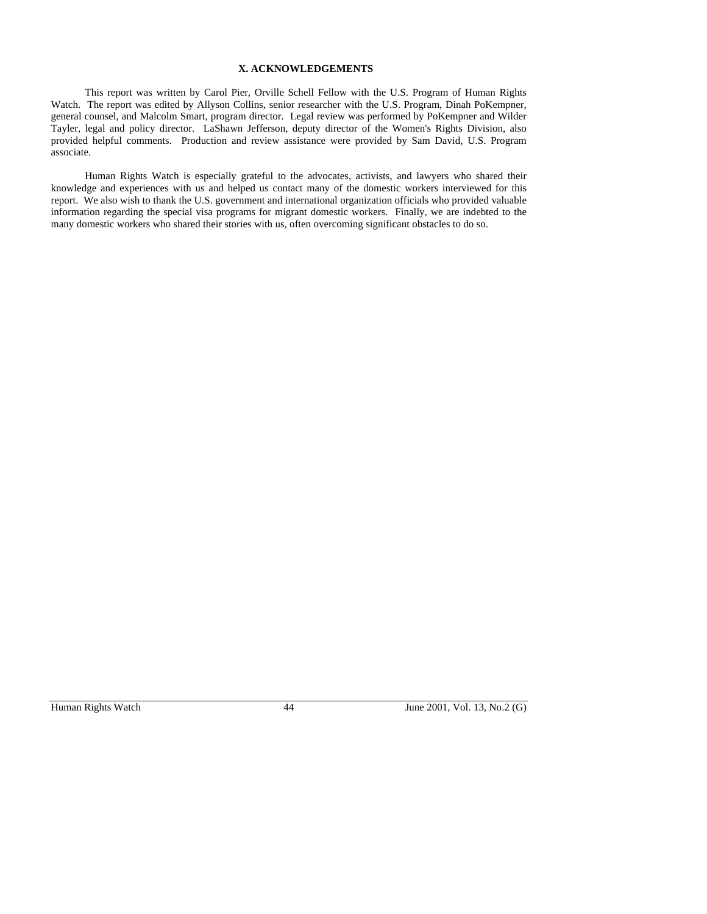## X. ACKNOWLEDGEMENTS

This report was written by Carol Pier, Orville Schell Fellow with the U.S. Program of Human Rights Watch. The report was edited by Allyson Collins, senior researcher with the U.S. Program, Dinah PoKempner, general counsel, and Malcolm Smart, program director. Legal review was performed by PoKempner and Wilder Tayler, legal and policy director. LaShawn Jefferson, deputy director of the Women's Rights Division, also provided helpful comments. Production and review assistance were provided by Sam David, U.S. Program associate.

Human Rights Watch is especially grateful to the advocates, activists, and lawyers who shared their knowledge and experiences with us and helped us contact many of the domestic workers interviewed for this report. We also wish to thank the U.S. government and international organization officials who provided valuable information regarding the special visa programs for migrant domestic workers. Finally, we are indebted to the many domestic workers who shared their stories with us, often overcoming significant obstacles to do so.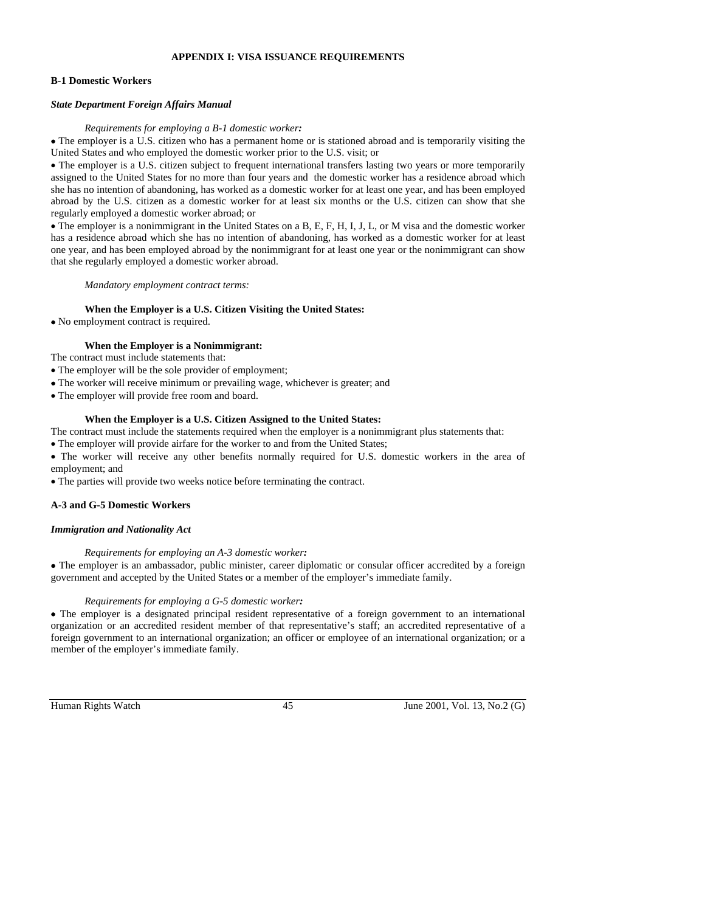## APPENDIX I: VISA ISSUANCE REQUIREMENTS

### B-1 Domestic Workers

***State Department Foreign Affairs Manual***

*Requirements for employing a B-1 domestic worker:*

- The employer is a U.S. citizen who has a permanent home or is stationed abroad and is temporarily visiting the United States and who employed the domestic worker prior to the U.S. visit; or
- The employer is a U.S. citizen subject to frequent international transfers lasting two years or more temporarily assigned to the United States for no more than four years and the domestic worker has a residence abroad which she has no intention of abandoning, has worked as a domestic worker for at least one year, and has been employed abroad by the U.S. citizen as a domestic worker for at least six months or the U.S. citizen can show that she regularly employed a domestic worker abroad; or
- The employer is a nonimmigrant in the United States on a B, E, F, H, I, J, L, or M visa and the domestic worker has a residence abroad which she has no intention of abandoning, has worked as a domestic worker for at least one year, and has been employed abroad by the nonimmigrant for at least one year or the nonimmigrant can show that she regularly employed a domestic worker abroad.

*Mandatory employment contract terms:*

**When the Employer is a U.S. Citizen Visiting the United States:**

- No employment contract is required.

**When the Employer is a Nonimmigrant:**

The contract must include statements that:

- The employer will be the sole provider of employment;
- The worker will receive minimum or prevailing wage, whichever is greater; and
- The employer will provide free room and board.

**When the Employer is a U.S. Citizen Assigned to the United States:**

The contract must include the statements required when the employer is a nonimmigrant plus statements that:

- The employer will provide airfare for the worker to and from the United States;
- The worker will receive any other benefits normally required for U.S. domestic workers in the area of employment; and
- The parties will provide two weeks notice before terminating the contract.

### A-3 and G-5 Domestic Workers

***Immigration and Nationality Act***

*Requirements for employing an A-3 domestic worker:*

- The employer is an ambassador, public minister, career diplomatic or consular officer accredited by a foreign government and accepted by the United States or a member of the employer's immediate family.

*Requirements for employing a G-5 domestic worker:*

- The employer is a designated principal resident representative of a foreign government to an international organization or an accredited resident member of that representative's staff; an accredited representative of a foreign government to an international organization; an officer or employee of an international organization; or a member of the employer's immediate family.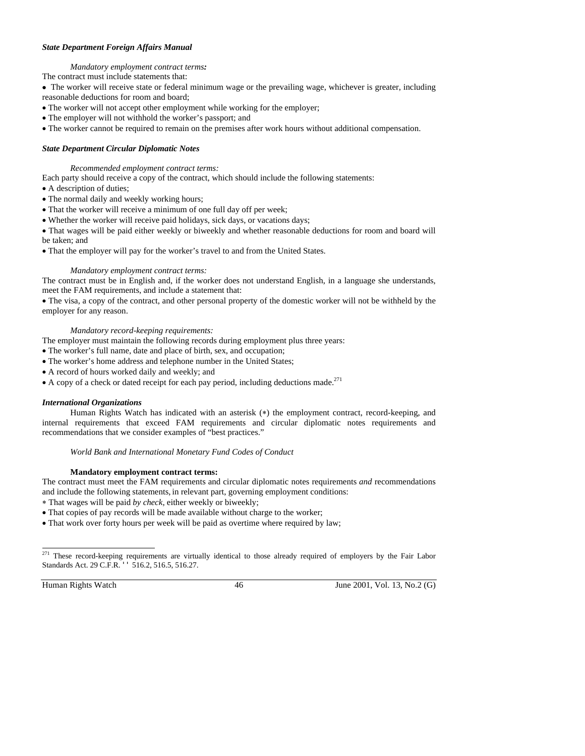***State Department Foreign Affairs Manual***

*Mandatory employment contract terms**:***

The contract must include statements that:

- The worker will receive state or federal minimum wage or the prevailing wage, whichever is greater, including reasonable deductions for room and board;
- The worker will not accept other employment while working for the employer;
- The employer will not withhold the worker's passport; and
- The worker cannot be required to remain on the premises after work hours without additional compensation.

***State Department Circular Diplomatic Notes***

*Recommended employment contract terms:*

Each party should receive a copy of the contract, which should include the following statements:

- A description of duties;
- The normal daily and weekly working hours;
- That the worker will receive a minimum of one full day off per week;
- Whether the worker will receive paid holidays, sick days, or vacations days;
- That wages will be paid either weekly or biweekly and whether reasonable deductions for room and board will be taken; and
- That the employer will pay for the worker's travel to and from the United States.

*Mandatory employment contract terms:*

The contract must be in English and, if the worker does not understand English, in a language she understands, meet the FAM requirements, and include a statement that:

- The visa, a copy of the contract, and other personal property of the domestic worker will not be withheld by the employer for any reason.

*Mandatory record-keeping requirements:*

The employer must maintain the following records during employment plus three years:

- The worker's full name, date and place of birth, sex, and occupation;
- The worker's home address and telephone number in the United States;
- A record of hours worked daily and weekly; and
- A copy of a check or dated receipt for each pay period, including deductions made.[271]

***International Organizations***

Human Rights Watch has indicated with an asterisk (∗) the employment contract, record-keeping, and internal requirements that exceed FAM requirements and circular diplomatic notes requirements and recommendations that we consider examples of "best practices."

*World Bank and International Monetary Fund Codes of Conduct*

**Mandatory employment contract terms:**

The contract must meet the FAM requirements and circular diplomatic notes requirements *and* recommendations and include the following statements, in relevant part, governing employment conditions:

∗ That wages will be paid *by check*, either weekly or biweekly;

- That copies of pay records will be made available without charge to the worker;
- That work over forty hours per week will be paid as overtime where required by law;

---

[271] These record-keeping requirements are virtually identical to those already required of employers by the Fair Labor Standards Act. 29 C.F.R. ' ' 516.2, 516.5, 516.27.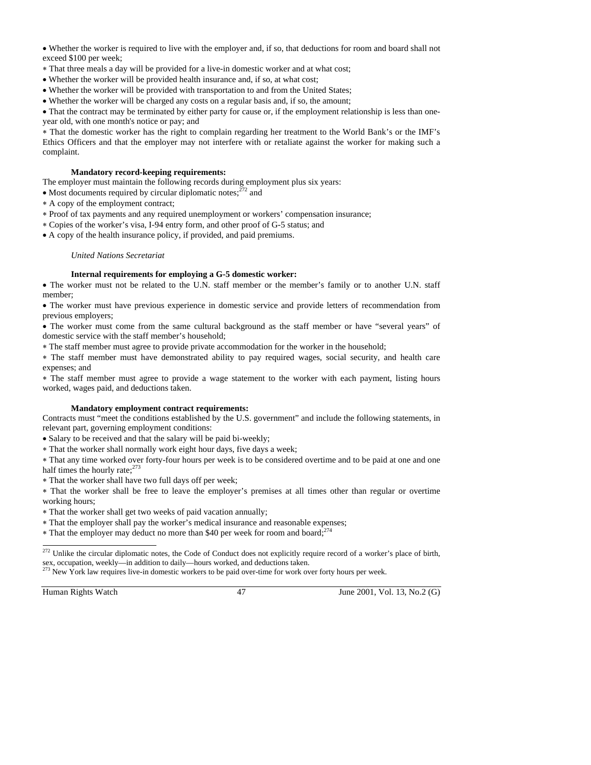- Whether the worker is required to live with the employer and, if so, that deductions for room and board shall not exceed $100 per week;
- ∗ That three meals a day will be provided for a live-in domestic worker and at what cost;
- Whether the worker will be provided health insurance and, if so, at what cost;
- Whether the worker will be provided with transportation to and from the United States;
- Whether the worker will be charged any costs on a regular basis and, if so, the amount;
- That the contract may be terminated by either party for cause or, if the employment relationship is less than one-year old, with one month's notice or pay; and
- ∗ That the domestic worker has the right to complain regarding her treatment to the World Bank's or the IMF's Ethics Officers and that the employer may not interfere with or retaliate against the worker for making such a complaint.

**Mandatory record-keeping requirements:**

The employer must maintain the following records during employment plus six years:

- Most documents required by circular diplomatic notes;[272] and
- ∗ A copy of the employment contract;
- ∗ Proof of tax payments and any required unemployment or workers' compensation insurance;
- ∗ Copies of the worker's visa, I-94 entry form, and other proof of G-5 status; and
- A copy of the health insurance policy, if provided, and paid premiums.

*United Nations Secretariat*

**Internal requirements for employing a G-5 domestic worker:**

- The worker must not be related to the U.N. staff member or the member's family or to another U.N. staff member;
- The worker must have previous experience in domestic service and provide letters of recommendation from previous employers;
- The worker must come from the same cultural background as the staff member or have "several years" of domestic service with the staff member's household;
- ∗ The staff member must agree to provide private accommodation for the worker in the household;
- ∗ The staff member must have demonstrated ability to pay required wages, social security, and health care expenses; and
- ∗ The staff member must agree to provide a wage statement to the worker with each payment, listing hours worked, wages paid, and deductions taken.

**Mandatory employment contract requirements:**

Contracts must "meet the conditions established by the U.S. government" and include the following statements, in relevant part, governing employment conditions:

- Salary to be received and that the salary will be paid bi-weekly;
- ∗ That the worker shall normally work eight hour days, five days a week;
- ∗ That any time worked over forty-four hours per week is to be considered overtime and to be paid at one and one half times the hourly rate;[273]
- ∗ That the worker shall have two full days off per week;
- ∗ That the worker shall be free to leave the employer's premises at all times other than regular or overtime working hours;
- ∗ That the worker shall get two weeks of paid vacation annually;
- ∗ That the employer shall pay the worker's medical insurance and reasonable expenses;
- ∗ That the employer may deduct no more than $40 per week for room and board;[274]

---

[272] Unlike the circular diplomatic notes, the Code of Conduct does not explicitly require record of a worker's place of birth, sex, occupation, weekly—in addition to daily—hours worked, and deductions taken.

[273] New York law requires live-in domestic workers to be paid over-time for work over forty hours per week.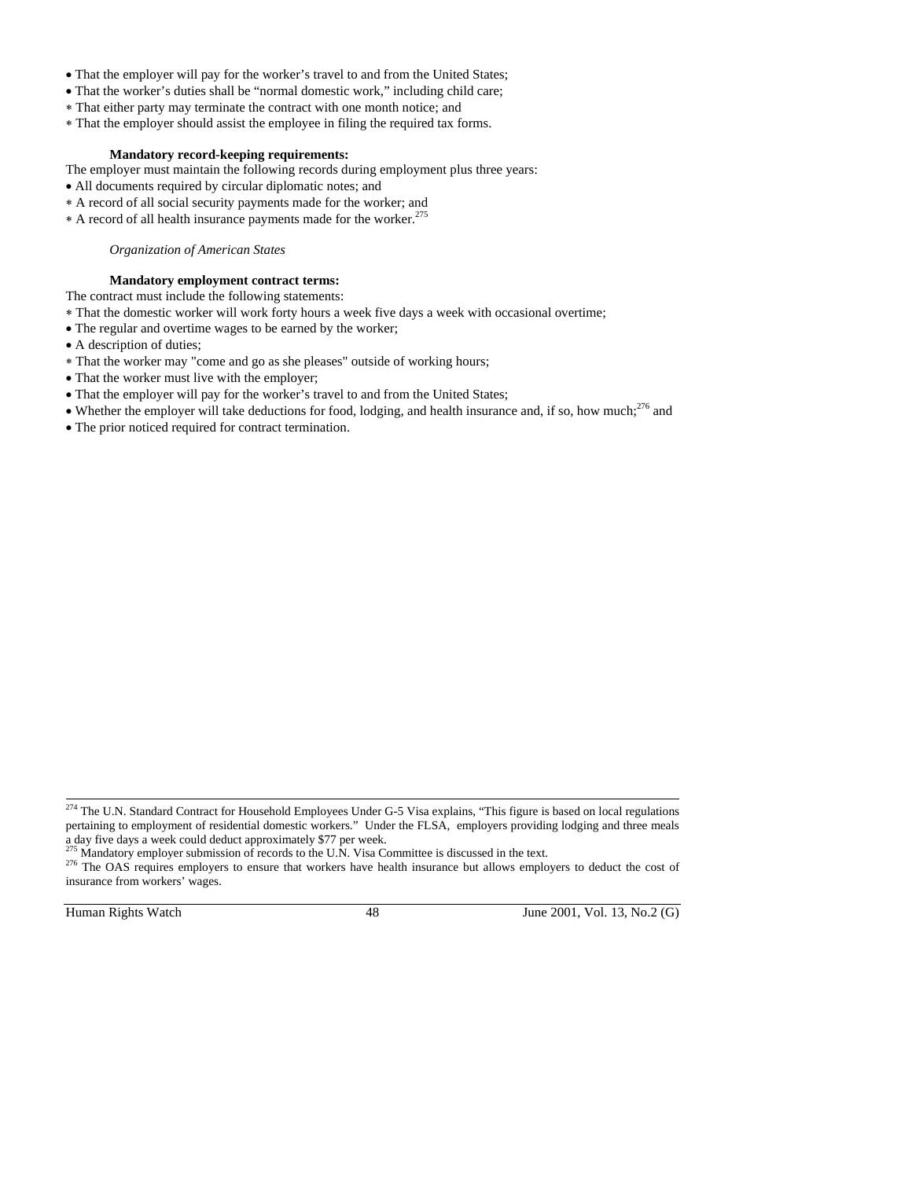- That the employer will pay for the worker's travel to and from the United States;
- That the worker's duties shall be "normal domestic work," including child care;
- ∗ That either party may terminate the contract with one month notice; and
- ∗ That the employer should assist the employee in filing the required tax forms.

**Mandatory record-keeping requirements:**

The employer must maintain the following records during employment plus three years:

- All documents required by circular diplomatic notes; and
- ∗ A record of all social security payments made for the worker; and
- ∗ A record of all health insurance payments made for the worker.[275]

*Organization of American States*

**Mandatory employment contract terms:**

The contract must include the following statements:

- ∗ That the domestic worker will work forty hours a week five days a week with occasional overtime;
- The regular and overtime wages to be earned by the worker;
- A description of duties;
- ∗ That the worker may "come and go as she pleases" outside of working hours;
- That the worker must live with the employer;
- That the employer will pay for the worker's travel to and from the United States;
- Whether the employer will take deductions for food, lodging, and health insurance and, if so, how much;[276] and
- The prior noticed required for contract termination.

---

[274] The U.N. Standard Contract for Household Employees Under G-5 Visa explains, "This figure is based on local regulations pertaining to employment of residential domestic workers." Under the FLSA, employers providing lodging and three meals a day five days a week could deduct approximately $77 per week.

[275] Mandatory employer submission of records to the U.N. Visa Committee is discussed in the text.

[276] The OAS requires employers to ensure that workers have health insurance but allows employers to deduct the cost of insurance from workers' wages.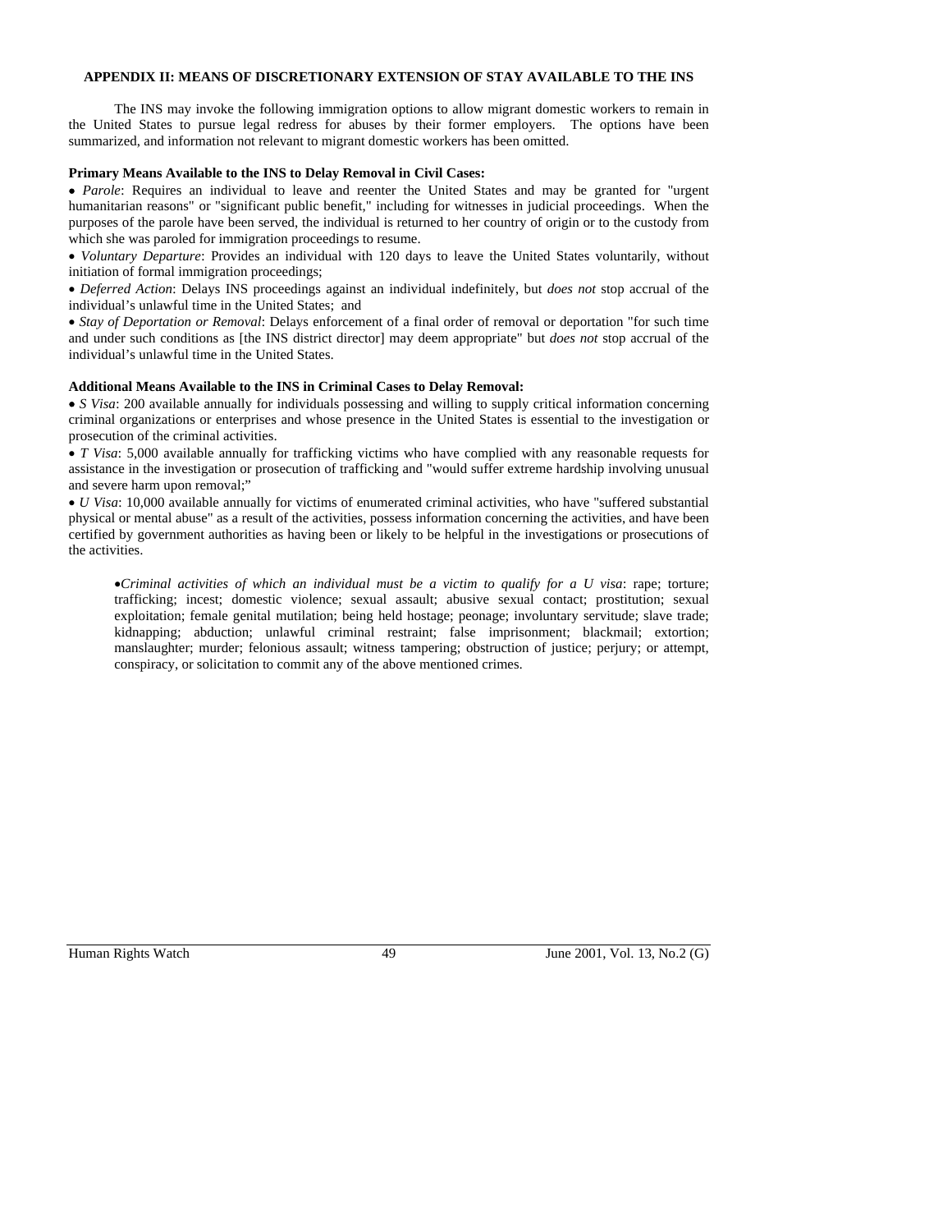## APPENDIX II: MEANS OF DISCRETIONARY EXTENSION OF STAY AVAILABLE TO THE INS

The INS may invoke the following immigration options to allow migrant domestic workers to remain in the United States to pursue legal redress for abuses by their former employers. The options have been summarized, and information not relevant to migrant domestic workers has been omitted.

**Primary Means Available to the INS to Delay Removal in Civil Cases:**

- *Parole*: Requires an individual to leave and reenter the United States and may be granted for "urgent humanitarian reasons" or "significant public benefit," including for witnesses in judicial proceedings. When the purposes of the parole have been served, the individual is returned to her country of origin or to the custody from which she was paroled for immigration proceedings to resume.
- *Voluntary Departure*: Provides an individual with 120 days to leave the United States voluntarily, without initiation of formal immigration proceedings;
- *Deferred Action*: Delays INS proceedings against an individual indefinitely, but *does not* stop accrual of the individual's unlawful time in the United States; and
- *Stay of Deportation or Removal*: Delays enforcement of a final order of removal or deportation "for such time and under such conditions as [the INS district director] may deem appropriate" but *does not* stop accrual of the individual's unlawful time in the United States.

**Additional Means Available to the INS in Criminal Cases to Delay Removal:**

- *S Visa*: 200 available annually for individuals possessing and willing to supply critical information concerning criminal organizations or enterprises and whose presence in the United States is essential to the investigation or prosecution of the criminal activities.
- *T Visa*: 5,000 available annually for trafficking victims who have complied with any reasonable requests for assistance in the investigation or prosecution of trafficking and "would suffer extreme hardship involving unusual and severe harm upon removal;"
- *U Visa*: 10,000 available annually for victims of enumerated criminal activities, who have "suffered substantial physical or mental abuse" as a result of the activities, possess information concerning the activities, and have been certified by government authorities as having been or likely to be helpful in the investigations or prosecutions of the activities.

  - *Criminal activities of which an individual must be a victim to qualify for a U visa*: rape; torture; trafficking; incest; domestic violence; sexual assault; abusive sexual contact; prostitution; sexual exploitation; female genital mutilation; being held hostage; peonage; involuntary servitude; slave trade; kidnapping; abduction; unlawful criminal restraint; false imprisonment; blackmail; extortion; manslaughter; murder; felonious assault; witness tampering; obstruction of justice; perjury; or attempt, conspiracy, or solicitation to commit any of the above mentioned crimes.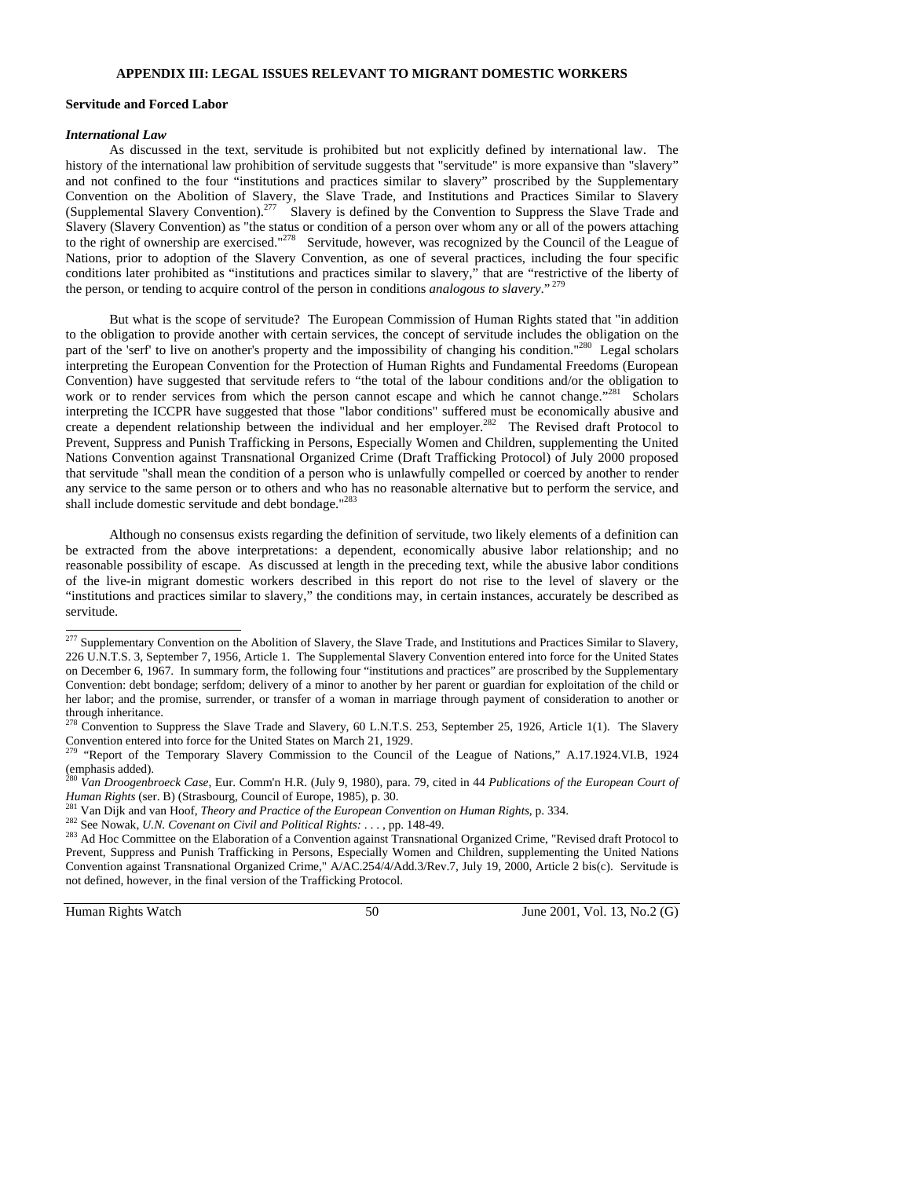## APPENDIX III: LEGAL ISSUES RELEVANT TO MIGRANT DOMESTIC WORKERS

### Servitude and Forced Labor

***International Law***

As discussed in the text, servitude is prohibited but not explicitly defined by international law. The history of the international law prohibition of servitude suggests that "servitude" is more expansive than "slavery" and not confined to the four "institutions and practices similar to slavery" proscribed by the Supplementary Convention on the Abolition of Slavery, the Slave Trade, and Institutions and Practices Similar to Slavery (Supplemental Slavery Convention).[277] Slavery is defined by the Convention to Suppress the Slave Trade and Slavery (Slavery Convention) as "the status or condition of a person over whom any or all of the powers attaching to the right of ownership are exercised."[278] Servitude, however, was recognized by the Council of the League of Nations, prior to adoption of the Slavery Convention, as one of several practices, including the four specific conditions later prohibited as "institutions and practices similar to slavery," that are "restrictive of the liberty of the person, or tending to acquire control of the person in conditions *analogous to slavery*."[279]

But what is the scope of servitude? The European Commission of Human Rights stated that "in addition to the obligation to provide another with certain services, the concept of servitude includes the obligation on the part of the 'serf' to live on another's property and the impossibility of changing his condition."[280] Legal scholars interpreting the European Convention for the Protection of Human Rights and Fundamental Freedoms (European Convention) have suggested that servitude refers to "the total of the labour conditions and/or the obligation to work or to render services from which the person cannot escape and which he cannot change."[281] Scholars interpreting the ICCPR have suggested that those "labor conditions" suffered must be economically abusive and create a dependent relationship between the individual and her employer.[282] The Revised draft Protocol to Prevent, Suppress and Punish Trafficking in Persons, Especially Women and Children, supplementing the United Nations Convention against Transnational Organized Crime (Draft Trafficking Protocol) of July 2000 proposed that servitude "shall mean the condition of a person who is unlawfully compelled or coerced by another to render any service to the same person or to others and who has no reasonable alternative but to perform the service, and shall include domestic servitude and debt bondage."[283]

Although no consensus exists regarding the definition of servitude, two likely elements of a definition can be extracted from the above interpretations: a dependent, economically abusive labor relationship; and no reasonable possibility of escape. As discussed at length in the preceding text, while the abusive labor conditions of the live-in migrant domestic workers described in this report do not rise to the level of slavery or the "institutions and practices similar to slavery," the conditions may, in certain instances, accurately be described as servitude.

---

[277] Supplementary Convention on the Abolition of Slavery, the Slave Trade, and Institutions and Practices Similar to Slavery, 226 U.N.T.S. 3, September 7, 1956, Article 1. The Supplemental Slavery Convention entered into force for the United States on December 6, 1967. In summary form, the following four "institutions and practices" are proscribed by the Supplementary Convention: debt bondage; serfdom; delivery of a minor to another by her parent or guardian for exploitation of the child or her labor; and the promise, surrender, or transfer of a woman in marriage through payment of consideration to another or through inheritance.

[278] Convention to Suppress the Slave Trade and Slavery, 60 L.N.T.S. 253, September 25, 1926, Article 1(1). The Slavery Convention entered into force for the United States on March 21, 1929.

[279] "Report of the Temporary Slavery Commission to the Council of the League of Nations," A.17.1924.VI.B, 1924 (emphasis added).

[280] *Van Droogenbroeck Case*, Eur. Comm'n H.R. (July 9, 1980), para. 79, cited in 44 *Publications of the European Court of Human Rights* (ser. B) (Strasbourg, Council of Europe, 1985), p. 30.

[281] Van Dijk and van Hoof, *Theory and Practice of the European Convention on Human Rights*, p. 334.

[282] See Nowak, *U.N. Covenant on Civil and Political Rights: . . .* , pp. 148-49.

[283] Ad Hoc Committee on the Elaboration of a Convention against Transnational Organized Crime, "Revised draft Protocol to Prevent, Suppress and Punish Trafficking in Persons, Especially Women and Children, supplementing the United Nations Convention against Transnational Organized Crime," A/AC.254/4/Add.3/Rev.7, July 19, 2000, Article 2 bis(c). Servitude is not defined, however, in the final version of the Trafficking Protocol.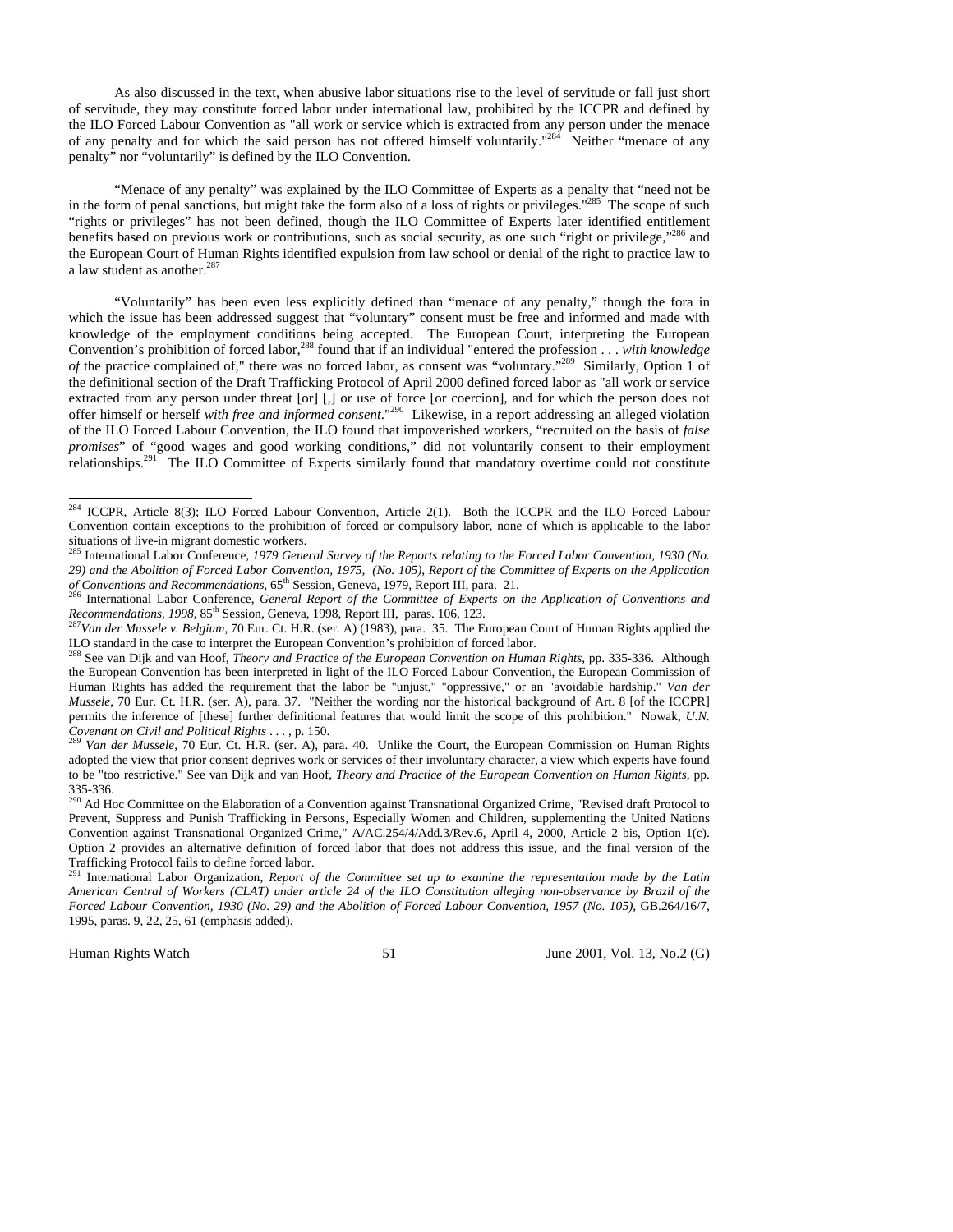As also discussed in the text, when abusive labor situations rise to the level of servitude or fall just short of servitude, they may constitute forced labor under international law, prohibited by the ICCPR and defined by the ILO Forced Labour Convention as "all work or service which is extracted from any person under the menace of any penalty and for which the said person has not offered himself voluntarily."[284] Neither "menace of any penalty" nor "voluntarily" is defined by the ILO Convention.

"Menace of any penalty" was explained by the ILO Committee of Experts as a penalty that "need not be in the form of penal sanctions, but might take the form also of a loss of rights or privileges."[285] The scope of such "rights or privileges" has not been defined, though the ILO Committee of Experts later identified entitlement benefits based on previous work or contributions, such as social security, as one such "right or privilege,"[286] and the European Court of Human Rights identified expulsion from law school or denial of the right to practice law to a law student as another.[287]

"Voluntarily" has been even less explicitly defined than "menace of any penalty," though the fora in which the issue has been addressed suggest that "voluntary" consent must be free and informed and made with knowledge of the employment conditions being accepted. The European Court, interpreting the European Convention's prohibition of forced labor,[288] found that if an individual "entered the profession . . . *with knowledge of* the practice complained of," there was no forced labor, as consent was "voluntary."[289] Similarly, Option 1 of the definitional section of the Draft Trafficking Protocol of April 2000 defined forced labor as "all work or service extracted from any person under threat [or] [,] or use of force [or coercion], and for which the person does not offer himself or herself *with free and informed consent*."[290] Likewise, in a report addressing an alleged violation of the ILO Forced Labour Convention, the ILO found that impoverished workers, "recruited on the basis of *false promises*" of "good wages and good working conditions," did not voluntarily consent to their employment relationships.[291] The ILO Committee of Experts similarly found that mandatory overtime could not constitute

---

[284] ICCPR, Article 8(3); ILO Forced Labour Convention, Article 2(1). Both the ICCPR and the ILO Forced Labour Convention contain exceptions to the prohibition of forced or compulsory labor, none of which is applicable to the labor situations of live-in migrant domestic workers.

[285] International Labor Conference, *1979 General Survey of the Reports relating to the Forced Labor Convention, 1930 (No. 29) and the Abolition of Forced Labor Convention, 1975, (No. 105), Report of the Committee of Experts on the Application of Conventions and Recommendations*, 65th Session, Geneva, 1979, Report III, para. 21.

[286] International Labor Conference, *General Report of the Committee of Experts on the Application of Conventions and Recommendations, 1998*, 85th Session, Geneva, 1998, Report III, paras. 106, 123.

[287] *Van der Mussele v. Belgium*, 70 Eur. Ct. H.R. (ser. A) (1983), para. 35. The European Court of Human Rights applied the ILO standard in the case to interpret the European Convention's prohibition of forced labor.

[288] See van Dijk and van Hoof, *Theory and Practice of the European Convention on Human Rights*, pp. 335-336. Although the European Convention has been interpreted in light of the ILO Forced Labour Convention, the European Commission of Human Rights has added the requirement that the labor be "unjust," "oppressive," or an "avoidable hardship." *Van der Mussele*, 70 Eur. Ct. H.R. (ser. A), para. 37. "Neither the wording nor the historical background of Art. 8 [of the ICCPR] permits the inference of [these] further definitional features that would limit the scope of this prohibition." Nowak, *U.N. Covenant on Civil and Political Rights . . .*, p. 150.

[289] *Van der Mussele*, 70 Eur. Ct. H.R. (ser. A), para. 40. Unlike the Court, the European Commission on Human Rights adopted the view that prior consent deprives work or services of their involuntary character, a view which experts have found to be "too restrictive." See van Dijk and van Hoof, *Theory and Practice of the European Convention on Human Rights*, pp. 335-336.

[290] Ad Hoc Committee on the Elaboration of a Convention against Transnational Organized Crime, "Revised draft Protocol to Prevent, Suppress and Punish Trafficking in Persons, Especially Women and Children, supplementing the United Nations Convention against Transnational Organized Crime," A/AC.254/4/Add.3/Rev.6, April 4, 2000, Article 2 bis, Option 1(c). Option 2 provides an alternative definition of forced labor that does not address this issue, and the final version of the Trafficking Protocol fails to define forced labor.

[291] International Labor Organization, *Report of the Committee set up to examine the representation made by the Latin American Central of Workers (CLAT) under article 24 of the ILO Constitution alleging non-observance by Brazil of the Forced Labour Convention, 1930 (No. 29) and the Abolition of Forced Labour Convention, 1957 (No. 105)*, GB.264/16/7, 1995, paras. 9, 22, 25, 61 (emphasis added).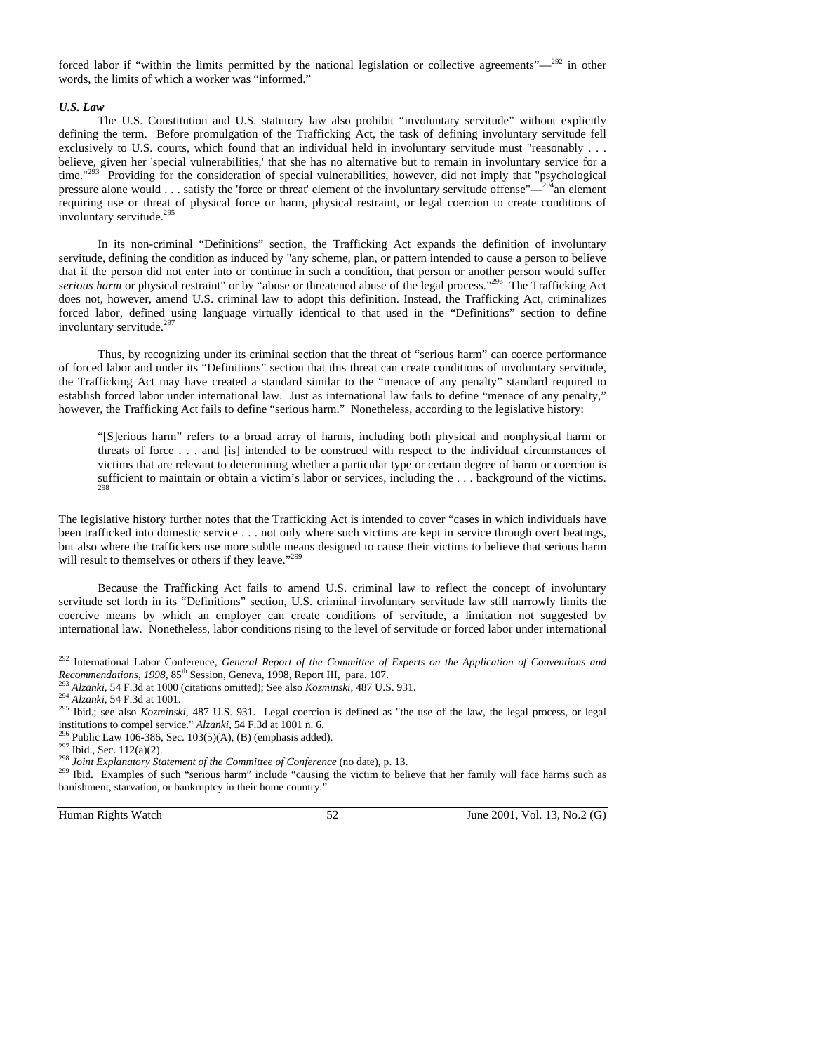forced labor if "within the limits permitted by the national legislation or collective agreements"—[292] in other words, the limits of which a worker was "informed."

***U.S. Law***

The U.S. Constitution and U.S. statutory law also prohibit "involuntary servitude" without explicitly defining the term. Before promulgation of the Trafficking Act, the task of defining involuntary servitude fell exclusively to U.S. courts, which found that an individual held in involuntary servitude must "reasonably . . . believe, given her 'special vulnerabilities,' that she has no alternative but to remain in involuntary service for a time."[293] Providing for the consideration of special vulnerabilities, however, did not imply that "psychological pressure alone would . . . satisfy the 'force or threat' element of the involuntary servitude offense"—[294]an element requiring use or threat of physical force or harm, physical restraint, or legal coercion to create conditions of involuntary servitude.[295]

In its non-criminal "Definitions" section, the Trafficking Act expands the definition of involuntary servitude, defining the condition as induced by "any scheme, plan, or pattern intended to cause a person to believe that if the person did not enter into or continue in such a condition, that person or another person would suffer *serious harm* or physical restraint" or by "abuse or threatened abuse of the legal process."[296] The Trafficking Act does not, however, amend U.S. criminal law to adopt this definition. Instead, the Trafficking Act, criminalizes forced labor, defined using language virtually identical to that used in the "Definitions" section to define involuntary servitude.[297]

Thus, by recognizing under its criminal section that the threat of "serious harm" can coerce performance of forced labor and under its "Definitions" section that this threat can create conditions of involuntary servitude, the Trafficking Act may have created a standard similar to the "menace of any penalty" standard required to establish forced labor under international law. Just as international law fails to define "menace of any penalty," however, the Trafficking Act fails to define "serious harm." Nonetheless, according to the legislative history:

> "[S]erious harm" refers to a broad array of harms, including both physical and nonphysical harm or threats of force . . . and [is] intended to be construed with respect to the individual circumstances of victims that are relevant to determining whether a particular type or certain degree of harm or coercion is sufficient to maintain or obtain a victim's labor or services, including the . . . background of the victims.[298]

The legislative history further notes that the Trafficking Act is intended to cover "cases in which individuals have been trafficked into domestic service . . . not only where such victims are kept in service through overt beatings, but also where the traffickers use more subtle means designed to cause their victims to believe that serious harm will result to themselves or others if they leave."[299]

Because the Trafficking Act fails to amend U.S. criminal law to reflect the concept of involuntary servitude set forth in its "Definitions" section, U.S. criminal involuntary servitude law still narrowly limits the coercive means by which an employer can create conditions of servitude, a limitation not suggested by international law. Nonetheless, labor conditions rising to the level of servitude or forced labor under international

---

[292] International Labor Conference, *General Report of the Committee of Experts on the Application of Conventions and Recommendations, 1998*, 85th Session, Geneva, 1998, Report III, para. 107.

[293] *Alzanki*, 54 F.3d at 1000 (citations omitted); See also *Kozminski*, 487 U.S. 931.

[294] *Alzanki*, 54 F.3d at 1001.

[295] Ibid.; see also *Kozminski*, 487 U.S. 931. Legal coercion is defined as "the use of the law, the legal process, or legal institutions to compel service." *Alzanki*, 54 F.3d at 1001 n. 6.

[296] Public Law 106-386, Sec. 103(5)(A), (B) (emphasis added).

[297] Ibid., Sec. 112(a)(2).

[298] *Joint Explanatory Statement of the Committee of Conference* (no date), p. 13.

[299] Ibid. Examples of such "serious harm" include "causing the victim to believe that her family will face harms such as banishment, starvation, or bankruptcy in their home country."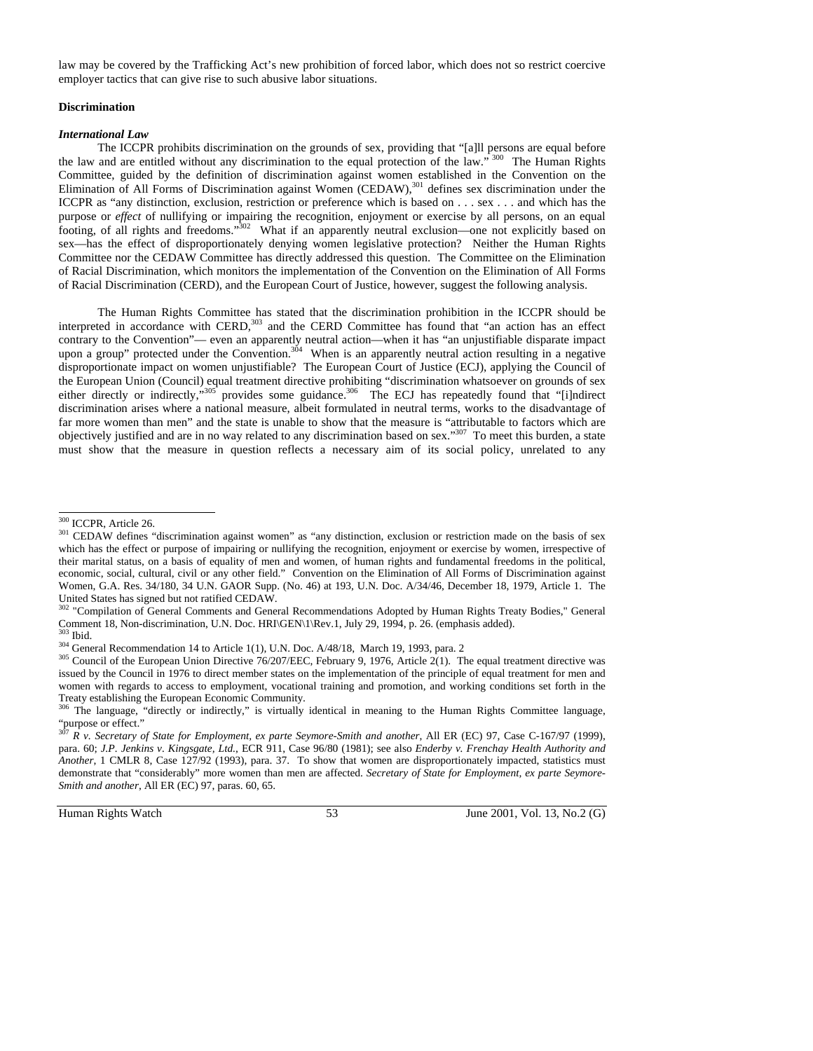law may be covered by the Trafficking Act's new prohibition of forced labor, which does not so restrict coercive employer tactics that can give rise to such abusive labor situations.

**Discrimination**

***International Law***

The ICCPR prohibits discrimination on the grounds of sex, providing that "[a]ll persons are equal before the law and are entitled without any discrimination to the equal protection of the law." [300] The Human Rights Committee, guided by the definition of discrimination against women established in the Convention on the Elimination of All Forms of Discrimination against Women (CEDAW),[301] defines sex discrimination under the ICCPR as "any distinction, exclusion, restriction or preference which is based on . . . sex . . . and which has the purpose or *effect* of nullifying or impairing the recognition, enjoyment or exercise by all persons, on an equal footing, of all rights and freedoms."[302] What if an apparently neutral exclusion—one not explicitly based on sex—has the effect of disproportionately denying women legislative protection? Neither the Human Rights Committee nor the CEDAW Committee has directly addressed this question. The Committee on the Elimination of Racial Discrimination, which monitors the implementation of the Convention on the Elimination of All Forms of Racial Discrimination (CERD), and the European Court of Justice, however, suggest the following analysis.

The Human Rights Committee has stated that the discrimination prohibition in the ICCPR should be interpreted in accordance with CERD,[303] and the CERD Committee has found that "an action has an effect contrary to the Convention"— even an apparently neutral action—when it has "an unjustifiable disparate impact upon a group" protected under the Convention.[304] When is an apparently neutral action resulting in a negative disproportionate impact on women unjustifiable? The European Court of Justice (ECJ), applying the Council of the European Union (Council) equal treatment directive prohibiting "discrimination whatsoever on grounds of sex either directly or indirectly,"[305] provides some guidance.[306] The ECJ has repeatedly found that "[i]ndirect discrimination arises where a national measure, albeit formulated in neutral terms, works to the disadvantage of far more women than men" and the state is unable to show that the measure is "attributable to factors which are objectively justified and are in no way related to any discrimination based on sex."[307] To meet this burden, a state must show that the measure in question reflects a necessary aim of its social policy, unrelated to any

---

[300] ICCPR, Article 26.

[301] CEDAW defines "discrimination against women" as "any distinction, exclusion or restriction made on the basis of sex which has the effect or purpose of impairing or nullifying the recognition, enjoyment or exercise by women, irrespective of their marital status, on a basis of equality of men and women, of human rights and fundamental freedoms in the political, economic, social, cultural, civil or any other field." Convention on the Elimination of All Forms of Discrimination against Women, G.A. Res. 34/180, 34 U.N. GAOR Supp. (No. 46) at 193, U.N. Doc. A/34/46, December 18, 1979, Article 1. The United States has signed but not ratified CEDAW.

[302] "Compilation of General Comments and General Recommendations Adopted by Human Rights Treaty Bodies," General Comment 18, Non-discrimination, U.N. Doc. HRI\GEN\1\Rev.1, July 29, 1994, p. 26. (emphasis added).

[303] Ibid.

[304] General Recommendation 14 to Article 1(1), U.N. Doc. A/48/18, March 19, 1993, para. 2

[305] Council of the European Union Directive 76/207/EEC, February 9, 1976, Article 2(1). The equal treatment directive was issued by the Council in 1976 to direct member states on the implementation of the principle of equal treatment for men and women with regards to access to employment, vocational training and promotion, and working conditions set forth in the Treaty establishing the European Economic Community.

[306] The language, "directly or indirectly," is virtually identical in meaning to the Human Rights Committee language, "purpose or effect."

[307] *R v. Secretary of State for Employment, ex parte Seymore-Smith and another*, All ER (EC) 97, Case C-167/97 (1999), para. 60; *J.P. Jenkins v. Kingsgate, Ltd.*, ECR 911, Case 96/80 (1981); see also *Enderby v. Frenchay Health Authority and Another*, 1 CMLR 8, Case 127/92 (1993), para. 37. To show that women are disproportionately impacted, statistics must demonstrate that "considerably" more women than men are affected. *Secretary of State for Employment, ex parte Seymore-Smith and another*, All ER (EC) 97, paras. 60, 65.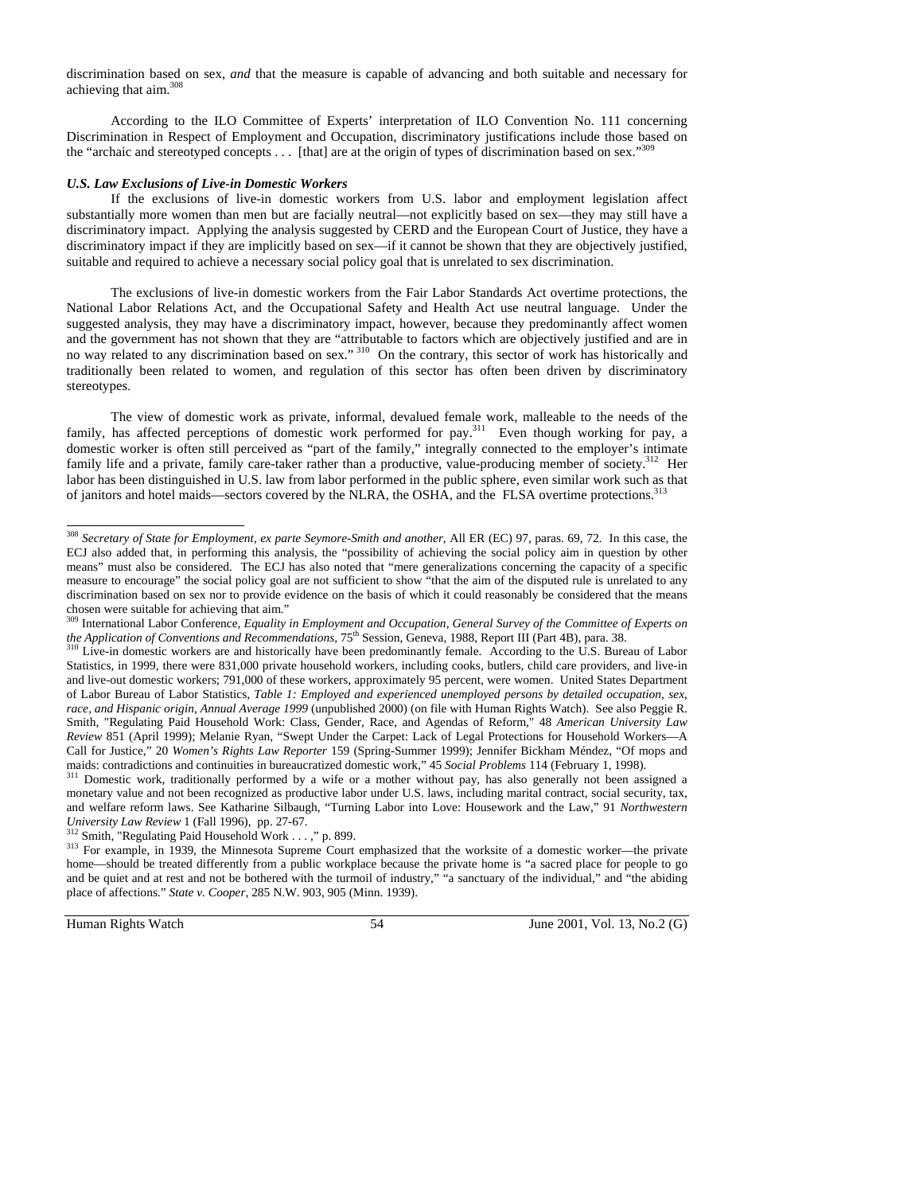discrimination based on sex, *and* that the measure is capable of advancing and both suitable and necessary for achieving that aim.[308]

According to the ILO Committee of Experts' interpretation of ILO Convention No. 111 concerning Discrimination in Respect of Employment and Occupation, discriminatory justifications include those based on the "archaic and stereotyped concepts . . . [that] are at the origin of types of discrimination based on sex."[309]

***U.S. Law Exclusions of Live-in Domestic Workers***

If the exclusions of live-in domestic workers from U.S. labor and employment legislation affect substantially more women than men but are facially neutral—not explicitly based on sex—they may still have a discriminatory impact. Applying the analysis suggested by CERD and the European Court of Justice, they have a discriminatory impact if they are implicitly based on sex—if it cannot be shown that they are objectively justified, suitable and required to achieve a necessary social policy goal that is unrelated to sex discrimination.

The exclusions of live-in domestic workers from the Fair Labor Standards Act overtime protections, the National Labor Relations Act, and the Occupational Safety and Health Act use neutral language. Under the suggested analysis, they may have a discriminatory impact, however, because they predominantly affect women and the government has not shown that they are "attributable to factors which are objectively justified and are in no way related to any discrimination based on sex." [310] On the contrary, this sector of work has historically and traditionally been related to women, and regulation of this sector has often been driven by discriminatory stereotypes.

The view of domestic work as private, informal, devalued female work, malleable to the needs of the family, has affected perceptions of domestic work performed for pay.[311] Even though working for pay, a domestic worker is often still perceived as "part of the family," integrally connected to the employer's intimate family life and a private, family care-taker rather than a productive, value-producing member of society.[312] Her labor has been distinguished in U.S. law from labor performed in the public sphere, even similar work such as that of janitors and hotel maids—sectors covered by the NLRA, the OSHA, and the FLSA overtime protections.[313]

---

[308] *Secretary of State for Employment, ex parte Seymore-Smith and another*, All ER (EC) 97, paras. 69, 72. In this case, the ECJ also added that, in performing this analysis, the "possibility of achieving the social policy aim in question by other means" must also be considered. The ECJ has also noted that "mere generalizations concerning the capacity of a specific measure to encourage" the social policy goal are not sufficient to show "that the aim of the disputed rule is unrelated to any discrimination based on sex nor to provide evidence on the basis of which it could reasonably be considered that the means chosen were suitable for achieving that aim."

[309] International Labor Conference, *Equality in Employment and Occupation, General Survey of the Committee of Experts on the Application of Conventions and Recommendations*, 75th Session, Geneva, 1988, Report III (Part 4B), para. 38.

[310] Live-in domestic workers are and historically have been predominantly female. According to the U.S. Bureau of Labor Statistics, in 1999, there were 831,000 private household workers, including cooks, butlers, child care providers, and live-in and live-out domestic workers; 791,000 of these workers, approximately 95 percent, were women. United States Department of Labor Bureau of Labor Statistics, *Table 1: Employed and experienced unemployed persons by detailed occupation, sex, race, and Hispanic origin, Annual Average 1999* (unpublished 2000) (on file with Human Rights Watch). See also Peggie R. Smith, "Regulating Paid Household Work: Class, Gender, Race, and Agendas of Reform," 48 *American University Law Review* 851 (April 1999); Melanie Ryan, "Swept Under the Carpet: Lack of Legal Protections for Household Workers—A Call for Justice," 20 *Women's Rights Law Reporter* 159 (Spring-Summer 1999); Jennifer Bickham Méndez, "Of mops and maids: contradictions and continuities in bureaucratized domestic work," 45 *Social Problems* 114 (February 1, 1998).

[311] Domestic work, traditionally performed by a wife or a mother without pay, has also generally not been assigned a monetary value and not been recognized as productive labor under U.S. laws, including marital contract, social security, tax, and welfare reform laws. See Katharine Silbaugh, "Turning Labor into Love: Housework and the Law," 91 *Northwestern University Law Review* 1 (Fall 1996), pp. 27-67.

[312] Smith, "Regulating Paid Household Work . . . ," p. 899.

[313] For example, in 1939, the Minnesota Supreme Court emphasized that the worksite of a domestic worker—the private home—should be treated differently from a public workplace because the private home is "a sacred place for people to go and be quiet and at rest and not be bothered with the turmoil of industry," "a sanctuary of the individual," and "the abiding place of affections." *State v. Cooper*, 285 N.W. 903, 905 (Minn. 1939).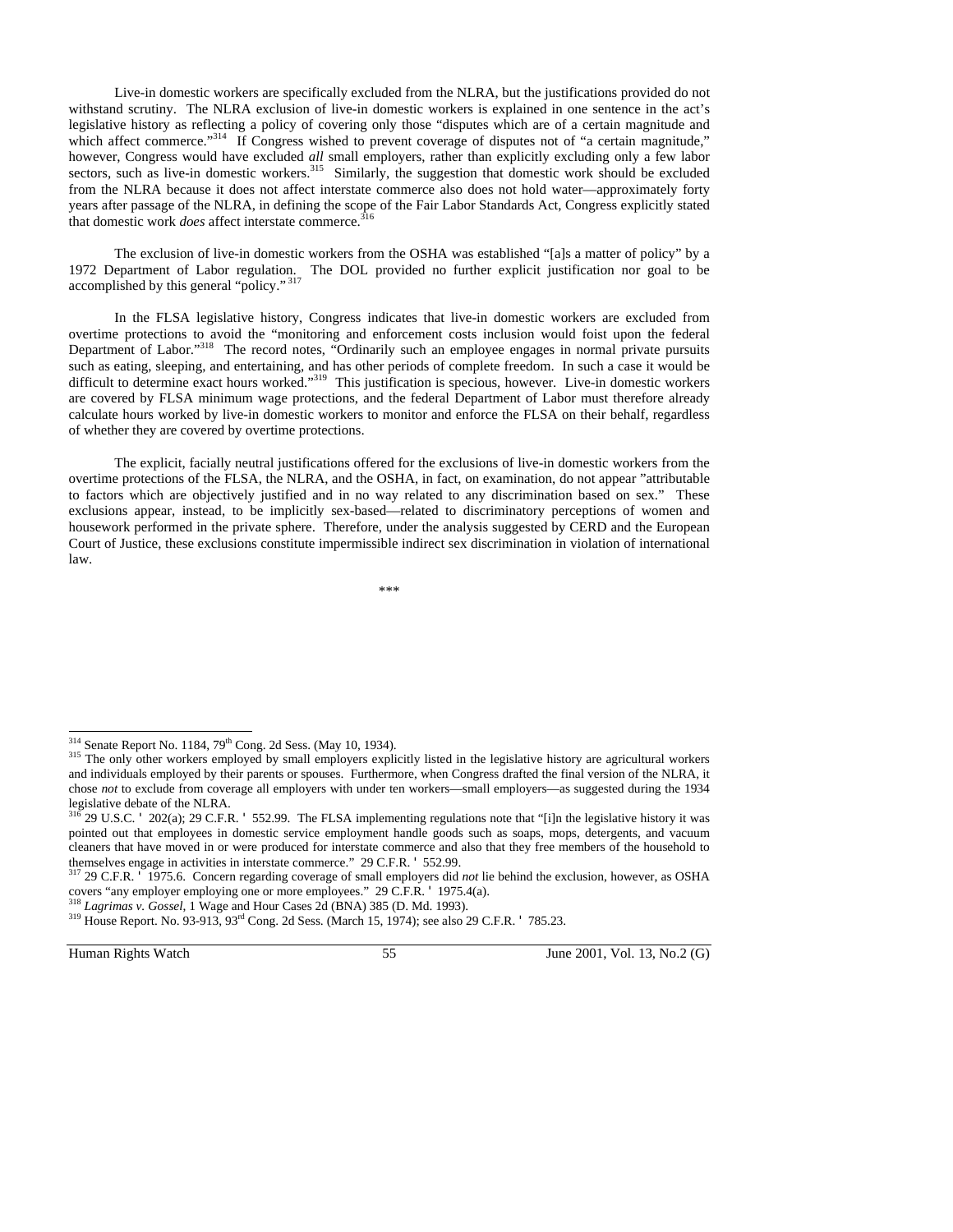Live-in domestic workers are specifically excluded from the NLRA, but the justifications provided do not withstand scrutiny. The NLRA exclusion of live-in domestic workers is explained in one sentence in the act's legislative history as reflecting a policy of covering only those "disputes which are of a certain magnitude and which affect commerce."[314] If Congress wished to prevent coverage of disputes not of "a certain magnitude," however, Congress would have excluded *all* small employers, rather than explicitly excluding only a few labor sectors, such as live-in domestic workers.[315] Similarly, the suggestion that domestic work should be excluded from the NLRA because it does not affect interstate commerce also does not hold water—approximately forty years after passage of the NLRA, in defining the scope of the Fair Labor Standards Act, Congress explicitly stated that domestic work *does* affect interstate commerce.[316]

The exclusion of live-in domestic workers from the OSHA was established "[a]s a matter of policy" by a 1972 Department of Labor regulation. The DOL provided no further explicit justification nor goal to be accomplished by this general "policy."[317]

In the FLSA legislative history, Congress indicates that live-in domestic workers are excluded from overtime protections to avoid the "monitoring and enforcement costs inclusion would foist upon the federal Department of Labor."[318] The record notes, "Ordinarily such an employee engages in normal private pursuits such as eating, sleeping, and entertaining, and has other periods of complete freedom. In such a case it would be difficult to determine exact hours worked."[319] This justification is specious, however. Live-in domestic workers are covered by FLSA minimum wage protections, and the federal Department of Labor must therefore already calculate hours worked by live-in domestic workers to monitor and enforce the FLSA on their behalf, regardless of whether they are covered by overtime protections.

The explicit, facially neutral justifications offered for the exclusions of live-in domestic workers from the overtime protections of the FLSA, the NLRA, and the OSHA, in fact, on examination, do not appear "attributable to factors which are objectively justified and in no way related to any discrimination based on sex." These exclusions appear, instead, to be implicitly sex-based—related to discriminatory perceptions of women and housework performed in the private sphere. Therefore, under the analysis suggested by CERD and the European Court of Justice, these exclusions constitute impermissible indirect sex discrimination in violation of international law.

\*\*\*

---

[314] Senate Report No. 1184, 79th Cong. 2d Sess. (May 10, 1934).

[315] The only other workers employed by small employers explicitly listed in the legislative history are agricultural workers and individuals employed by their parents or spouses. Furthermore, when Congress drafted the final version of the NLRA, it chose *not* to exclude from coverage all employers with under ten workers—small employers—as suggested during the 1934 legislative debate of the NLRA.

[316] 29 U.S.C. § 202(a); 29 C.F.R. § 552.99. The FLSA implementing regulations note that "[i]n the legislative history it was pointed out that employees in domestic service employment handle goods such as soaps, mops, detergents, and vacuum cleaners that have moved in or were produced for interstate commerce and also that they free members of the household to themselves engage in activities in interstate commerce." 29 C.F.R. § 552.99.

[317] 29 C.F.R. § 1975.6. Concern regarding coverage of small employers did *not* lie behind the exclusion, however, as OSHA covers "any employer employing one or more employees." 29 C.F.R. § 1975.4(a).

[318] *Lagrimas v. Gossel*, 1 Wage and Hour Cases 2d (BNA) 385 (D. Md. 1993).

[319] House Report. No. 93-913, 93rd Cong. 2d Sess. (March 15, 1974); see also 29 C.F.R. § 785.23.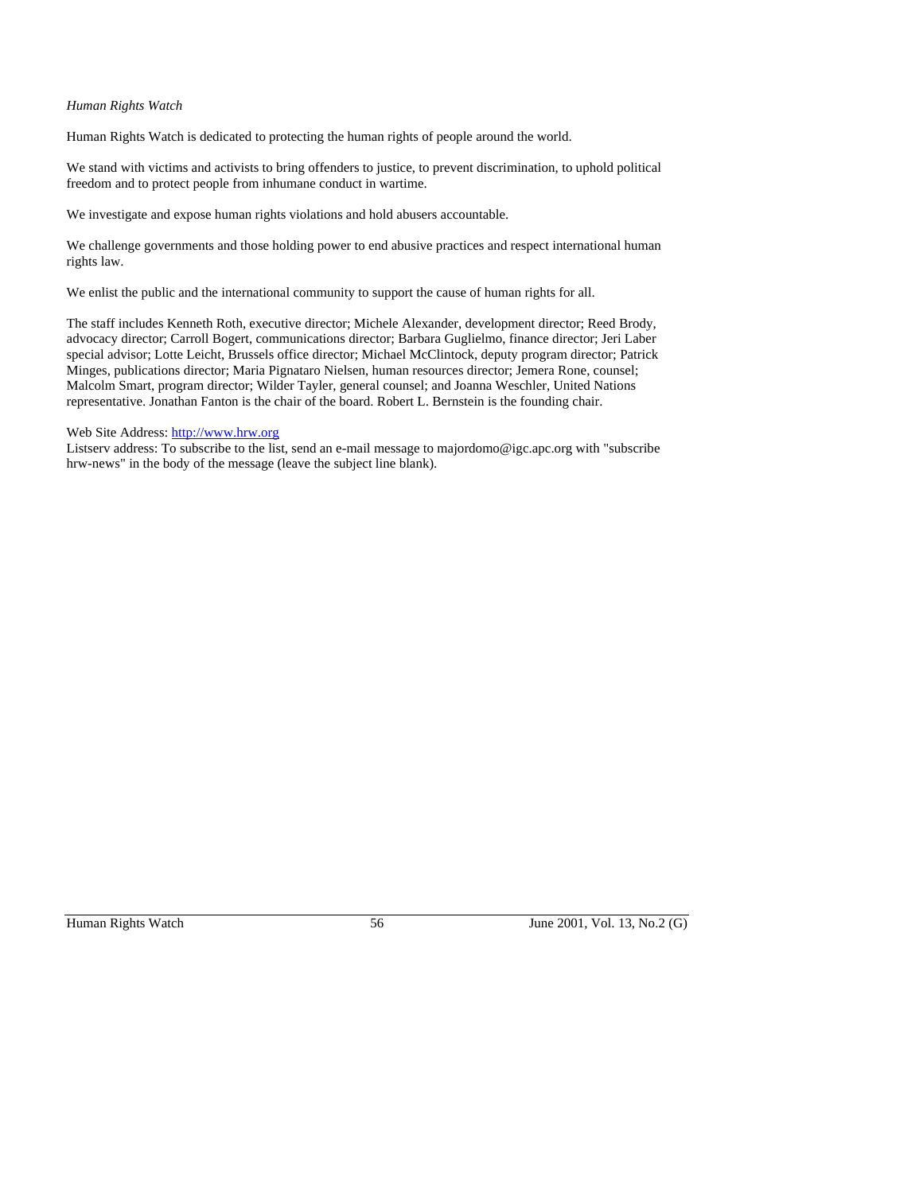*Human Rights Watch*

Human Rights Watch is dedicated to protecting the human rights of people around the world.

We stand with victims and activists to bring offenders to justice, to prevent discrimination, to uphold political freedom and to protect people from inhumane conduct in wartime.

We investigate and expose human rights violations and hold abusers accountable.

We challenge governments and those holding power to end abusive practices and respect international human rights law.

We enlist the public and the international community to support the cause of human rights for all.

The staff includes Kenneth Roth, executive director; Michele Alexander, development director; Reed Brody, advocacy director; Carroll Bogert, communications director; Barbara Guglielmo, finance director; Jeri Laber special advisor; Lotte Leicht, Brussels office director; Michael McClintock, deputy program director; Patrick Minges, publications director; Maria Pignataro Nielsen, human resources director; Jemera Rone, counsel; Malcolm Smart, program director; Wilder Tayler, general counsel; and Joanna Weschler, United Nations representative. Jonathan Fanton is the chair of the board. Robert L. Bernstein is the founding chair.

Web Site Address: http://www.hrw.org
Listserv address: To subscribe to the list, send an e-mail message to majordomo@igc.apc.org with "subscribe hrw-news" in the body of the message (leave the subject line blank).